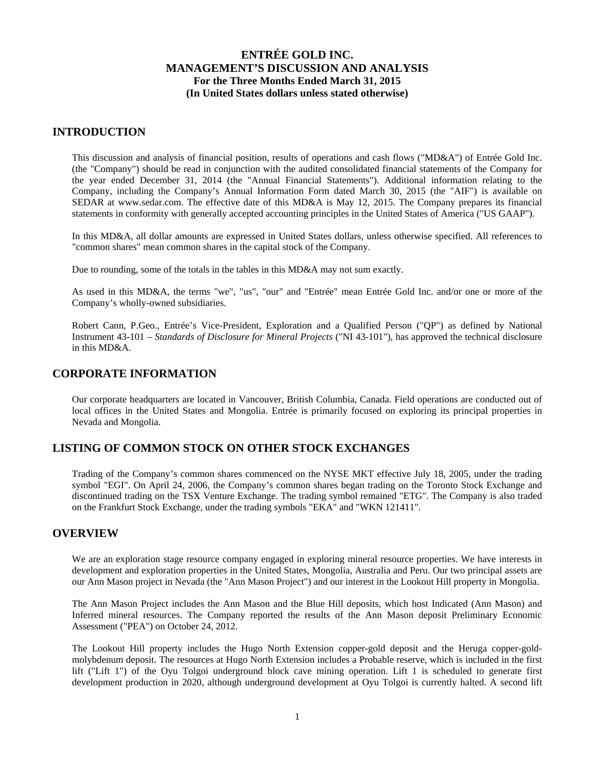# ENTRÉE GOLD INC.
# MANAGEMENT'S DISCUSSION AND ANALYSIS
### For the Three Months Ended March 31, 2015
### (In United States dollars unless stated otherwise)

## INTRODUCTION

This discussion and analysis of financial position, results of operations and cash flows ("MD&A") of Entrée Gold Inc. (the "Company") should be read in conjunction with the audited consolidated financial statements of the Company for the year ended December 31, 2014 (the "Annual Financial Statements"). Additional information relating to the Company, including the Company's Annual Information Form dated March 30, 2015 (the "AIF") is available on SEDAR at www.sedar.com. The effective date of this MD&A is May 12, 2015. The Company prepares its financial statements in conformity with generally accepted accounting principles in the United States of America ("US GAAP").

In this MD&A, all dollar amounts are expressed in United States dollars, unless otherwise specified. All references to "common shares" mean common shares in the capital stock of the Company.

Due to rounding, some of the totals in the tables in this MD&A may not sum exactly.

As used in this MD&A, the terms "we", "us", "our" and "Entrée" mean Entrée Gold Inc. and/or one or more of the Company's wholly-owned subsidiaries.

Robert Cann, P.Geo., Entrée's Vice-President, Exploration and a Qualified Person ("QP") as defined by National Instrument 43-101 – *Standards of Disclosure for Mineral Projects* ("NI 43-101"), has approved the technical disclosure in this MD&A.

## CORPORATE INFORMATION

Our corporate headquarters are located in Vancouver, British Columbia, Canada. Field operations are conducted out of local offices in the United States and Mongolia. Entrée is primarily focused on exploring its principal properties in Nevada and Mongolia.

## LISTING OF COMMON STOCK ON OTHER STOCK EXCHANGES

Trading of the Company's common shares commenced on the NYSE MKT effective July 18, 2005, under the trading symbol "EGI". On April 24, 2006, the Company's common shares began trading on the Toronto Stock Exchange and discontinued trading on the TSX Venture Exchange. The trading symbol remained "ETG". The Company is also traded on the Frankfurt Stock Exchange, under the trading symbols "EKA" and "WKN 121411".

## OVERVIEW

We are an exploration stage resource company engaged in exploring mineral resource properties. We have interests in development and exploration properties in the United States, Mongolia, Australia and Peru. Our two principal assets are our Ann Mason project in Nevada (the "Ann Mason Project") and our interest in the Lookout Hill property in Mongolia.

The Ann Mason Project includes the Ann Mason and the Blue Hill deposits, which host Indicated (Ann Mason) and Inferred mineral resources. The Company reported the results of the Ann Mason deposit Preliminary Economic Assessment ("PEA") on October 24, 2012.

The Lookout Hill property includes the Hugo North Extension copper-gold deposit and the Heruga copper-gold-molybdenum deposit. The resources at Hugo North Extension includes a Probable reserve, which is included in the first lift ("Lift 1") of the Oyu Tolgoi underground block cave mining operation. Lift 1 is scheduled to generate first development production in 2020, although underground development at Oyu Tolgoi is currently halted. A second lift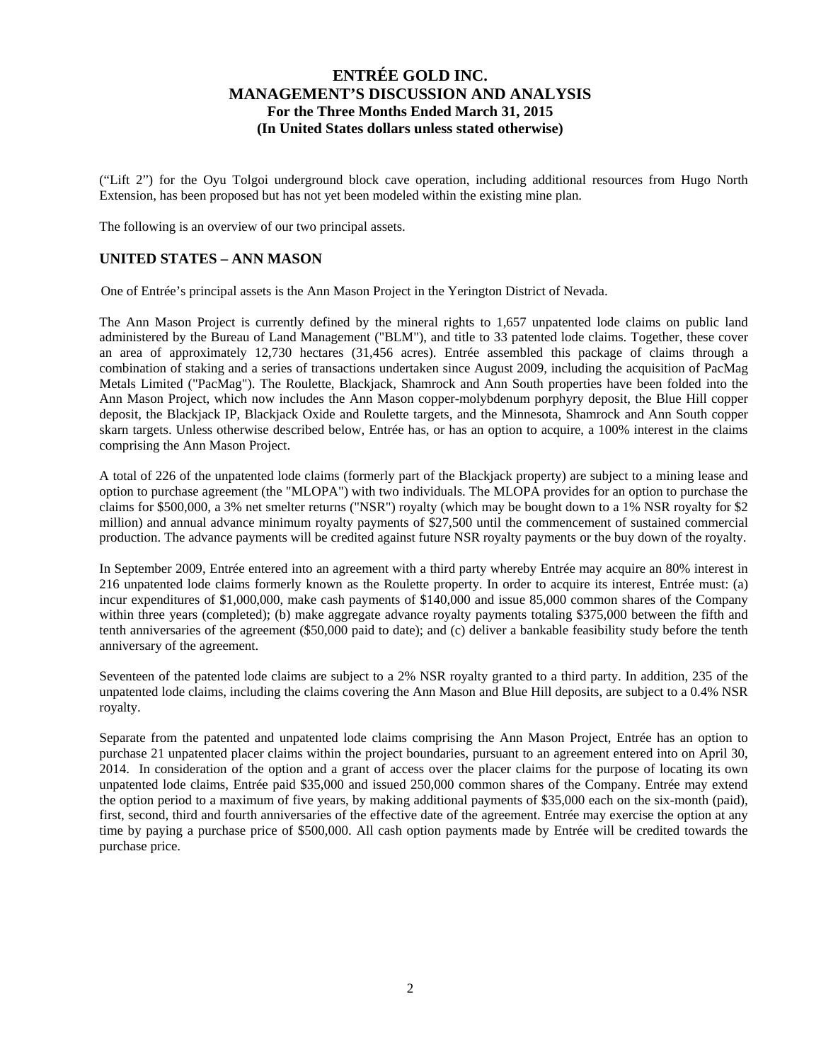("Lift 2") for the Oyu Tolgoi underground block cave operation, including additional resources from Hugo North Extension, has been proposed but has not yet been modeled within the existing mine plan.

The following is an overview of our two principal assets.

## UNITED STATES – ANN MASON

One of Entrée's principal assets is the Ann Mason Project in the Yerington District of Nevada.

The Ann Mason Project is currently defined by the mineral rights to 1,657 unpatented lode claims on public land administered by the Bureau of Land Management ("BLM"), and title to 33 patented lode claims. Together, these cover an area of approximately 12,730 hectares (31,456 acres). Entrée assembled this package of claims through a combination of staking and a series of transactions undertaken since August 2009, including the acquisition of PacMag Metals Limited ("PacMag"). The Roulette, Blackjack, Shamrock and Ann South properties have been folded into the Ann Mason Project, which now includes the Ann Mason copper-molybdenum porphyry deposit, the Blue Hill copper deposit, the Blackjack IP, Blackjack Oxide and Roulette targets, and the Minnesota, Shamrock and Ann South copper skarn targets. Unless otherwise described below, Entrée has, or has an option to acquire, a 100% interest in the claims comprising the Ann Mason Project.

A total of 226 of the unpatented lode claims (formerly part of the Blackjack property) are subject to a mining lease and option to purchase agreement (the "MLOPA") with two individuals. The MLOPA provides for an option to purchase the claims for $500,000, a 3% net smelter returns ("NSR") royalty (which may be bought down to a 1% NSR royalty for $2 million) and annual advance minimum royalty payments of $27,500 until the commencement of sustained commercial production. The advance payments will be credited against future NSR royalty payments or the buy down of the royalty.

In September 2009, Entrée entered into an agreement with a third party whereby Entrée may acquire an 80% interest in 216 unpatented lode claims formerly known as the Roulette property. In order to acquire its interest, Entrée must: (a) incur expenditures of $1,000,000, make cash payments of $140,000 and issue 85,000 common shares of the Company within three years (completed); (b) make aggregate advance royalty payments totaling $375,000 between the fifth and tenth anniversaries of the agreement ($50,000 paid to date); and (c) deliver a bankable feasibility study before the tenth anniversary of the agreement.

Seventeen of the patented lode claims are subject to a 2% NSR royalty granted to a third party. In addition, 235 of the unpatented lode claims, including the claims covering the Ann Mason and Blue Hill deposits, are subject to a 0.4% NSR royalty.

Separate from the patented and unpatented lode claims comprising the Ann Mason Project, Entrée has an option to purchase 21 unpatented placer claims within the project boundaries, pursuant to an agreement entered into on April 30, 2014. In consideration of the option and a grant of access over the placer claims for the purpose of locating its own unpatented lode claims, Entrée paid $35,000 and issued 250,000 common shares of the Company. Entrée may extend the option period to a maximum of five years, by making additional payments of $35,000 each on the six-month (paid), first, second, third and fourth anniversaries of the effective date of the agreement. Entrée may exercise the option at any time by paying a purchase price of $500,000. All cash option payments made by Entrée will be credited towards the purchase price.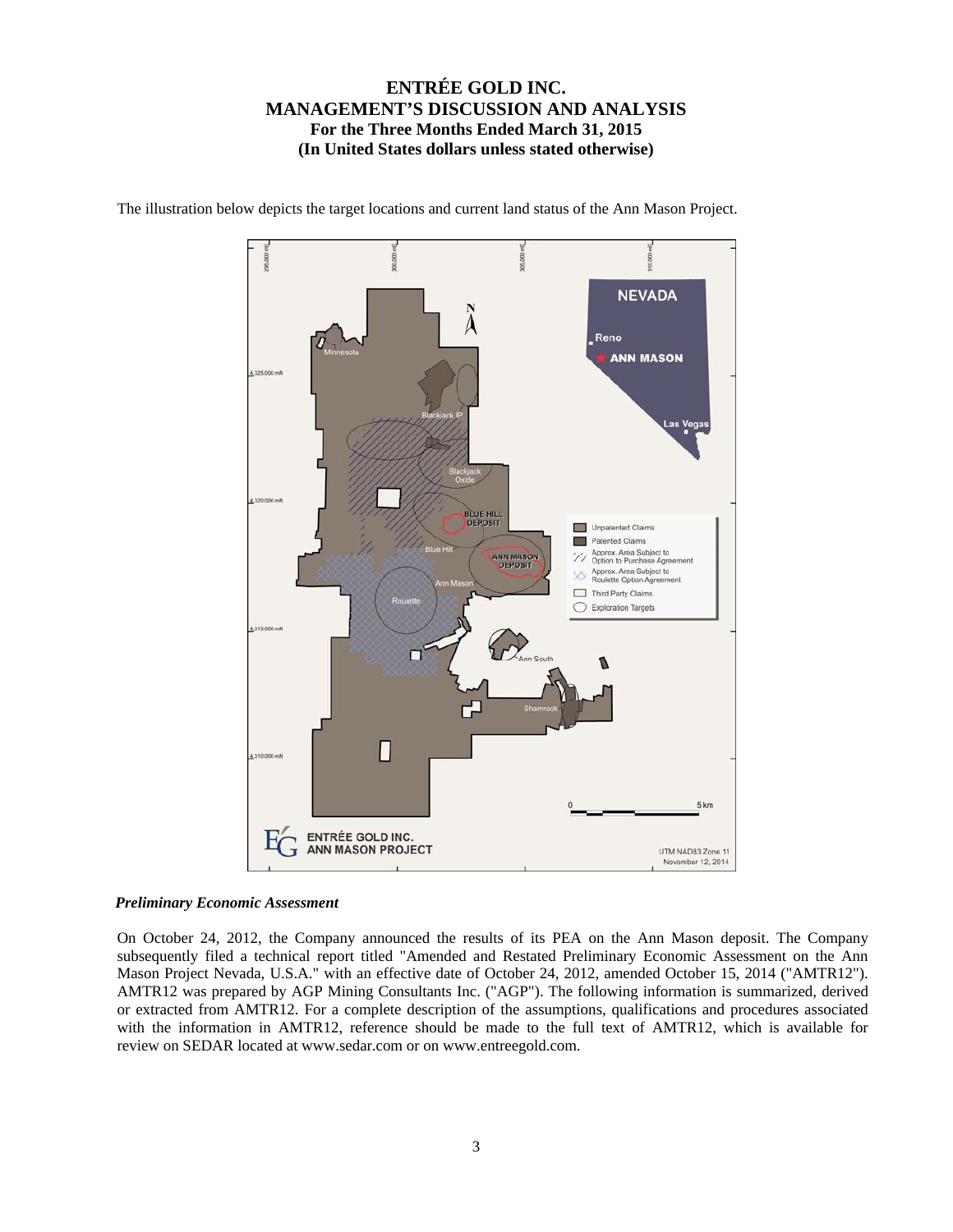The illustration below depicts the target locations and current land status of the Ann Mason Project.

### *Preliminary Economic Assessment*

On October 24, 2012, the Company announced the results of its PEA on the Ann Mason deposit. The Company subsequently filed a technical report titled "Amended and Restated Preliminary Economic Assessment on the Ann Mason Project Nevada, U.S.A." with an effective date of October 24, 2012, amended October 15, 2014 ("AMTR12"). AMTR12 was prepared by AGP Mining Consultants Inc. ("AGP"). The following information is summarized, derived or extracted from AMTR12. For a complete description of the assumptions, qualifications and procedures associated with the information in AMTR12, reference should be made to the full text of AMTR12, which is available for review on SEDAR located at www.sedar.com or on www.entreegold.com.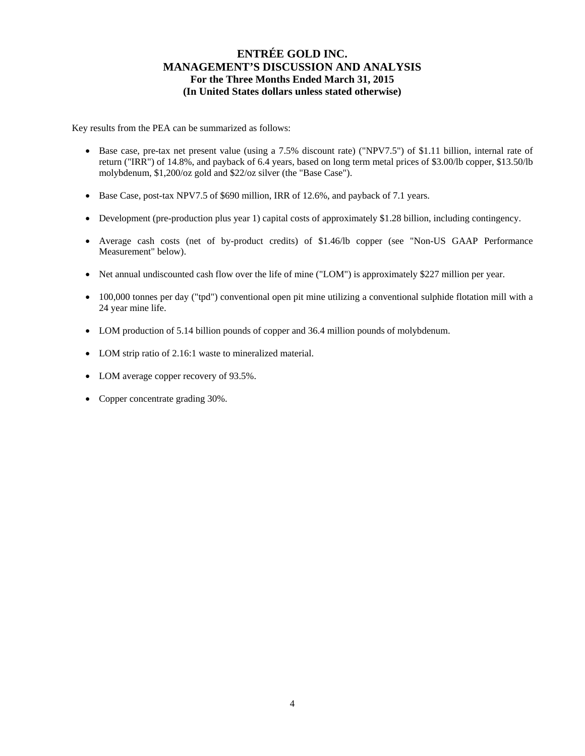Key results from the PEA can be summarized as follows:

- Base case, pre-tax net present value (using a 7.5% discount rate) ("NPV7.5") of $1.11 billion, internal rate of return ("IRR") of 14.8%, and payback of 6.4 years, based on long term metal prices of $3.00/lb copper, $13.50/lb molybdenum, $1,200/oz gold and $22/oz silver (the "Base Case").
- Base Case, post-tax NPV7.5 of $690 million, IRR of 12.6%, and payback of 7.1 years.
- Development (pre-production plus year 1) capital costs of approximately $1.28 billion, including contingency.
- Average cash costs (net of by-product credits) of $1.46/lb copper (see "Non-US GAAP Performance Measurement" below).
- Net annual undiscounted cash flow over the life of mine ("LOM") is approximately $227 million per year.
- 100,000 tonnes per day ("tpd") conventional open pit mine utilizing a conventional sulphide flotation mill with a 24 year mine life.
- LOM production of 5.14 billion pounds of copper and 36.4 million pounds of molybdenum.
- LOM strip ratio of 2.16:1 waste to mineralized material.
- LOM average copper recovery of 93.5%.
- Copper concentrate grading 30%.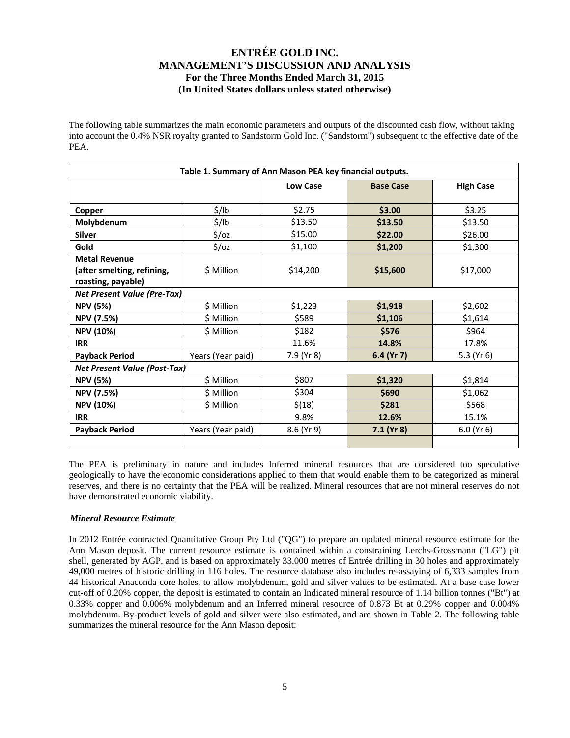The following table summarizes the main economic parameters and outputs of the discounted cash flow, without taking into account the 0.4% NSR royalty granted to Sandstorm Gold Inc. ("Sandstorm") subsequent to the effective date of the PEA.

**Table 1. Summary of Ann Mason PEA key financial outputs.**

| | | Low Case | Base Case | High Case |
|---|---|---|---|---|
| **Copper** | \$/lb | \$2.75 | **\$3.00** | \$3.25 |
| **Molybdenum** | \$/lb | \$13.50 | **\$13.50** | \$13.50 |
| **Silver** | \$/oz | \$15.00 | **\$22.00** | \$26.00 |
| **Gold** | \$/oz | \$1,100 | **\$1,200** | \$1,300 |
| **Metal Revenue (after smelting, refining, roasting, payable)** | \$ Million | \$14,200 | **\$15,600** | \$17,000 |
| ***Net Present Value (Pre-Tax)*** | | | | |
| **NPV (5%)** | \$ Million | \$1,223 | **\$1,918** | \$2,602 |
| **NPV (7.5%)** | \$ Million | \$589 | **\$1,106** | \$1,614 |
| **NPV (10%)** | \$ Million | \$182 | **\$576** | \$964 |
| **IRR** | | 11.6% | **14.8%** | 17.8% |
| **Payback Period** | Years (Year paid) | 7.9 (Yr 8) | **6.4 (Yr 7)** | 5.3 (Yr 6) |
| ***Net Present Value (Post-Tax)*** | | | | |
| **NPV (5%)** | \$ Million | \$807 | **\$1,320** | \$1,814 |
| **NPV (7.5%)** | \$ Million | \$304 | **\$690** | \$1,062 |
| **NPV (10%)** | \$ Million | \$(18) | **\$281** | \$568 |
| **IRR** | | 9.8% | **12.6%** | 15.1% |
| **Payback Period** | Years (Year paid) | 8.6 (Yr 9) | **7.1 (Yr 8)** | 6.0 (Yr 6) |

The PEA is preliminary in nature and includes Inferred mineral resources that are considered too speculative geologically to have the economic considerations applied to them that would enable them to be categorized as mineral reserves, and there is no certainty that the PEA will be realized. Mineral resources that are not mineral reserves do not have demonstrated economic viability.

***Mineral Resource Estimate***

In 2012 Entrée contracted Quantitative Group Pty Ltd ("QG") to prepare an updated mineral resource estimate for the Ann Mason deposit. The current resource estimate is contained within a constraining Lerchs-Grossmann ("LG") pit shell, generated by AGP, and is based on approximately 33,000 metres of Entrée drilling in 30 holes and approximately 49,000 metres of historic drilling in 116 holes. The resource database also includes re-assaying of 6,333 samples from 44 historical Anaconda core holes, to allow molybdenum, gold and silver values to be estimated. At a base case lower cut-off of 0.20% copper, the deposit is estimated to contain an Indicated mineral resource of 1.14 billion tonnes ("Bt") at 0.33% copper and 0.006% molybdenum and an Inferred mineral resource of 0.873 Bt at 0.29% copper and 0.004% molybdenum. By-product levels of gold and silver were also estimated, and are shown in Table 2. The following table summarizes the mineral resource for the Ann Mason deposit: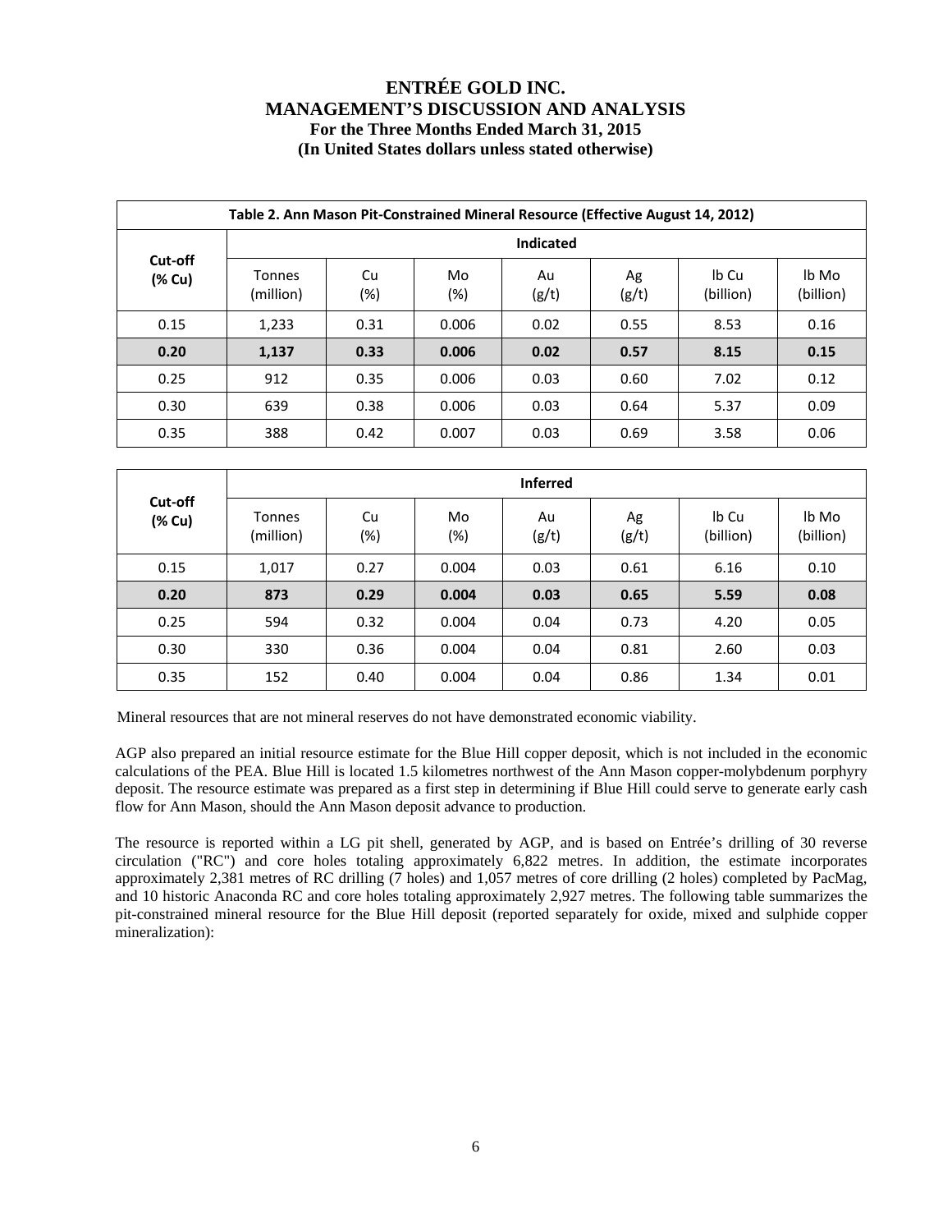**Table 2. Ann Mason Pit-Constrained Mineral Resource (Effective August 14, 2012)**

| Cut-off (% Cu) | Indicated | | | | | | |
|---|---|---|---|---|---|---|---|
| | Tonnes (million) | Cu (%) | Mo (%) | Au (g/t) | Ag (g/t) | lb Cu (billion) | lb Mo (billion) |
| 0.15 | 1,233 | 0.31 | 0.006 | 0.02 | 0.55 | 8.53 | 0.16 |
| **0.20** | **1,137** | **0.33** | **0.006** | **0.02** | **0.57** | **8.15** | **0.15** |
| 0.25 | 912 | 0.35 | 0.006 | 0.03 | 0.60 | 7.02 | 0.12 |
| 0.30 | 639 | 0.38 | 0.006 | 0.03 | 0.64 | 5.37 | 0.09 |
| 0.35 | 388 | 0.42 | 0.007 | 0.03 | 0.69 | 3.58 | 0.06 |

| Cut-off (% Cu) | Inferred | | | | | | |
|---|---|---|---|---|---|---|---|
| | Tonnes (million) | Cu (%) | Mo (%) | Au (g/t) | Ag (g/t) | lb Cu (billion) | lb Mo (billion) |
| 0.15 | 1,017 | 0.27 | 0.004 | 0.03 | 0.61 | 6.16 | 0.10 |
| **0.20** | **873** | **0.29** | **0.004** | **0.03** | **0.65** | **5.59** | **0.08** |
| 0.25 | 594 | 0.32 | 0.004 | 0.04 | 0.73 | 4.20 | 0.05 |
| 0.30 | 330 | 0.36 | 0.004 | 0.04 | 0.81 | 2.60 | 0.03 |
| 0.35 | 152 | 0.40 | 0.004 | 0.04 | 0.86 | 1.34 | 0.01 |

Mineral resources that are not mineral reserves do not have demonstrated economic viability.

AGP also prepared an initial resource estimate for the Blue Hill copper deposit, which is not included in the economic calculations of the PEA. Blue Hill is located 1.5 kilometres northwest of the Ann Mason copper-molybdenum porphyry deposit. The resource estimate was prepared as a first step in determining if Blue Hill could serve to generate early cash flow for Ann Mason, should the Ann Mason deposit advance to production.

The resource is reported within a LG pit shell, generated by AGP, and is based on Entrée's drilling of 30 reverse circulation ("RC") and core holes totaling approximately 6,822 metres. In addition, the estimate incorporates approximately 2,381 metres of RC drilling (7 holes) and 1,057 metres of core drilling (2 holes) completed by PacMag, and 10 historic Anaconda RC and core holes totaling approximately 2,927 metres. The following table summarizes the pit-constrained mineral resource for the Blue Hill deposit (reported separately for oxide, mixed and sulphide copper mineralization):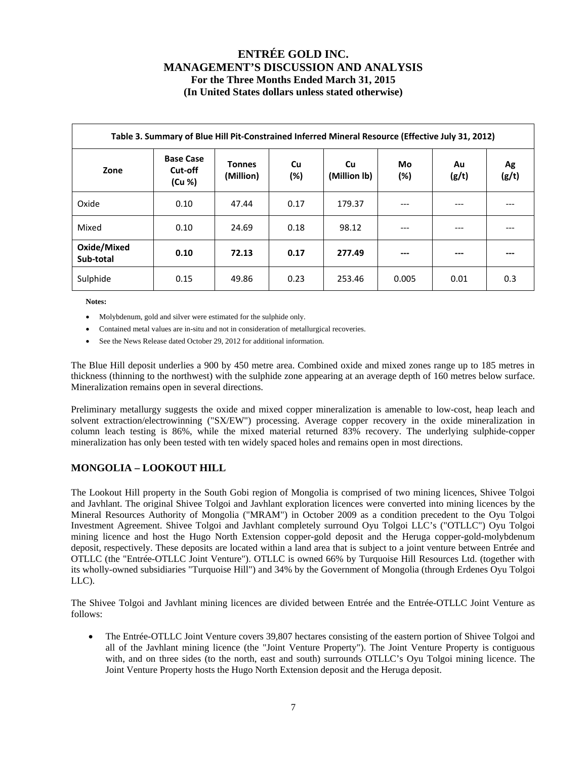| Table 3. Summary of Blue Hill Pit-Constrained Inferred Mineral Resource (Effective July 31, 2012) | | | | | | | |
|---|---|---|---|---|---|---|---|
| Zone | Base Case Cut-off (Cu %) | Tonnes (Million) | Cu (%) | Cu (Million lb) | Mo (%) | Au (g/t) | Ag (g/t) |
| Oxide | 0.10 | 47.44 | 0.17 | 179.37 | --- | --- | --- |
| Mixed | 0.10 | 24.69 | 0.18 | 98.12 | --- | --- | --- |
| **Oxide/Mixed Sub-total** | **0.10** | **72.13** | **0.17** | **277.49** | **---** | **---** | **---** |
| Sulphide | 0.15 | 49.86 | 0.23 | 253.46 | 0.005 | 0.01 | 0.3 |

**Notes:**

- Molybdenum, gold and silver were estimated for the sulphide only.
- Contained metal values are in-situ and not in consideration of metallurgical recoveries.
- See the News Release dated October 29, 2012 for additional information.

The Blue Hill deposit underlies a 900 by 450 metre area. Combined oxide and mixed zones range up to 185 metres in thickness (thinning to the northwest) with the sulphide zone appearing at an average depth of 160 metres below surface. Mineralization remains open in several directions.

Preliminary metallurgy suggests the oxide and mixed copper mineralization is amenable to low-cost, heap leach and solvent extraction/electrowinning ("SX/EW") processing. Average copper recovery in the oxide mineralization in column leach testing is 86%, while the mixed material returned 83% recovery. The underlying sulphide-copper mineralization has only been tested with ten widely spaced holes and remains open in most directions.

## MONGOLIA – LOOKOUT HILL

The Lookout Hill property in the South Gobi region of Mongolia is comprised of two mining licences, Shivee Tolgoi and Javhlant. The original Shivee Tolgoi and Javhlant exploration licences were converted into mining licences by the Mineral Resources Authority of Mongolia ("MRAM") in October 2009 as a condition precedent to the Oyu Tolgoi Investment Agreement. Shivee Tolgoi and Javhlant completely surround Oyu Tolgoi LLC's ("OTLLC") Oyu Tolgoi mining licence and host the Hugo North Extension copper-gold deposit and the Heruga copper-gold-molybdenum deposit, respectively. These deposits are located within a land area that is subject to a joint venture between Entrée and OTLLC (the "Entrée-OTLLC Joint Venture"). OTLLC is owned 66% by Turquoise Hill Resources Ltd. (together with its wholly-owned subsidiaries "Turquoise Hill") and 34% by the Government of Mongolia (through Erdenes Oyu Tolgoi LLC).

The Shivee Tolgoi and Javhlant mining licences are divided between Entrée and the Entrée-OTLLC Joint Venture as follows:

- The Entrée-OTLLC Joint Venture covers 39,807 hectares consisting of the eastern portion of Shivee Tolgoi and all of the Javhlant mining licence (the "Joint Venture Property"). The Joint Venture Property is contiguous with, and on three sides (to the north, east and south) surrounds OTLLC's Oyu Tolgoi mining licence. The Joint Venture Property hosts the Hugo North Extension deposit and the Heruga deposit.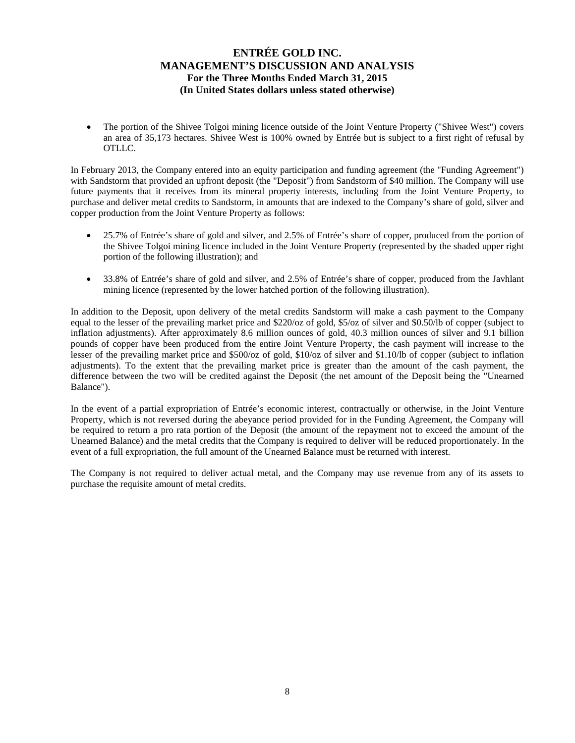- The portion of the Shivee Tolgoi mining licence outside of the Joint Venture Property ("Shivee West") covers an area of 35,173 hectares. Shivee West is 100% owned by Entrée but is subject to a first right of refusal by OTLLC.

In February 2013, the Company entered into an equity participation and funding agreement (the "Funding Agreement") with Sandstorm that provided an upfront deposit (the "Deposit") from Sandstorm of $40 million. The Company will use future payments that it receives from its mineral property interests, including from the Joint Venture Property, to purchase and deliver metal credits to Sandstorm, in amounts that are indexed to the Company's share of gold, silver and copper production from the Joint Venture Property as follows:

- 25.7% of Entrée's share of gold and silver, and 2.5% of Entrée's share of copper, produced from the portion of the Shivee Tolgoi mining licence included in the Joint Venture Property (represented by the shaded upper right portion of the following illustration); and
- 33.8% of Entrée's share of gold and silver, and 2.5% of Entrée's share of copper, produced from the Javhlant mining licence (represented by the lower hatched portion of the following illustration).

In addition to the Deposit, upon delivery of the metal credits Sandstorm will make a cash payment to the Company equal to the lesser of the prevailing market price and $220/oz of gold, $5/oz of silver and $0.50/lb of copper (subject to inflation adjustments). After approximately 8.6 million ounces of gold, 40.3 million ounces of silver and 9.1 billion pounds of copper have been produced from the entire Joint Venture Property, the cash payment will increase to the lesser of the prevailing market price and $500/oz of gold, $10/oz of silver and $1.10/lb of copper (subject to inflation adjustments). To the extent that the prevailing market price is greater than the amount of the cash payment, the difference between the two will be credited against the Deposit (the net amount of the Deposit being the "Unearned Balance").

In the event of a partial expropriation of Entrée's economic interest, contractually or otherwise, in the Joint Venture Property, which is not reversed during the abeyance period provided for in the Funding Agreement, the Company will be required to return a pro rata portion of the Deposit (the amount of the repayment not to exceed the amount of the Unearned Balance) and the metal credits that the Company is required to deliver will be reduced proportionately. In the event of a full expropriation, the full amount of the Unearned Balance must be returned with interest.

The Company is not required to deliver actual metal, and the Company may use revenue from any of its assets to purchase the requisite amount of metal credits.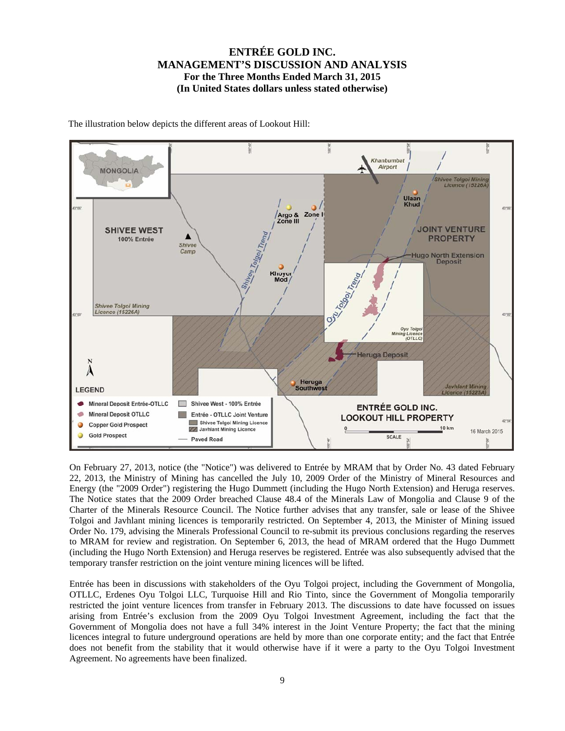The illustration below depicts the different areas of Lookout Hill:

On February 27, 2013, notice (the "Notice") was delivered to Entrée by MRAM that by Order No. 43 dated February 22, 2013, the Ministry of Mining has cancelled the July 10, 2009 Order of the Ministry of Mineral Resources and Energy (the "2009 Order") registering the Hugo Dummett (including the Hugo North Extension) and Heruga reserves. The Notice states that the 2009 Order breached Clause 48.4 of the Minerals Law of Mongolia and Clause 9 of the Charter of the Minerals Resource Council. The Notice further advises that any transfer, sale or lease of the Shivee Tolgoi and Javhlant mining licences is temporarily restricted. On September 4, 2013, the Minister of Mining issued Order No. 179, advising the Minerals Professional Council to re-submit its previous conclusions regarding the reserves to MRAM for review and registration. On September 6, 2013, the head of MRAM ordered that the Hugo Dummett (including the Hugo North Extension) and Heruga reserves be registered. Entrée was also subsequently advised that the temporary transfer restriction on the joint venture mining licences will be lifted.

Entrée has been in discussions with stakeholders of the Oyu Tolgoi project, including the Government of Mongolia, OTLLC, Erdenes Oyu Tolgoi LLC, Turquoise Hill and Rio Tinto, since the Government of Mongolia temporarily restricted the joint venture licences from transfer in February 2013. The discussions to date have focussed on issues arising from Entrée's exclusion from the 2009 Oyu Tolgoi Investment Agreement, including the fact that the Government of Mongolia does not have a full 34% interest in the Joint Venture Property; the fact that the mining licences integral to future underground operations are held by more than one corporate entity; and the fact that Entrée does not benefit from the stability that it would otherwise have if it were a party to the Oyu Tolgoi Investment Agreement. No agreements have been finalized.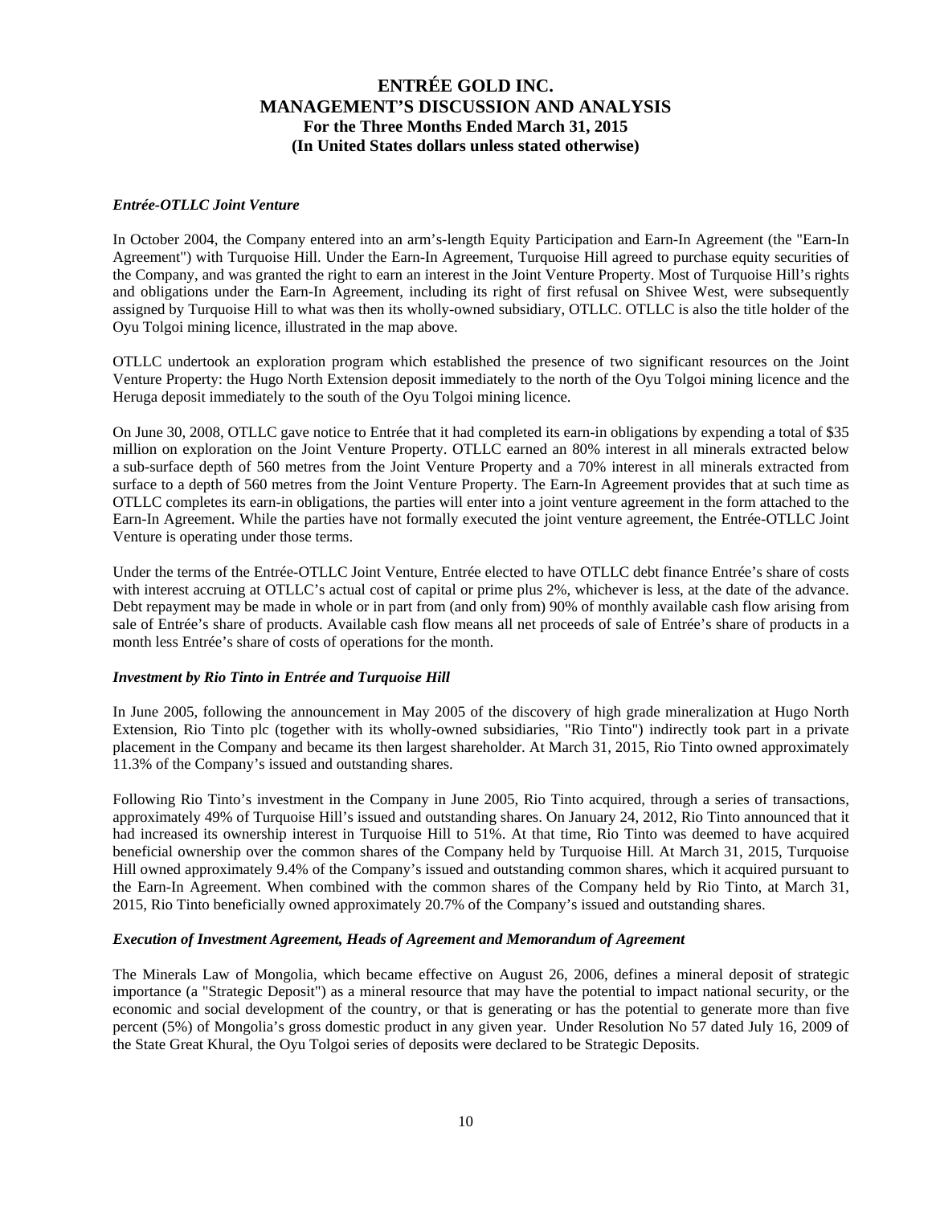### *Entrée-OTLLC Joint Venture*

In October 2004, the Company entered into an arm's-length Equity Participation and Earn-In Agreement (the "Earn-In Agreement") with Turquoise Hill. Under the Earn-In Agreement, Turquoise Hill agreed to purchase equity securities of the Company, and was granted the right to earn an interest in the Joint Venture Property. Most of Turquoise Hill's rights and obligations under the Earn-In Agreement, including its right of first refusal on Shivee West, were subsequently assigned by Turquoise Hill to what was then its wholly-owned subsidiary, OTLLC. OTLLC is also the title holder of the Oyu Tolgoi mining licence, illustrated in the map above.

OTLLC undertook an exploration program which established the presence of two significant resources on the Joint Venture Property: the Hugo North Extension deposit immediately to the north of the Oyu Tolgoi mining licence and the Heruga deposit immediately to the south of the Oyu Tolgoi mining licence.

On June 30, 2008, OTLLC gave notice to Entrée that it had completed its earn-in obligations by expending a total of $35 million on exploration on the Joint Venture Property. OTLLC earned an 80% interest in all minerals extracted below a sub-surface depth of 560 metres from the Joint Venture Property and a 70% interest in all minerals extracted from surface to a depth of 560 metres from the Joint Venture Property. The Earn-In Agreement provides that at such time as OTLLC completes its earn-in obligations, the parties will enter into a joint venture agreement in the form attached to the Earn-In Agreement. While the parties have not formally executed the joint venture agreement, the Entrée-OTLLC Joint Venture is operating under those terms.

Under the terms of the Entrée-OTLLC Joint Venture, Entrée elected to have OTLLC debt finance Entrée's share of costs with interest accruing at OTLLC's actual cost of capital or prime plus 2%, whichever is less, at the date of the advance. Debt repayment may be made in whole or in part from (and only from) 90% of monthly available cash flow arising from sale of Entrée's share of products. Available cash flow means all net proceeds of sale of Entrée's share of products in a month less Entrée's share of costs of operations for the month.

### *Investment by Rio Tinto in Entrée and Turquoise Hill*

In June 2005, following the announcement in May 2005 of the discovery of high grade mineralization at Hugo North Extension, Rio Tinto plc (together with its wholly-owned subsidiaries, "Rio Tinto") indirectly took part in a private placement in the Company and became its then largest shareholder. At March 31, 2015, Rio Tinto owned approximately 11.3% of the Company's issued and outstanding shares.

Following Rio Tinto's investment in the Company in June 2005, Rio Tinto acquired, through a series of transactions, approximately 49% of Turquoise Hill's issued and outstanding shares. On January 24, 2012, Rio Tinto announced that it had increased its ownership interest in Turquoise Hill to 51%. At that time, Rio Tinto was deemed to have acquired beneficial ownership over the common shares of the Company held by Turquoise Hill. At March 31, 2015, Turquoise Hill owned approximately 9.4% of the Company's issued and outstanding common shares, which it acquired pursuant to the Earn-In Agreement. When combined with the common shares of the Company held by Rio Tinto, at March 31, 2015, Rio Tinto beneficially owned approximately 20.7% of the Company's issued and outstanding shares.

### *Execution of Investment Agreement, Heads of Agreement and Memorandum of Agreement*

The Minerals Law of Mongolia, which became effective on August 26, 2006, defines a mineral deposit of strategic importance (a "Strategic Deposit") as a mineral resource that may have the potential to impact national security, or the economic and social development of the country, or that is generating or has the potential to generate more than five percent (5%) of Mongolia's gross domestic product in any given year. Under Resolution No 57 dated July 16, 2009 of the State Great Khural, the Oyu Tolgoi series of deposits were declared to be Strategic Deposits.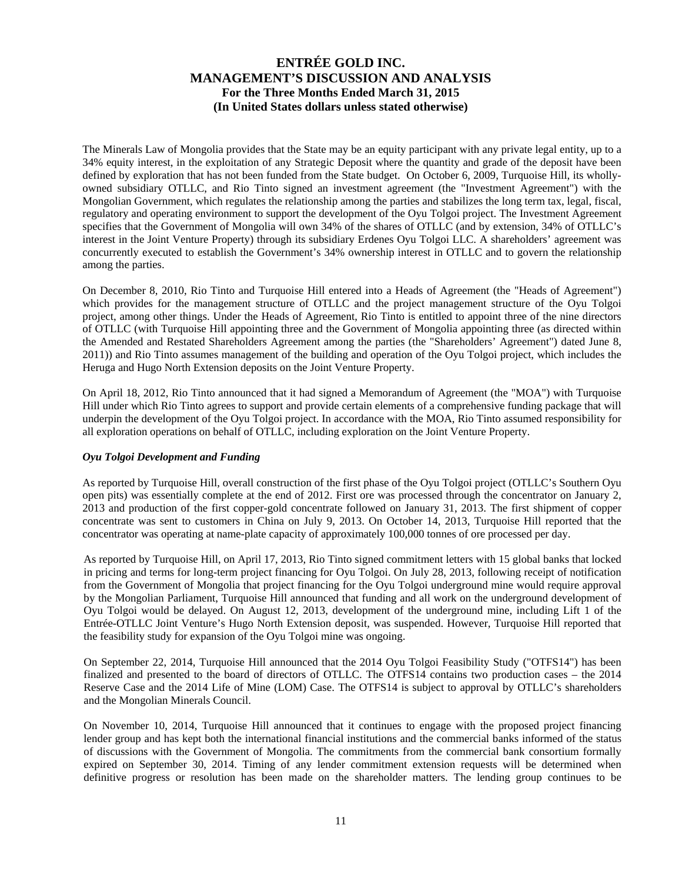The Minerals Law of Mongolia provides that the State may be an equity participant with any private legal entity, up to a 34% equity interest, in the exploitation of any Strategic Deposit where the quantity and grade of the deposit have been defined by exploration that has not been funded from the State budget. On October 6, 2009, Turquoise Hill, its wholly-owned subsidiary OTLLC, and Rio Tinto signed an investment agreement (the "Investment Agreement") with the Mongolian Government, which regulates the relationship among the parties and stabilizes the long term tax, legal, fiscal, regulatory and operating environment to support the development of the Oyu Tolgoi project. The Investment Agreement specifies that the Government of Mongolia will own 34% of the shares of OTLLC (and by extension, 34% of OTLLC's interest in the Joint Venture Property) through its subsidiary Erdenes Oyu Tolgoi LLC. A shareholders' agreement was concurrently executed to establish the Government's 34% ownership interest in OTLLC and to govern the relationship among the parties.

On December 8, 2010, Rio Tinto and Turquoise Hill entered into a Heads of Agreement (the "Heads of Agreement") which provides for the management structure of OTLLC and the project management structure of the Oyu Tolgoi project, among other things. Under the Heads of Agreement, Rio Tinto is entitled to appoint three of the nine directors of OTLLC (with Turquoise Hill appointing three and the Government of Mongolia appointing three (as directed within the Amended and Restated Shareholders Agreement among the parties (the "Shareholders' Agreement") dated June 8, 2011)) and Rio Tinto assumes management of the building and operation of the Oyu Tolgoi project, which includes the Heruga and Hugo North Extension deposits on the Joint Venture Property.

On April 18, 2012, Rio Tinto announced that it had signed a Memorandum of Agreement (the "MOA") with Turquoise Hill under which Rio Tinto agrees to support and provide certain elements of a comprehensive funding package that will underpin the development of the Oyu Tolgoi project. In accordance with the MOA, Rio Tinto assumed responsibility for all exploration operations on behalf of OTLLC, including exploration on the Joint Venture Property.

***Oyu Tolgoi Development and Funding***

As reported by Turquoise Hill, overall construction of the first phase of the Oyu Tolgoi project (OTLLC's Southern Oyu open pits) was essentially complete at the end of 2012. First ore was processed through the concentrator on January 2, 2013 and production of the first copper-gold concentrate followed on January 31, 2013. The first shipment of copper concentrate was sent to customers in China on July 9, 2013. On October 14, 2013, Turquoise Hill reported that the concentrator was operating at name-plate capacity of approximately 100,000 tonnes of ore processed per day.

As reported by Turquoise Hill, on April 17, 2013, Rio Tinto signed commitment letters with 15 global banks that locked in pricing and terms for long-term project financing for Oyu Tolgoi. On July 28, 2013, following receipt of notification from the Government of Mongolia that project financing for the Oyu Tolgoi underground mine would require approval by the Mongolian Parliament, Turquoise Hill announced that funding and all work on the underground development of Oyu Tolgoi would be delayed. On August 12, 2013, development of the underground mine, including Lift 1 of the Entrée-OTLLC Joint Venture's Hugo North Extension deposit, was suspended. However, Turquoise Hill reported that the feasibility study for expansion of the Oyu Tolgoi mine was ongoing.

On September 22, 2014, Turquoise Hill announced that the 2014 Oyu Tolgoi Feasibility Study ("OTFS14") has been finalized and presented to the board of directors of OTLLC. The OTFS14 contains two production cases – the 2014 Reserve Case and the 2014 Life of Mine (LOM) Case. The OTFS14 is subject to approval by OTLLC's shareholders and the Mongolian Minerals Council.

On November 10, 2014, Turquoise Hill announced that it continues to engage with the proposed project financing lender group and has kept both the international financial institutions and the commercial banks informed of the status of discussions with the Government of Mongolia. The commitments from the commercial bank consortium formally expired on September 30, 2014. Timing of any lender commitment extension requests will be determined when definitive progress or resolution has been made on the shareholder matters. The lending group continues to be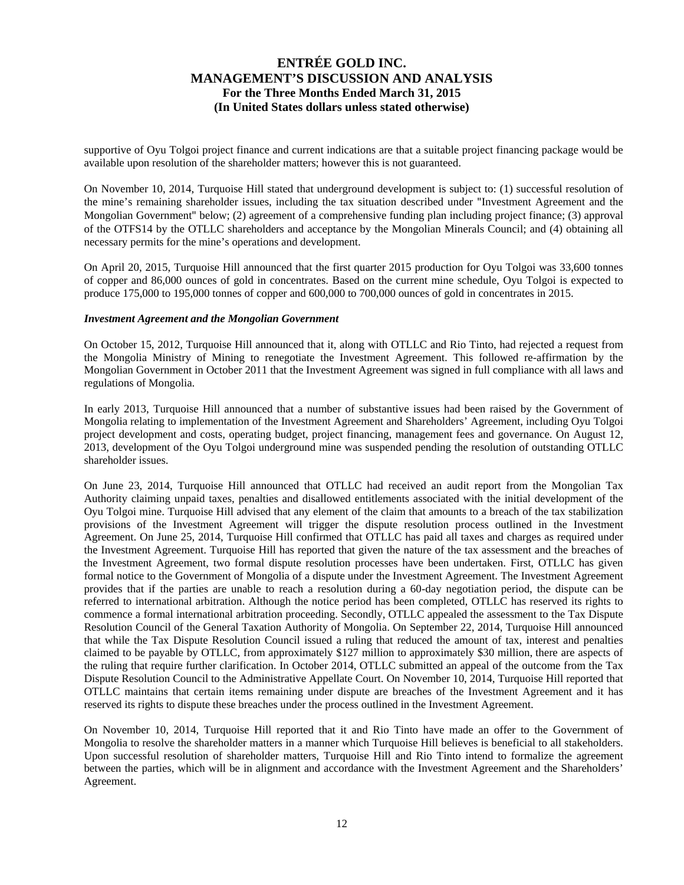supportive of Oyu Tolgoi project finance and current indications are that a suitable project financing package would be available upon resolution of the shareholder matters; however this is not guaranteed.

On November 10, 2014, Turquoise Hill stated that underground development is subject to: (1) successful resolution of the mine's remaining shareholder issues, including the tax situation described under "Investment Agreement and the Mongolian Government" below; (2) agreement of a comprehensive funding plan including project finance; (3) approval of the OTFS14 by the OTLLC shareholders and acceptance by the Mongolian Minerals Council; and (4) obtaining all necessary permits for the mine's operations and development.

On April 20, 2015, Turquoise Hill announced that the first quarter 2015 production for Oyu Tolgoi was 33,600 tonnes of copper and 86,000 ounces of gold in concentrates. Based on the current mine schedule, Oyu Tolgoi is expected to produce 175,000 to 195,000 tonnes of copper and 600,000 to 700,000 ounces of gold in concentrates in 2015.

***Investment Agreement and the Mongolian Government***

On October 15, 2012, Turquoise Hill announced that it, along with OTLLC and Rio Tinto, had rejected a request from the Mongolia Ministry of Mining to renegotiate the Investment Agreement. This followed re-affirmation by the Mongolian Government in October 2011 that the Investment Agreement was signed in full compliance with all laws and regulations of Mongolia.

In early 2013, Turquoise Hill announced that a number of substantive issues had been raised by the Government of Mongolia relating to implementation of the Investment Agreement and Shareholders' Agreement, including Oyu Tolgoi project development and costs, operating budget, project financing, management fees and governance. On August 12, 2013, development of the Oyu Tolgoi underground mine was suspended pending the resolution of outstanding OTLLC shareholder issues.

On June 23, 2014, Turquoise Hill announced that OTLLC had received an audit report from the Mongolian Tax Authority claiming unpaid taxes, penalties and disallowed entitlements associated with the initial development of the Oyu Tolgoi mine. Turquoise Hill advised that any element of the claim that amounts to a breach of the tax stabilization provisions of the Investment Agreement will trigger the dispute resolution process outlined in the Investment Agreement. On June 25, 2014, Turquoise Hill confirmed that OTLLC has paid all taxes and charges as required under the Investment Agreement. Turquoise Hill has reported that given the nature of the tax assessment and the breaches of the Investment Agreement, two formal dispute resolution processes have been undertaken. First, OTLLC has given formal notice to the Government of Mongolia of a dispute under the Investment Agreement. The Investment Agreement provides that if the parties are unable to reach a resolution during a 60-day negotiation period, the dispute can be referred to international arbitration. Although the notice period has been completed, OTLLC has reserved its rights to commence a formal international arbitration proceeding. Secondly, OTLLC appealed the assessment to the Tax Dispute Resolution Council of the General Taxation Authority of Mongolia. On September 22, 2014, Turquoise Hill announced that while the Tax Dispute Resolution Council issued a ruling that reduced the amount of tax, interest and penalties claimed to be payable by OTLLC, from approximately $127 million to approximately $30 million, there are aspects of the ruling that require further clarification. In October 2014, OTLLC submitted an appeal of the outcome from the Tax Dispute Resolution Council to the Administrative Appellate Court. On November 10, 2014, Turquoise Hill reported that OTLLC maintains that certain items remaining under dispute are breaches of the Investment Agreement and it has reserved its rights to dispute these breaches under the process outlined in the Investment Agreement.

On November 10, 2014, Turquoise Hill reported that it and Rio Tinto have made an offer to the Government of Mongolia to resolve the shareholder matters in a manner which Turquoise Hill believes is beneficial to all stakeholders. Upon successful resolution of shareholder matters, Turquoise Hill and Rio Tinto intend to formalize the agreement between the parties, which will be in alignment and accordance with the Investment Agreement and the Shareholders' Agreement.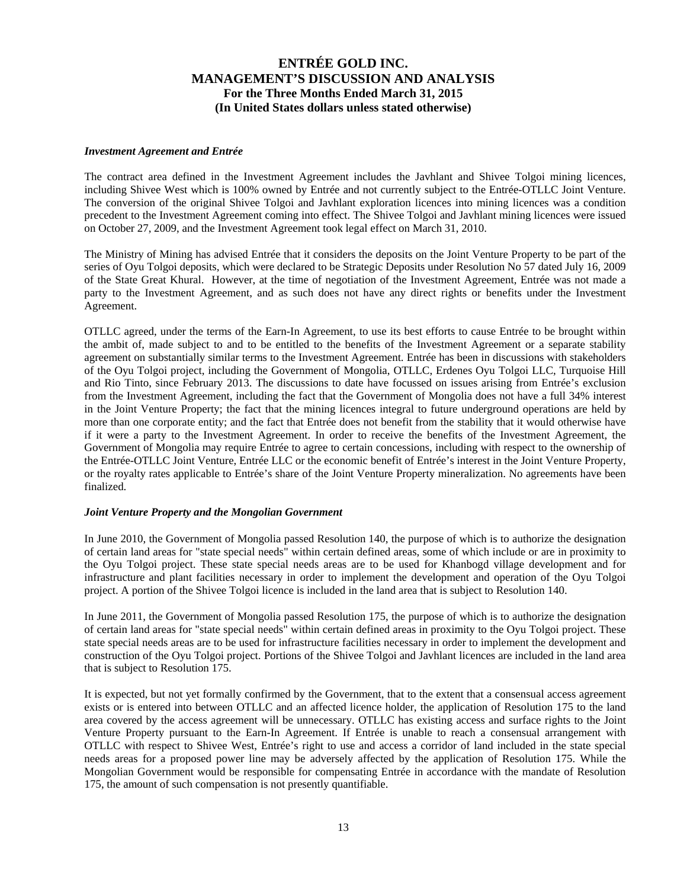### *Investment Agreement and Entrée*

The contract area defined in the Investment Agreement includes the Javhlant and Shivee Tolgoi mining licences, including Shivee West which is 100% owned by Entrée and not currently subject to the Entrée-OTLLC Joint Venture. The conversion of the original Shivee Tolgoi and Javhlant exploration licences into mining licences was a condition precedent to the Investment Agreement coming into effect. The Shivee Tolgoi and Javhlant mining licences were issued on October 27, 2009, and the Investment Agreement took legal effect on March 31, 2010.

The Ministry of Mining has advised Entrée that it considers the deposits on the Joint Venture Property to be part of the series of Oyu Tolgoi deposits, which were declared to be Strategic Deposits under Resolution No 57 dated July 16, 2009 of the State Great Khural. However, at the time of negotiation of the Investment Agreement, Entrée was not made a party to the Investment Agreement, and as such does not have any direct rights or benefits under the Investment Agreement.

OTLLC agreed, under the terms of the Earn-In Agreement, to use its best efforts to cause Entrée to be brought within the ambit of, made subject to and to be entitled to the benefits of the Investment Agreement or a separate stability agreement on substantially similar terms to the Investment Agreement. Entrée has been in discussions with stakeholders of the Oyu Tolgoi project, including the Government of Mongolia, OTLLC, Erdenes Oyu Tolgoi LLC, Turquoise Hill and Rio Tinto, since February 2013. The discussions to date have focussed on issues arising from Entrée's exclusion from the Investment Agreement, including the fact that the Government of Mongolia does not have a full 34% interest in the Joint Venture Property; the fact that the mining licences integral to future underground operations are held by more than one corporate entity; and the fact that Entrée does not benefit from the stability that it would otherwise have if it were a party to the Investment Agreement. In order to receive the benefits of the Investment Agreement, the Government of Mongolia may require Entrée to agree to certain concessions, including with respect to the ownership of the Entrée-OTLLC Joint Venture, Entrée LLC or the economic benefit of Entrée's interest in the Joint Venture Property, or the royalty rates applicable to Entrée's share of the Joint Venture Property mineralization. No agreements have been finalized.

### *Joint Venture Property and the Mongolian Government*

In June 2010, the Government of Mongolia passed Resolution 140, the purpose of which is to authorize the designation of certain land areas for "state special needs" within certain defined areas, some of which include or are in proximity to the Oyu Tolgoi project. These state special needs areas are to be used for Khanbogd village development and for infrastructure and plant facilities necessary in order to implement the development and operation of the Oyu Tolgoi project. A portion of the Shivee Tolgoi licence is included in the land area that is subject to Resolution 140.

In June 2011, the Government of Mongolia passed Resolution 175, the purpose of which is to authorize the designation of certain land areas for "state special needs" within certain defined areas in proximity to the Oyu Tolgoi project. These state special needs areas are to be used for infrastructure facilities necessary in order to implement the development and construction of the Oyu Tolgoi project. Portions of the Shivee Tolgoi and Javhlant licences are included in the land area that is subject to Resolution 175.

It is expected, but not yet formally confirmed by the Government, that to the extent that a consensual access agreement exists or is entered into between OTLLC and an affected licence holder, the application of Resolution 175 to the land area covered by the access agreement will be unnecessary. OTLLC has existing access and surface rights to the Joint Venture Property pursuant to the Earn-In Agreement. If Entrée is unable to reach a consensual arrangement with OTLLC with respect to Shivee West, Entrée's right to use and access a corridor of land included in the state special needs areas for a proposed power line may be adversely affected by the application of Resolution 175. While the Mongolian Government would be responsible for compensating Entrée in accordance with the mandate of Resolution 175, the amount of such compensation is not presently quantifiable.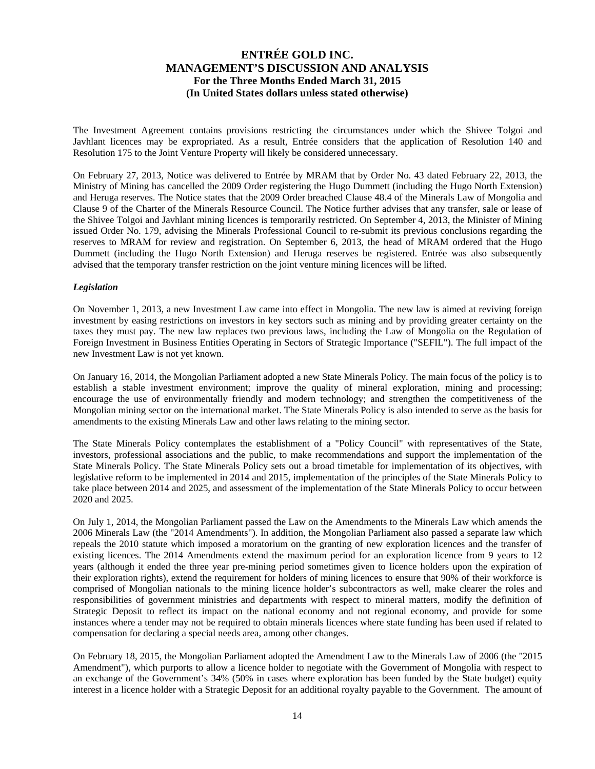The Investment Agreement contains provisions restricting the circumstances under which the Shivee Tolgoi and Javhlant licences may be expropriated. As a result, Entrée considers that the application of Resolution 140 and Resolution 175 to the Joint Venture Property will likely be considered unnecessary.

On February 27, 2013, Notice was delivered to Entrée by MRAM that by Order No. 43 dated February 22, 2013, the Ministry of Mining has cancelled the 2009 Order registering the Hugo Dummett (including the Hugo North Extension) and Heruga reserves. The Notice states that the 2009 Order breached Clause 48.4 of the Minerals Law of Mongolia and Clause 9 of the Charter of the Minerals Resource Council. The Notice further advises that any transfer, sale or lease of the Shivee Tolgoi and Javhlant mining licences is temporarily restricted. On September 4, 2013, the Minister of Mining issued Order No. 179, advising the Minerals Professional Council to re-submit its previous conclusions regarding the reserves to MRAM for review and registration. On September 6, 2013, the head of MRAM ordered that the Hugo Dummett (including the Hugo North Extension) and Heruga reserves be registered. Entrée was also subsequently advised that the temporary transfer restriction on the joint venture mining licences will be lifted.

***Legislation***

On November 1, 2013, a new Investment Law came into effect in Mongolia. The new law is aimed at reviving foreign investment by easing restrictions on investors in key sectors such as mining and by providing greater certainty on the taxes they must pay. The new law replaces two previous laws, including the Law of Mongolia on the Regulation of Foreign Investment in Business Entities Operating in Sectors of Strategic Importance ("SEFIL"). The full impact of the new Investment Law is not yet known.

On January 16, 2014, the Mongolian Parliament adopted a new State Minerals Policy. The main focus of the policy is to establish a stable investment environment; improve the quality of mineral exploration, mining and processing; encourage the use of environmentally friendly and modern technology; and strengthen the competitiveness of the Mongolian mining sector on the international market. The State Minerals Policy is also intended to serve as the basis for amendments to the existing Minerals Law and other laws relating to the mining sector.

The State Minerals Policy contemplates the establishment of a "Policy Council" with representatives of the State, investors, professional associations and the public, to make recommendations and support the implementation of the State Minerals Policy. The State Minerals Policy sets out a broad timetable for implementation of its objectives, with legislative reform to be implemented in 2014 and 2015, implementation of the principles of the State Minerals Policy to take place between 2014 and 2025, and assessment of the implementation of the State Minerals Policy to occur between 2020 and 2025.

On July 1, 2014, the Mongolian Parliament passed the Law on the Amendments to the Minerals Law which amends the 2006 Minerals Law (the "2014 Amendments"). In addition, the Mongolian Parliament also passed a separate law which repeals the 2010 statute which imposed a moratorium on the granting of new exploration licences and the transfer of existing licences. The 2014 Amendments extend the maximum period for an exploration licence from 9 years to 12 years (although it ended the three year pre-mining period sometimes given to licence holders upon the expiration of their exploration rights), extend the requirement for holders of mining licences to ensure that 90% of their workforce is comprised of Mongolian nationals to the mining licence holder's subcontractors as well, make clearer the roles and responsibilities of government ministries and departments with respect to mineral matters, modify the definition of Strategic Deposit to reflect its impact on the national economy and not regional economy, and provide for some instances where a tender may not be required to obtain minerals licences where state funding has been used if related to compensation for declaring a special needs area, among other changes.

On February 18, 2015, the Mongolian Parliament adopted the Amendment Law to the Minerals Law of 2006 (the "2015 Amendment"), which purports to allow a licence holder to negotiate with the Government of Mongolia with respect to an exchange of the Government's 34% (50% in cases where exploration has been funded by the State budget) equity interest in a licence holder with a Strategic Deposit for an additional royalty payable to the Government. The amount of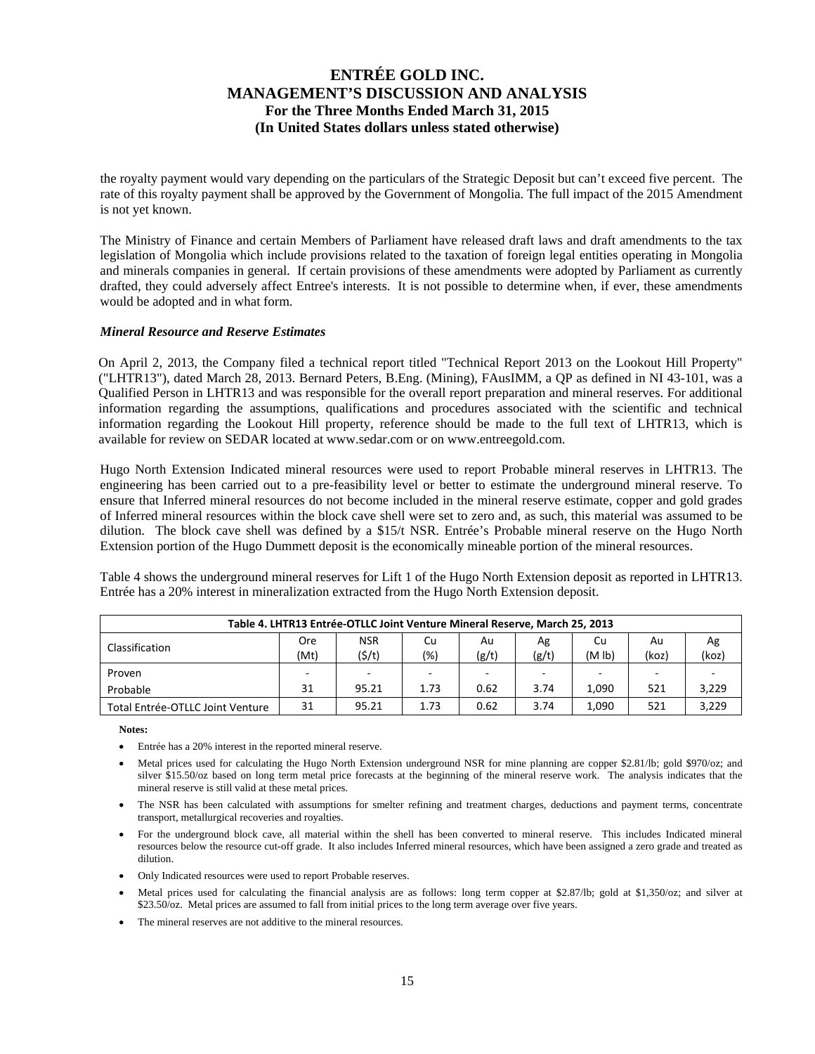the royalty payment would vary depending on the particulars of the Strategic Deposit but can't exceed five percent. The rate of this royalty payment shall be approved by the Government of Mongolia. The full impact of the 2015 Amendment is not yet known.

The Ministry of Finance and certain Members of Parliament have released draft laws and draft amendments to the tax legislation of Mongolia which include provisions related to the taxation of foreign legal entities operating in Mongolia and minerals companies in general. If certain provisions of these amendments were adopted by Parliament as currently drafted, they could adversely affect Entree's interests. It is not possible to determine when, if ever, these amendments would be adopted and in what form.

***Mineral Resource and Reserve Estimates***

On April 2, 2013, the Company filed a technical report titled "Technical Report 2013 on the Lookout Hill Property" ("LHTR13"), dated March 28, 2013. Bernard Peters, B.Eng. (Mining), FAusIMM, a QP as defined in NI 43-101, was a Qualified Person in LHTR13 and was responsible for the overall report preparation and mineral reserves. For additional information regarding the assumptions, qualifications and procedures associated with the scientific and technical information regarding the Lookout Hill property, reference should be made to the full text of LHTR13, which is available for review on SEDAR located at www.sedar.com or on www.entreegold.com.

Hugo North Extension Indicated mineral resources were used to report Probable mineral reserves in LHTR13. The engineering has been carried out to a pre-feasibility level or better to estimate the underground mineral reserve. To ensure that Inferred mineral resources do not become included in the mineral reserve estimate, copper and gold grades of Inferred mineral resources within the block cave shell were set to zero and, as such, this material was assumed to be dilution. The block cave shell was defined by a $15/t NSR. Entrée's Probable mineral reserve on the Hugo North Extension portion of the Hugo Dummett deposit is the economically mineable portion of the mineral resources.

Table 4 shows the underground mineral reserves for Lift 1 of the Hugo North Extension deposit as reported in LHTR13. Entrée has a 20% interest in mineralization extracted from the Hugo North Extension deposit.

**Table 4. LHTR13 Entrée-OTLLC Joint Venture Mineral Reserve, March 25, 2013**

| Classification | Ore (Mt) | NSR ($/t) | Cu (%) | Au (g/t) | Ag (g/t) | Cu (M lb) | Au (koz) | Ag (koz) |
|---|---|---|---|---|---|---|---|---|
| Proven | - | - | - | - | - | - | - | - |
| Probable | 31 | 95.21 | 1.73 | 0.62 | 3.74 | 1,090 | 521 | 3,229 |
| Total Entrée-OTLLC Joint Venture | 31 | 95.21 | 1.73 | 0.62 | 3.74 | 1,090 | 521 | 3,229 |

**Notes:**

- Entrée has a 20% interest in the reported mineral reserve.
- Metal prices used for calculating the Hugo North Extension underground NSR for mine planning are copper $2.81/lb; gold $970/oz; and silver $15.50/oz based on long term metal price forecasts at the beginning of the mineral reserve work. The analysis indicates that the mineral reserve is still valid at these metal prices.
- The NSR has been calculated with assumptions for smelter refining and treatment charges, deductions and payment terms, concentrate transport, metallurgical recoveries and royalties.
- For the underground block cave, all material within the shell has been converted to mineral reserve. This includes Indicated mineral resources below the resource cut-off grade. It also includes Inferred mineral resources, which have been assigned a zero grade and treated as dilution.
- Only Indicated resources were used to report Probable reserves.
- Metal prices used for calculating the financial analysis are as follows: long term copper at $2.87/lb; gold at $1,350/oz; and silver at $23.50/oz. Metal prices are assumed to fall from initial prices to the long term average over five years.
- The mineral reserves are not additive to the mineral resources.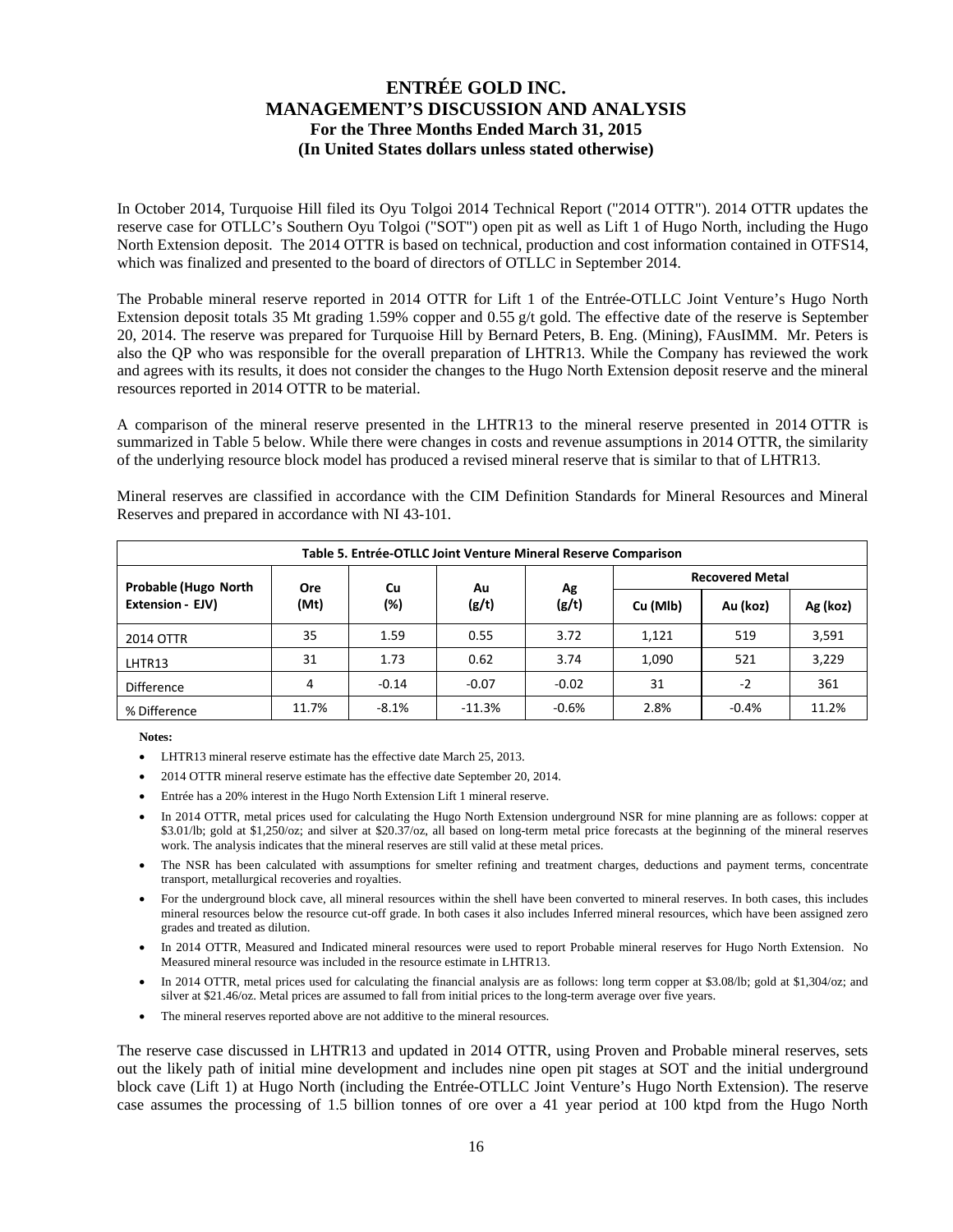In October 2014, Turquoise Hill filed its Oyu Tolgoi 2014 Technical Report ("2014 OTTR"). 2014 OTTR updates the reserve case for OTLLC's Southern Oyu Tolgoi ("SOT") open pit as well as Lift 1 of Hugo North, including the Hugo North Extension deposit. The 2014 OTTR is based on technical, production and cost information contained in OTFS14, which was finalized and presented to the board of directors of OTLLC in September 2014.

The Probable mineral reserve reported in 2014 OTTR for Lift 1 of the Entrée-OTLLC Joint Venture's Hugo North Extension deposit totals 35 Mt grading 1.59% copper and 0.55 g/t gold. The effective date of the reserve is September 20, 2014. The reserve was prepared for Turquoise Hill by Bernard Peters, B. Eng. (Mining), FAusIMM. Mr. Peters is also the QP who was responsible for the overall preparation of LHTR13. While the Company has reviewed the work and agrees with its results, it does not consider the changes to the Hugo North Extension deposit reserve and the mineral resources reported in 2014 OTTR to be material.

A comparison of the mineral reserve presented in the LHTR13 to the mineral reserve presented in 2014 OTTR is summarized in Table 5 below. While there were changes in costs and revenue assumptions in 2014 OTTR, the similarity of the underlying resource block model has produced a revised mineral reserve that is similar to that of LHTR13.

Mineral reserves are classified in accordance with the CIM Definition Standards for Mineral Resources and Mineral Reserves and prepared in accordance with NI 43-101.

**Table 5. Entrée-OTLLC Joint Venture Mineral Reserve Comparison**

| Probable (Hugo North Extension - EJV) | Ore (Mt) | Cu (%) | Au (g/t) | Ag (g/t) | Recovered Metal | | |
|---|---|---|---|---|---|---|---|
| | | | | | Cu (Mlb) | Au (koz) | Ag (koz) |
| 2014 OTTR | 35 | 1.59 | 0.55 | 3.72 | 1,121 | 519 | 3,591 |
| LHTR13 | 31 | 1.73 | 0.62 | 3.74 | 1,090 | 521 | 3,229 |
| Difference | 4 | -0.14 | -0.07 | -0.02 | 31 | -2 | 361 |
| % Difference | 11.7% | -8.1% | -11.3% | -0.6% | 2.8% | -0.4% | 11.2% |

**Notes:**

- LHTR13 mineral reserve estimate has the effective date March 25, 2013.
- 2014 OTTR mineral reserve estimate has the effective date September 20, 2014.
- Entrée has a 20% interest in the Hugo North Extension Lift 1 mineral reserve.
- In 2014 OTTR, metal prices used for calculating the Hugo North Extension underground NSR for mine planning are as follows: copper at \$3.01/lb; gold at \$1,250/oz; and silver at \$20.37/oz, all based on long-term metal price forecasts at the beginning of the mineral reserves work. The analysis indicates that the mineral reserves are still valid at these metal prices.
- The NSR has been calculated with assumptions for smelter refining and treatment charges, deductions and payment terms, concentrate transport, metallurgical recoveries and royalties.
- For the underground block cave, all mineral resources within the shell have been converted to mineral reserves. In both cases, this includes mineral resources below the resource cut-off grade. In both cases it also includes Inferred mineral resources, which have been assigned zero grades and treated as dilution.
- In 2014 OTTR, Measured and Indicated mineral resources were used to report Probable mineral reserves for Hugo North Extension. No Measured mineral resource was included in the resource estimate in LHTR13.
- In 2014 OTTR, metal prices used for calculating the financial analysis are as follows: long term copper at \$3.08/lb; gold at \$1,304/oz; and silver at \$21.46/oz. Metal prices are assumed to fall from initial prices to the long-term average over five years.
- The mineral reserves reported above are not additive to the mineral resources.

The reserve case discussed in LHTR13 and updated in 2014 OTTR, using Proven and Probable mineral reserves, sets out the likely path of initial mine development and includes nine open pit stages at SOT and the initial underground block cave (Lift 1) at Hugo North (including the Entrée-OTLLC Joint Venture's Hugo North Extension). The reserve case assumes the processing of 1.5 billion tonnes of ore over a 41 year period at 100 ktpd from the Hugo North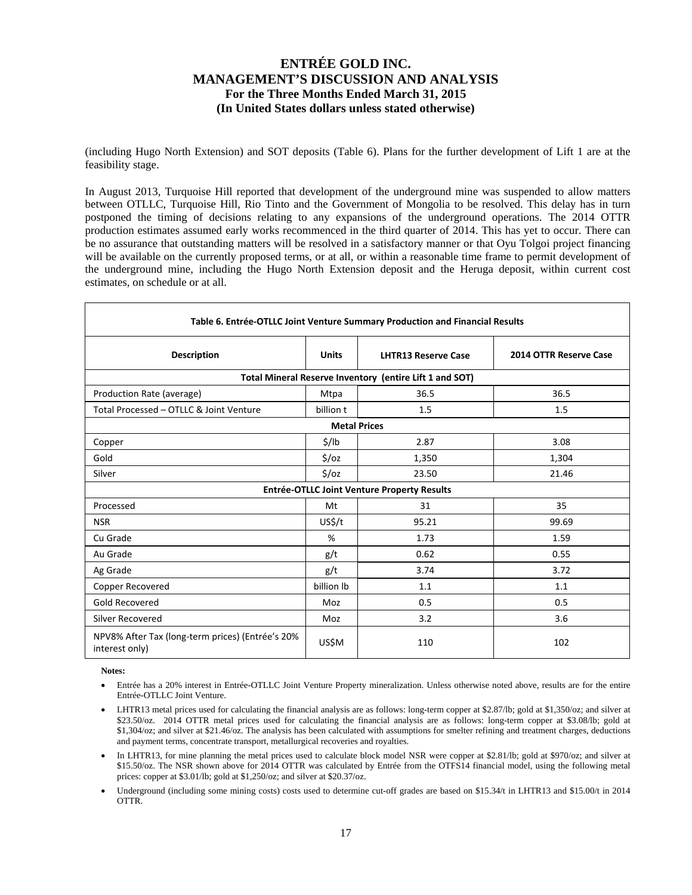(including Hugo North Extension) and SOT deposits (Table 6). Plans for the further development of Lift 1 are at the feasibility stage.

In August 2013, Turquoise Hill reported that development of the underground mine was suspended to allow matters between OTLLC, Turquoise Hill, Rio Tinto and the Government of Mongolia to be resolved. This delay has in turn postponed the timing of decisions relating to any expansions of the underground operations. The 2014 OTTR production estimates assumed early works recommenced in the third quarter of 2014. This has yet to occur. There can be no assurance that outstanding matters will be resolved in a satisfactory manner or that Oyu Tolgoi project financing will be available on the currently proposed terms, or at all, or within a reasonable time frame to permit development of the underground mine, including the Hugo North Extension deposit and the Heruga deposit, within current cost estimates, on schedule or at all.

**Table 6. Entrée-OTLLC Joint Venture Summary Production and Financial Results**

| Description | Units | LHTR13 Reserve Case | 2014 OTTR Reserve Case |
|---|---|---|---|
| **Total Mineral Reserve Inventory (entire Lift 1 and SOT)** | | | |
| Production Rate (average) | Mtpa | 36.5 | 36.5 |
| Total Processed – OTLLC & Joint Venture | billion t | 1.5 | 1.5 |
| **Metal Prices** | | | |
| Copper | $/lb | 2.87 | 3.08 |
| Gold | $/oz | 1,350 | 1,304 |
| Silver | $/oz | 23.50 | 21.46 |
| **Entrée-OTLLC Joint Venture Property Results** | | | |
| Processed | Mt | 31 | 35 |
| NSR | US$/t | 95.21 | 99.69 |
| Cu Grade | % | 1.73 | 1.59 |
| Au Grade | g/t | 0.62 | 0.55 |
| Ag Grade | g/t | 3.74 | 3.72 |
| Copper Recovered | billion lb | 1.1 | 1.1 |
| Gold Recovered | Moz | 0.5 | 0.5 |
| Silver Recovered | Moz | 3.2 | 3.6 |
| NPV8% After Tax (long-term prices) (Entrée's 20% interest only) | US$M | 110 | 102 |

**Notes:**

- Entrée has a 20% interest in Entrée-OTLLC Joint Venture Property mineralization. Unless otherwise noted above, results are for the entire Entrée-OTLLC Joint Venture.
- LHTR13 metal prices used for calculating the financial analysis are as follows: long-term copper at $2.87/lb; gold at $1,350/oz; and silver at $23.50/oz. 2014 OTTR metal prices used for calculating the financial analysis are as follows: long-term copper at $3.08/lb; gold at $1,304/oz; and silver at $21.46/oz. The analysis has been calculated with assumptions for smelter refining and treatment charges, deductions and payment terms, concentrate transport, metallurgical recoveries and royalties.
- In LHTR13, for mine planning the metal prices used to calculate block model NSR were copper at $2.81/lb; gold at $970/oz; and silver at $15.50/oz. The NSR shown above for 2014 OTTR was calculated by Entrée from the OTFS14 financial model, using the following metal prices: copper at $3.01/lb; gold at $1,250/oz; and silver at $20.37/oz.
- Underground (including some mining costs) costs used to determine cut-off grades are based on $15.34/t in LHTR13 and $15.00/t in 2014 OTTR.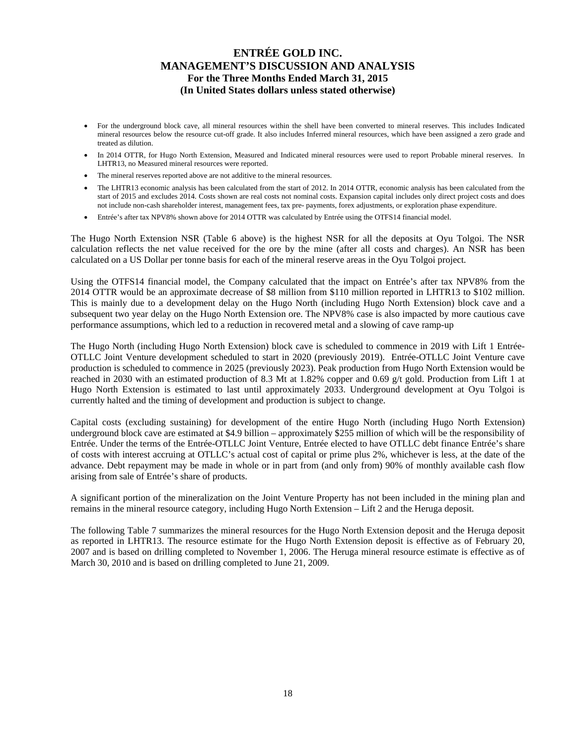- For the underground block cave, all mineral resources within the shell have been converted to mineral reserves. This includes Indicated mineral resources below the resource cut-off grade. It also includes Inferred mineral resources, which have been assigned a zero grade and treated as dilution.
- In 2014 OTTR, for Hugo North Extension, Measured and Indicated mineral resources were used to report Probable mineral reserves. In LHTR13, no Measured mineral resources were reported.
- The mineral reserves reported above are not additive to the mineral resources.
- The LHTR13 economic analysis has been calculated from the start of 2012. In 2014 OTTR, economic analysis has been calculated from the start of 2015 and excludes 2014. Costs shown are real costs not nominal costs. Expansion capital includes only direct project costs and does not include non-cash shareholder interest, management fees, tax pre- payments, forex adjustments, or exploration phase expenditure.
- Entrée's after tax NPV8% shown above for 2014 OTTR was calculated by Entrée using the OTFS14 financial model.

The Hugo North Extension NSR (Table 6 above) is the highest NSR for all the deposits at Oyu Tolgoi. The NSR calculation reflects the net value received for the ore by the mine (after all costs and charges). An NSR has been calculated on a US Dollar per tonne basis for each of the mineral reserve areas in the Oyu Tolgoi project.

Using the OTFS14 financial model, the Company calculated that the impact on Entrée's after tax NPV8% from the 2014 OTTR would be an approximate decrease of $8 million from $110 million reported in LHTR13 to $102 million. This is mainly due to a development delay on the Hugo North (including Hugo North Extension) block cave and a subsequent two year delay on the Hugo North Extension ore. The NPV8% case is also impacted by more cautious cave performance assumptions, which led to a reduction in recovered metal and a slowing of cave ramp-up

The Hugo North (including Hugo North Extension) block cave is scheduled to commence in 2019 with Lift 1 Entrée-OTLLC Joint Venture development scheduled to start in 2020 (previously 2019). Entrée-OTLLC Joint Venture cave production is scheduled to commence in 2025 (previously 2023). Peak production from Hugo North Extension would be reached in 2030 with an estimated production of 8.3 Mt at 1.82% copper and 0.69 g/t gold. Production from Lift 1 at Hugo North Extension is estimated to last until approximately 2033. Underground development at Oyu Tolgoi is currently halted and the timing of development and production is subject to change.

Capital costs (excluding sustaining) for development of the entire Hugo North (including Hugo North Extension) underground block cave are estimated at $4.9 billion – approximately $255 million of which will be the responsibility of Entrée. Under the terms of the Entrée-OTLLC Joint Venture, Entrée elected to have OTLLC debt finance Entrée's share of costs with interest accruing at OTLLC's actual cost of capital or prime plus 2%, whichever is less, at the date of the advance. Debt repayment may be made in whole or in part from (and only from) 90% of monthly available cash flow arising from sale of Entrée's share of products.

A significant portion of the mineralization on the Joint Venture Property has not been included in the mining plan and remains in the mineral resource category, including Hugo North Extension – Lift 2 and the Heruga deposit.

The following Table 7 summarizes the mineral resources for the Hugo North Extension deposit and the Heruga deposit as reported in LHTR13. The resource estimate for the Hugo North Extension deposit is effective as of February 20, 2007 and is based on drilling completed to November 1, 2006. The Heruga mineral resource estimate is effective as of March 30, 2010 and is based on drilling completed to June 21, 2009.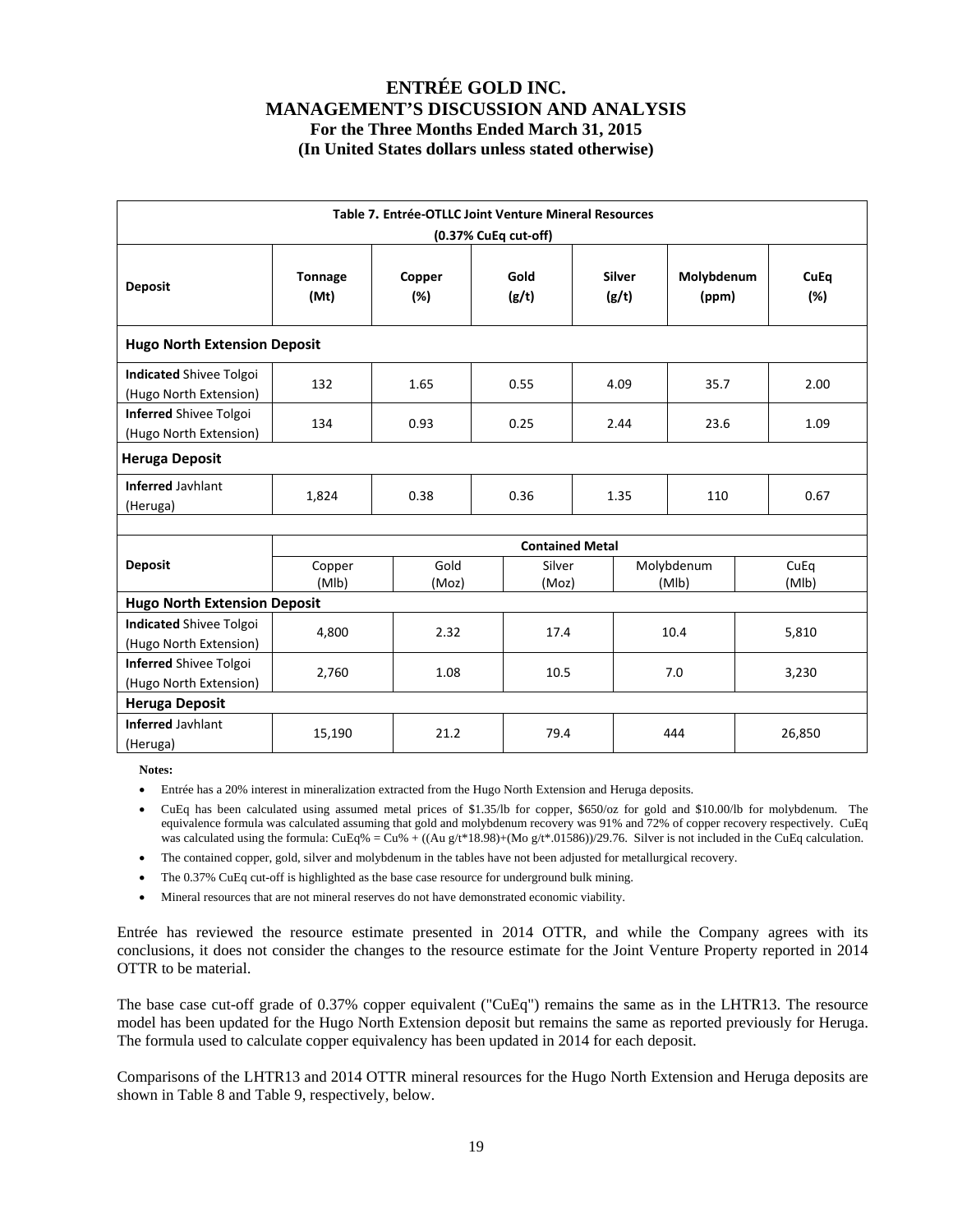| Table 7. Entrée-OTLLC Joint Venture Mineral Resources (0.37% CuEq cut-off) | | | | | | |
|---|---|---|---|---|---|---|
| **Deposit** | **Tonnage (Mt)** | **Copper (%)** | **Gold (g/t)** | **Silver (g/t)** | **Molybdenum (ppm)** | **CuEq (%)** |
| **Hugo North Extension Deposit** | | | | | | |
| **Indicated** Shivee Tolgoi (Hugo North Extension) | 132 | 1.65 | 0.55 | 4.09 | 35.7 | 2.00 |
| **Inferred** Shivee Tolgoi (Hugo North Extension) | 134 | 0.93 | 0.25 | 2.44 | 23.6 | 1.09 |
| **Heruga Deposit** | | | | | | |
| **Inferred** Javhlant (Heruga) | 1,824 | 0.38 | 0.36 | 1.35 | 110 | 0.67 |

| **Deposit** | **Contained Metal** | | | | |
|---|---|---|---|---|---|
| | Copper (Mlb) | Gold (Moz) | Silver (Moz) | Molybdenum (Mlb) | CuEq (Mlb) |
| **Hugo North Extension Deposit** | | | | | |
| **Indicated** Shivee Tolgoi (Hugo North Extension) | 4,800 | 2.32 | 17.4 | 10.4 | 5,810 |
| **Inferred** Shivee Tolgoi (Hugo North Extension) | 2,760 | 1.08 | 10.5 | 7.0 | 3,230 |
| **Heruga Deposit** | | | | | |
| **Inferred** Javhlant (Heruga) | 15,190 | 21.2 | 79.4 | 444 | 26,850 |

**Notes:**

- Entrée has a 20% interest in mineralization extracted from the Hugo North Extension and Heruga deposits.
- CuEq has been calculated using assumed metal prices of \$1.35/lb for copper, \$650/oz for gold and \$10.00/lb for molybdenum. The equivalence formula was calculated assuming that gold and molybdenum recovery was 91% and 72% of copper recovery respectively. CuEq was calculated using the formula: CuEq% = Cu% + ((Au g/t*18.98)+(Mo g/t*.01586))/29.76. Silver is not included in the CuEq calculation.
- The contained copper, gold, silver and molybdenum in the tables have not been adjusted for metallurgical recovery.
- The 0.37% CuEq cut-off is highlighted as the base case resource for underground bulk mining.
- Mineral resources that are not mineral reserves do not have demonstrated economic viability.

Entrée has reviewed the resource estimate presented in 2014 OTTR, and while the Company agrees with its conclusions, it does not consider the changes to the resource estimate for the Joint Venture Property reported in 2014 OTTR to be material.

The base case cut-off grade of 0.37% copper equivalent ("CuEq") remains the same as in the LHTR13. The resource model has been updated for the Hugo North Extension deposit but remains the same as reported previously for Heruga. The formula used to calculate copper equivalency has been updated in 2014 for each deposit.

Comparisons of the LHTR13 and 2014 OTTR mineral resources for the Hugo North Extension and Heruga deposits are shown in Table 8 and Table 9, respectively, below.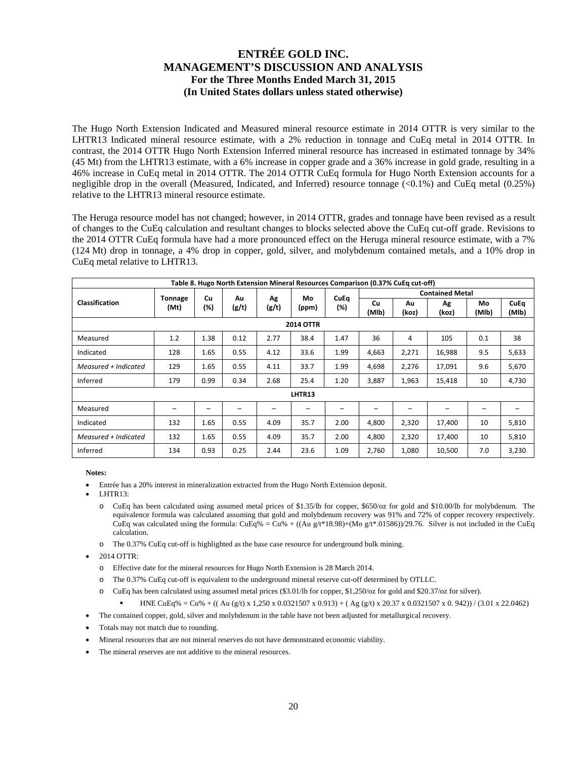The Hugo North Extension Indicated and Measured mineral resource estimate in 2014 OTTR is very similar to the LHTR13 Indicated mineral resource estimate, with a 2% reduction in tonnage and CuEq metal in 2014 OTTR. In contrast, the 2014 OTTR Hugo North Extension Inferred mineral resource has increased in estimated tonnage by 34% (45 Mt) from the LHTR13 estimate, with a 6% increase in copper grade and a 36% increase in gold grade, resulting in a 46% increase in CuEq metal in 2014 OTTR. The 2014 OTTR CuEq formula for Hugo North Extension accounts for a negligible drop in the overall (Measured, Indicated, and Inferred) resource tonnage (<0.1%) and CuEq metal (0.25%) relative to the LHTR13 mineral resource estimate.

The Heruga resource model has not changed; however, in 2014 OTTR, grades and tonnage have been revised as a result of changes to the CuEq calculation and resultant changes to blocks selected above the CuEq cut-off grade. Revisions to the 2014 OTTR CuEq formula have had a more pronounced effect on the Heruga mineral resource estimate, with a 7% (124 Mt) drop in tonnage, a 4% drop in copper, gold, silver, and molybdenum contained metals, and a 10% drop in CuEq metal relative to LHTR13.

**Table 8. Hugo North Extension Mineral Resources Comparison (0.37% CuEq cut-off)**

| Classification | Tonnage (Mt) | Cu (%) | Au (g/t) | Ag (g/t) | Mo (ppm) | CuEq (%) | Contained Metal | | | | |
|---|---|---|---|---|---|---|---|---|---|---|---|
| | | | | | | | Cu (Mlb) | Au (koz) | Ag (koz) | Mo (Mlb) | CuEq (Mlb) |
| **2014 OTTR** | | | | | | | | | | | |
| Measured | 1.2 | 1.38 | 0.12 | 2.77 | 38.4 | 1.47 | 36 | 4 | 105 | 0.1 | 38 |
| Indicated | 128 | 1.65 | 0.55 | 4.12 | 33.6 | 1.99 | 4,663 | 2,271 | 16,988 | 9.5 | 5,633 |
| *Measured + Indicated* | 129 | 1.65 | 0.55 | 4.11 | 33.7 | 1.99 | 4,698 | 2,276 | 17,091 | 9.6 | 5,670 |
| Inferred | 179 | 0.99 | 0.34 | 2.68 | 25.4 | 1.20 | 3,887 | 1,963 | 15,418 | 10 | 4,730 |
| **LHTR13** | | | | | | | | | | | |
| Measured | – | – | – | – | – | – | – | – | – | – | – |
| Indicated | 132 | 1.65 | 0.55 | 4.09 | 35.7 | 2.00 | 4,800 | 2,320 | 17,400 | 10 | 5,810 |
| *Measured + Indicated* | 132 | 1.65 | 0.55 | 4.09 | 35.7 | 2.00 | 4,800 | 2,320 | 17,400 | 10 | 5,810 |
| Inferred | 134 | 0.93 | 0.25 | 2.44 | 23.6 | 1.09 | 2,760 | 1,080 | 10,500 | 7.0 | 3,230 |

**Notes:**

- Entrée has a 20% interest in mineralization extracted from the Hugo North Extension deposit.
- LHTR13:
  - CuEq has been calculated using assumed metal prices of \$1.35/lb for copper, \$650/oz for gold and \$10.00/lb for molybdenum. The equivalence formula was calculated assuming that gold and molybdenum recovery was 91% and 72% of copper recovery respectively. CuEq was calculated using the formula: CuEq% = Cu% + ((Au g/t*18.98)+(Mo g/t*.01586))/29.76. Silver is not included in the CuEq calculation.
  - The 0.37% CuEq cut-off is highlighted as the base case resource for underground bulk mining.
- 2014 OTTR:
  - Effective date for the mineral resources for Hugo North Extension is 28 March 2014.
  - The 0.37% CuEq cut-off is equivalent to the underground mineral reserve cut-off determined by OTLLC.
  - CuEq has been calculated using assumed metal prices (\$3.01/lb for copper, \$1,250/oz for gold and \$20.37/oz for silver).
    - HNE CuEq% = Cu% + (( Au (g/t) x 1,250 x 0.0321507 x 0.913) + ( Ag (g/t) x 20.37 x 0.0321507 x 0. 942)) / (3.01 x 22.0462)
- The contained copper, gold, silver and molybdenum in the table have not been adjusted for metallurgical recovery.
- Totals may not match due to rounding.
- Mineral resources that are not mineral reserves do not have demonstrated economic viability.
- The mineral reserves are not additive to the mineral resources.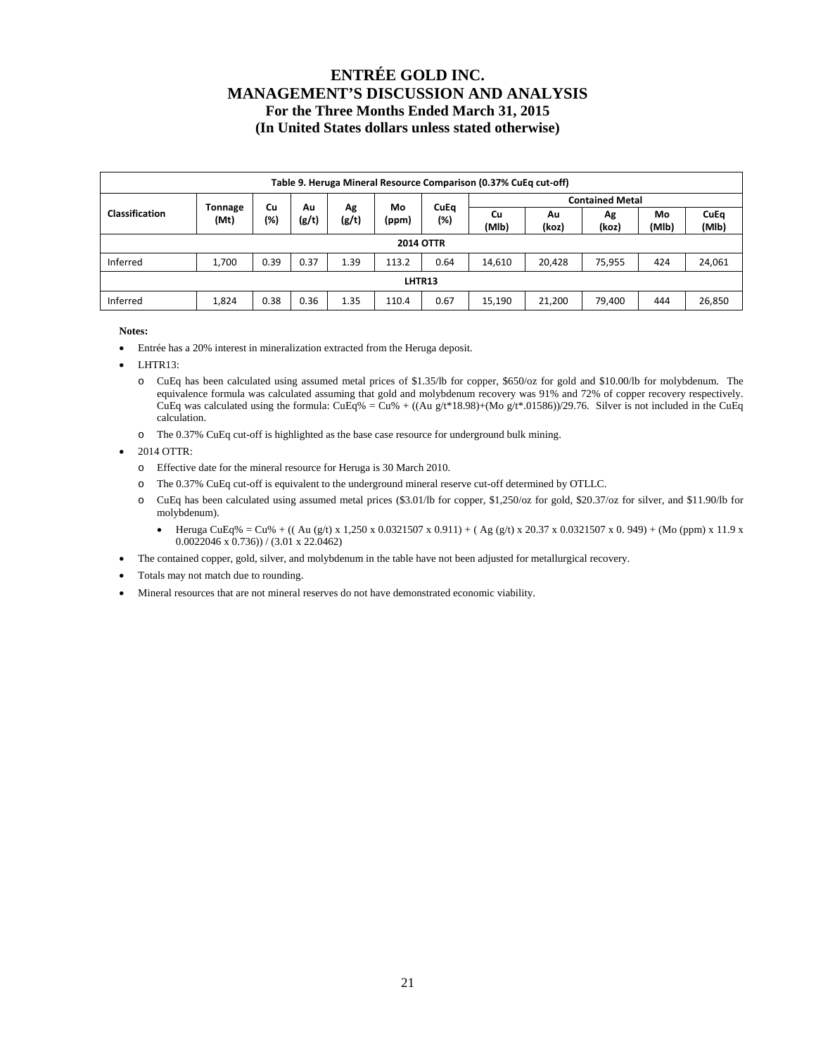**Table 9. Heruga Mineral Resource Comparison (0.37% CuEq cut-off)**

| Classification | Tonnage (Mt) | Cu (%) | Au (g/t) | Ag (g/t) | Mo (ppm) | CuEq (%) | Contained Metal | | | | |
|---|---|---|---|---|---|---|---|---|---|---|---|
| | | | | | | | Cu (Mlb) | Au (koz) | Ag (koz) | Mo (Mlb) | CuEq (Mlb) |
| **2014 OTTR** | | | | | | | | | | | |
| Inferred | 1,700 | 0.39 | 0.37 | 1.39 | 113.2 | 0.64 | 14,610 | 20,428 | 75,955 | 424 | 24,061 |
| **LHTR13** | | | | | | | | | | | |
| Inferred | 1,824 | 0.38 | 0.36 | 1.35 | 110.4 | 0.67 | 15,190 | 21,200 | 79,400 | 444 | 26,850 |

**Notes:**

- Entrée has a 20% interest in mineralization extracted from the Heruga deposit.
- LHTR13:
  - CuEq has been calculated using assumed metal prices of $1.35/lb for copper, $650/oz for gold and $10.00/lb for molybdenum. The equivalence formula was calculated assuming that gold and molybdenum recovery was 91% and 72% of copper recovery respectively. CuEq was calculated using the formula: CuEq% = Cu% + ((Au g/t*18.98)+(Mo g/t*.01586))/29.76. Silver is not included in the CuEq calculation.
  - The 0.37% CuEq cut-off is highlighted as the base case resource for underground bulk mining.
- 2014 OTTR:
  - Effective date for the mineral resource for Heruga is 30 March 2010.
  - The 0.37% CuEq cut-off is equivalent to the underground mineral reserve cut-off determined by OTLLC.
  - CuEq has been calculated using assumed metal prices ($3.01/lb for copper, $1,250/oz for gold, $20.37/oz for silver, and $11.90/lb for molybdenum).
    - Heruga CuEq% = Cu% + (( Au (g/t) x 1,250 x 0.0321507 x 0.911) + ( Ag (g/t) x 20.37 x 0.0321507 x 0. 949) + (Mo (ppm) x 11.9 x 0.0022046 x 0.736)) / (3.01 x 22.0462)
- The contained copper, gold, silver, and molybdenum in the table have not been adjusted for metallurgical recovery.
- Totals may not match due to rounding.
- Mineral resources that are not mineral reserves do not have demonstrated economic viability.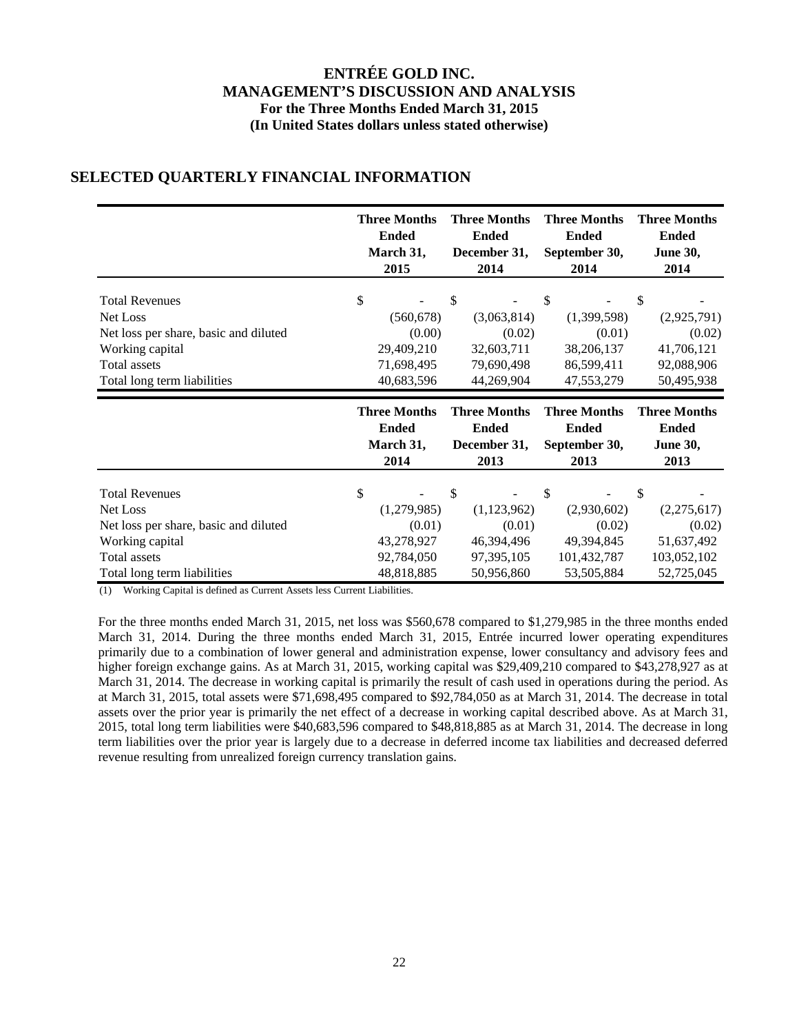# ENTRÉE GOLD INC.
## MANAGEMENT'S DISCUSSION AND ANALYSIS
### For the Three Months Ended March 31, 2015
### (In United States dollars unless stated otherwise)

## SELECTED QUARTERLY FINANCIAL INFORMATION

| | Three Months Ended March 31, 2015 | Three Months Ended December 31, 2014 | Three Months Ended September 30, 2014 | Three Months Ended June 30, 2014 |
|---|---|---|---|---|
| Total Revenues | $ - | $ - | $ - | $ - |
| Net Loss | (560,678) | (3,063,814) | (1,399,598) | (2,925,791) |
| Net loss per share, basic and diluted | (0.00) | (0.02) | (0.01) | (0.02) |
| Working capital | 29,409,210 | 32,603,711 | 38,206,137 | 41,706,121 |
| Total assets | 71,698,495 | 79,690,498 | 86,599,411 | 92,088,906 |
| Total long term liabilities | 40,683,596 | 44,269,904 | 47,553,279 | 50,495,938 |

| | Three Months Ended March 31, 2014 | Three Months Ended December 31, 2013 | Three Months Ended September 30, 2013 | Three Months Ended June 30, 2013 |
|---|---|---|---|---|
| Total Revenues | $ - | $ - | $ - | $ - |
| Net Loss | (1,279,985) | (1,123,962) | (2,930,602) | (2,275,617) |
| Net loss per share, basic and diluted | (0.01) | (0.01) | (0.02) | (0.02) |
| Working capital | 43,278,927 | 46,394,496 | 49,394,845 | 51,637,492 |
| Total assets | 92,784,050 | 97,395,105 | 101,432,787 | 103,052,102 |
| Total long term liabilities | 48,818,885 | 50,956,860 | 53,505,884 | 52,725,045 |

(1) Working Capital is defined as Current Assets less Current Liabilities.

For the three months ended March 31, 2015, net loss was $560,678 compared to $1,279,985 in the three months ended March 31, 2014. During the three months ended March 31, 2015, Entrée incurred lower operating expenditures primarily due to a combination of lower general and administration expense, lower consultancy and advisory fees and higher foreign exchange gains. As at March 31, 2015, working capital was $29,409,210 compared to $43,278,927 as at March 31, 2014. The decrease in working capital is primarily the result of cash used in operations during the period. As at March 31, 2015, total assets were $71,698,495 compared to $92,784,050 as at March 31, 2014. The decrease in total assets over the prior year is primarily the net effect of a decrease in working capital described above. As at March 31, 2015, total long term liabilities were $40,683,596 compared to $48,818,885 as at March 31, 2014. The decrease in long term liabilities over the prior year is largely due to a decrease in deferred income tax liabilities and decreased deferred revenue resulting from unrealized foreign currency translation gains.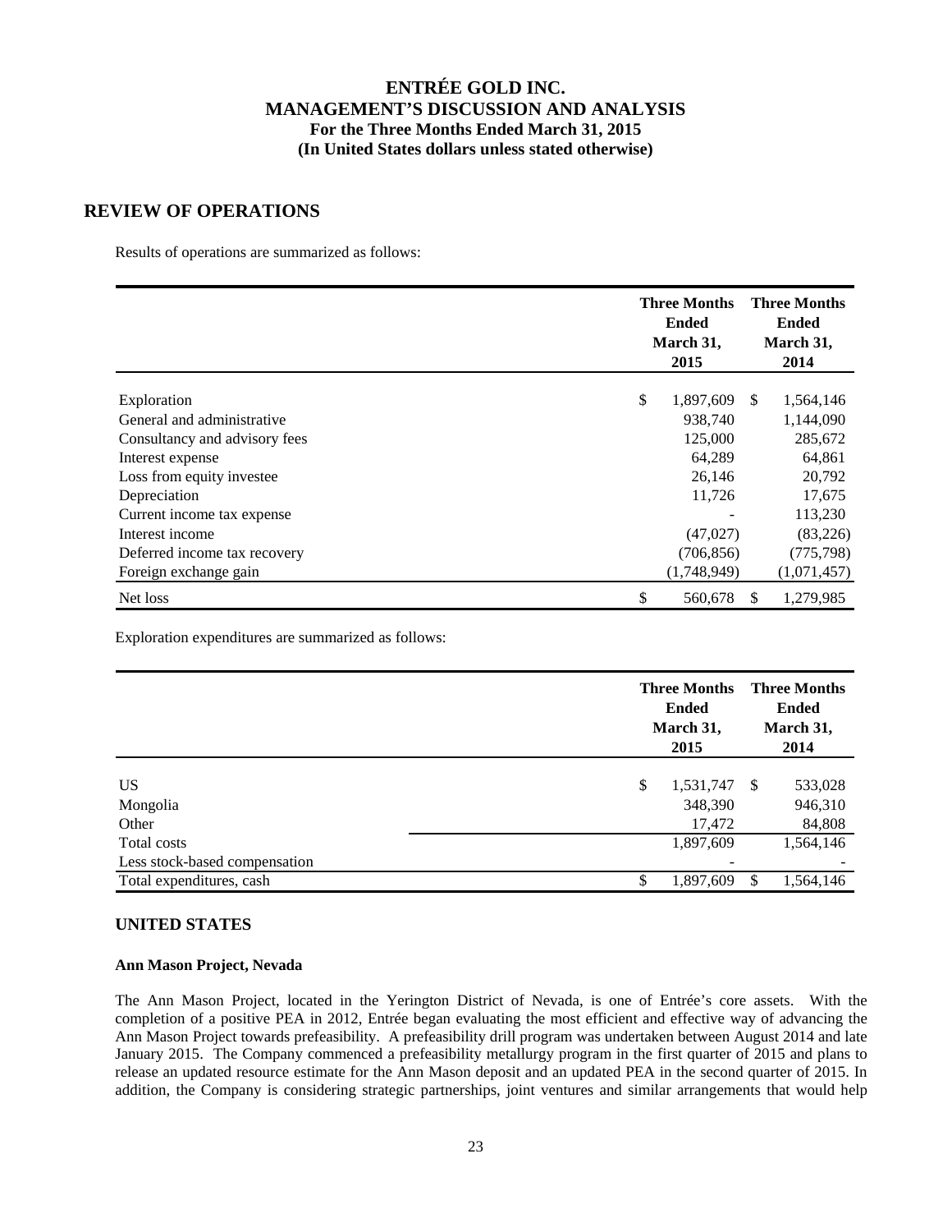# ENTRÉE GOLD INC.
## MANAGEMENT'S DISCUSSION AND ANALYSIS
### For the Three Months Ended March 31, 2015
### (In United States dollars unless stated otherwise)

## REVIEW OF OPERATIONS

Results of operations are summarized as follows:

| | Three Months Ended March 31, 2015 | Three Months Ended March 31, 2014 |
|---|---|---|
| Exploration | $ 1,897,609 | $ 1,564,146 |
| General and administrative | 938,740 | 1,144,090 |
| Consultancy and advisory fees | 125,000 | 285,672 |
| Interest expense | 64,289 | 64,861 |
| Loss from equity investee | 26,146 | 20,792 |
| Depreciation | 11,726 | 17,675 |
| Current income tax expense | - | 113,230 |
| Interest income | (47,027) | (83,226) |
| Deferred income tax recovery | (706,856) | (775,798) |
| Foreign exchange gain | (1,748,949) | (1,071,457) |
| Net loss | $ 560,678 | $ 1,279,985 |

Exploration expenditures are summarized as follows:

| | Three Months Ended March 31, 2015 | Three Months Ended March 31, 2014 |
|---|---|---|
| US | $ 1,531,747 | $ 533,028 |
| Mongolia | 348,390 | 946,310 |
| Other | 17,472 | 84,808 |
| Total costs | 1,897,609 | 1,564,146 |
| Less stock-based compensation | - | - |
| Total expenditures, cash | $ 1,897,609 | $ 1,564,146 |

### UNITED STATES

**Ann Mason Project, Nevada**

The Ann Mason Project, located in the Yerington District of Nevada, is one of Entrée's core assets. With the completion of a positive PEA in 2012, Entrée began evaluating the most efficient and effective way of advancing the Ann Mason Project towards prefeasibility. A prefeasibility drill program was undertaken between August 2014 and late January 2015. The Company commenced a prefeasibility metallurgy program in the first quarter of 2015 and plans to release an updated resource estimate for the Ann Mason deposit and an updated PEA in the second quarter of 2015. In addition, the Company is considering strategic partnerships, joint ventures and similar arrangements that would help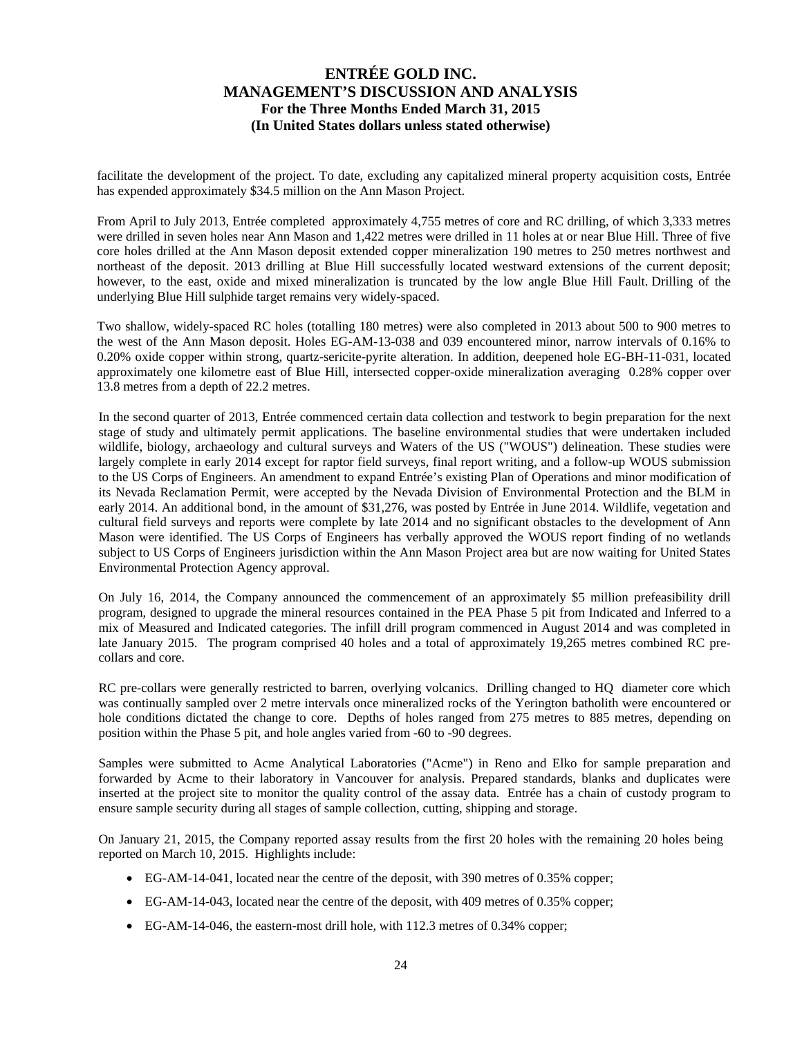facilitate the development of the project. To date, excluding any capitalized mineral property acquisition costs, Entrée has expended approximately $34.5 million on the Ann Mason Project.

From April to July 2013, Entrée completed approximately 4,755 metres of core and RC drilling, of which 3,333 metres were drilled in seven holes near Ann Mason and 1,422 metres were drilled in 11 holes at or near Blue Hill. Three of five core holes drilled at the Ann Mason deposit extended copper mineralization 190 metres to 250 metres northwest and northeast of the deposit. 2013 drilling at Blue Hill successfully located westward extensions of the current deposit; however, to the east, oxide and mixed mineralization is truncated by the low angle Blue Hill Fault. Drilling of the underlying Blue Hill sulphide target remains very widely-spaced.

Two shallow, widely-spaced RC holes (totalling 180 metres) were also completed in 2013 about 500 to 900 metres to the west of the Ann Mason deposit. Holes EG-AM-13-038 and 039 encountered minor, narrow intervals of 0.16% to 0.20% oxide copper within strong, quartz-sericite-pyrite alteration. In addition, deepened hole EG-BH-11-031, located approximately one kilometre east of Blue Hill, intersected copper-oxide mineralization averaging 0.28% copper over 13.8 metres from a depth of 22.2 metres.

In the second quarter of 2013, Entrée commenced certain data collection and testwork to begin preparation for the next stage of study and ultimately permit applications. The baseline environmental studies that were undertaken included wildlife, biology, archaeology and cultural surveys and Waters of the US ("WOUS") delineation. These studies were largely complete in early 2014 except for raptor field surveys, final report writing, and a follow-up WOUS submission to the US Corps of Engineers. An amendment to expand Entrée's existing Plan of Operations and minor modification of its Nevada Reclamation Permit, were accepted by the Nevada Division of Environmental Protection and the BLM in early 2014. An additional bond, in the amount of $31,276, was posted by Entrée in June 2014. Wildlife, vegetation and cultural field surveys and reports were complete by late 2014 and no significant obstacles to the development of Ann Mason were identified. The US Corps of Engineers has verbally approved the WOUS report finding of no wetlands subject to US Corps of Engineers jurisdiction within the Ann Mason Project area but are now waiting for United States Environmental Protection Agency approval.

On July 16, 2014, the Company announced the commencement of an approximately $5 million prefeasibility drill program, designed to upgrade the mineral resources contained in the PEA Phase 5 pit from Indicated and Inferred to a mix of Measured and Indicated categories. The infill drill program commenced in August 2014 and was completed in late January 2015. The program comprised 40 holes and a total of approximately 19,265 metres combined RC pre-collars and core.

RC pre-collars were generally restricted to barren, overlying volcanics. Drilling changed to HQ diameter core which was continually sampled over 2 metre intervals once mineralized rocks of the Yerington batholith were encountered or hole conditions dictated the change to core. Depths of holes ranged from 275 metres to 885 metres, depending on position within the Phase 5 pit, and hole angles varied from -60 to -90 degrees.

Samples were submitted to Acme Analytical Laboratories ("Acme") in Reno and Elko for sample preparation and forwarded by Acme to their laboratory in Vancouver for analysis. Prepared standards, blanks and duplicates were inserted at the project site to monitor the quality control of the assay data. Entrée has a chain of custody program to ensure sample security during all stages of sample collection, cutting, shipping and storage.

On January 21, 2015, the Company reported assay results from the first 20 holes with the remaining 20 holes being reported on March 10, 2015. Highlights include:

- EG-AM-14-041, located near the centre of the deposit, with 390 metres of 0.35% copper;
- EG-AM-14-043, located near the centre of the deposit, with 409 metres of 0.35% copper;
- EG-AM-14-046, the eastern-most drill hole, with 112.3 metres of 0.34% copper;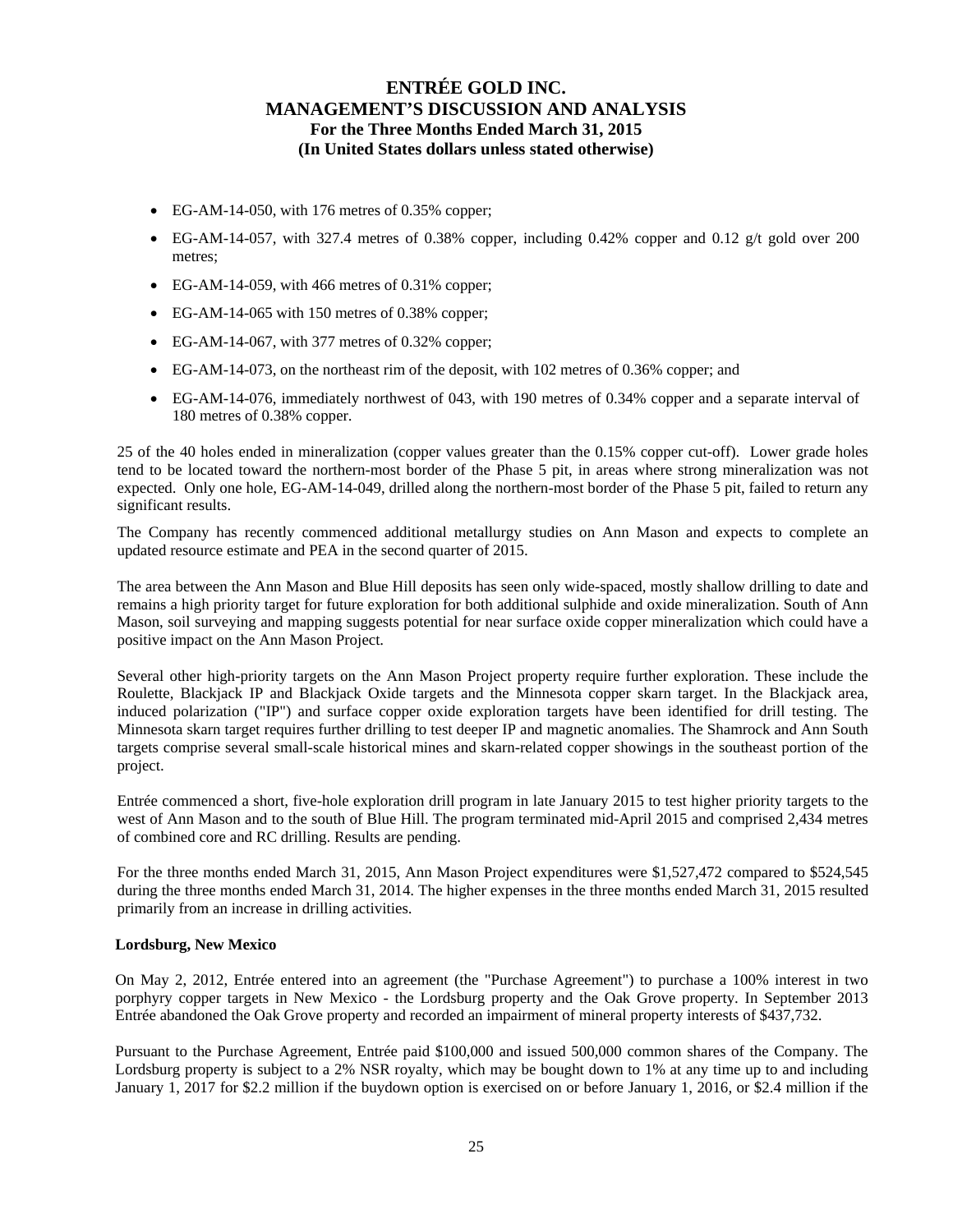- EG-AM-14-050, with 176 metres of 0.35% copper;
- EG-AM-14-057, with 327.4 metres of 0.38% copper, including 0.42% copper and 0.12 g/t gold over 200 metres;
- EG-AM-14-059, with 466 metres of 0.31% copper;
- EG-AM-14-065 with 150 metres of 0.38% copper;
- EG-AM-14-067, with 377 metres of 0.32% copper;
- EG-AM-14-073, on the northeast rim of the deposit, with 102 metres of 0.36% copper; and
- EG-AM-14-076, immediately northwest of 043, with 190 metres of 0.34% copper and a separate interval of 180 metres of 0.38% copper.

25 of the 40 holes ended in mineralization (copper values greater than the 0.15% copper cut-off). Lower grade holes tend to be located toward the northern-most border of the Phase 5 pit, in areas where strong mineralization was not expected. Only one hole, EG-AM-14-049, drilled along the northern-most border of the Phase 5 pit, failed to return any significant results.

The Company has recently commenced additional metallurgy studies on Ann Mason and expects to complete an updated resource estimate and PEA in the second quarter of 2015.

The area between the Ann Mason and Blue Hill deposits has seen only wide-spaced, mostly shallow drilling to date and remains a high priority target for future exploration for both additional sulphide and oxide mineralization. South of Ann Mason, soil surveying and mapping suggests potential for near surface oxide copper mineralization which could have a positive impact on the Ann Mason Project.

Several other high-priority targets on the Ann Mason Project property require further exploration. These include the Roulette, Blackjack IP and Blackjack Oxide targets and the Minnesota copper skarn target. In the Blackjack area, induced polarization ("IP") and surface copper oxide exploration targets have been identified for drill testing. The Minnesota skarn target requires further drilling to test deeper IP and magnetic anomalies. The Shamrock and Ann South targets comprise several small-scale historical mines and skarn-related copper showings in the southeast portion of the project.

Entrée commenced a short, five-hole exploration drill program in late January 2015 to test higher priority targets to the west of Ann Mason and to the south of Blue Hill. The program terminated mid-April 2015 and comprised 2,434 metres of combined core and RC drilling. Results are pending.

For the three months ended March 31, 2015, Ann Mason Project expenditures were $1,527,472 compared to $524,545 during the three months ended March 31, 2014. The higher expenses in the three months ended March 31, 2015 resulted primarily from an increase in drilling activities.

**Lordsburg, New Mexico**

On May 2, 2012, Entrée entered into an agreement (the "Purchase Agreement") to purchase a 100% interest in two porphyry copper targets in New Mexico - the Lordsburg property and the Oak Grove property. In September 2013 Entrée abandoned the Oak Grove property and recorded an impairment of mineral property interests of $437,732.

Pursuant to the Purchase Agreement, Entrée paid $100,000 and issued 500,000 common shares of the Company. The Lordsburg property is subject to a 2% NSR royalty, which may be bought down to 1% at any time up to and including January 1, 2017 for $2.2 million if the buydown option is exercised on or before January 1, 2016, or $2.4 million if the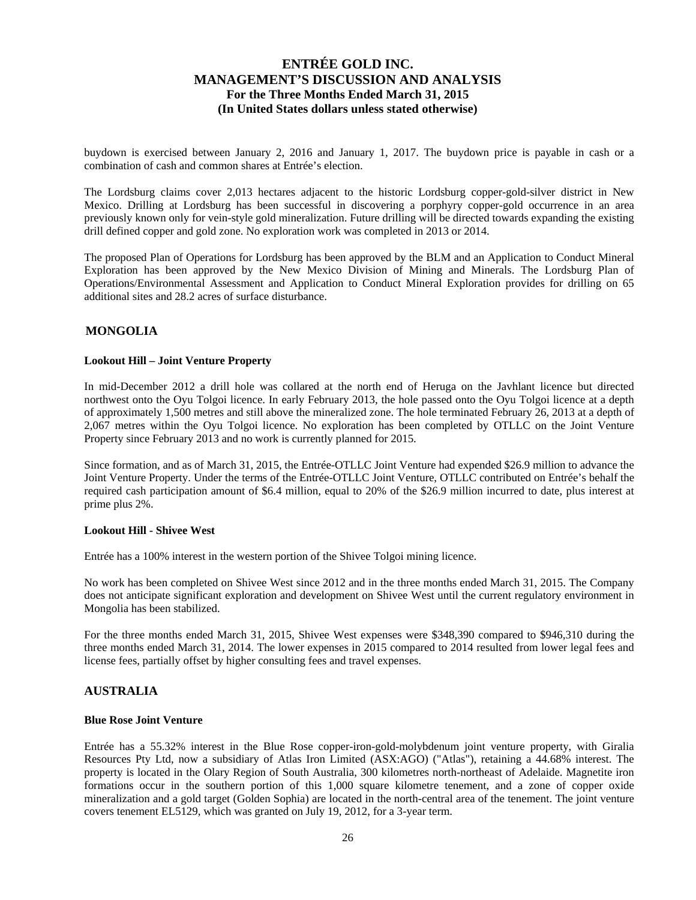buydown is exercised between January 2, 2016 and January 1, 2017. The buydown price is payable in cash or a combination of cash and common shares at Entrée's election.

The Lordsburg claims cover 2,013 hectares adjacent to the historic Lordsburg copper-gold-silver district in New Mexico. Drilling at Lordsburg has been successful in discovering a porphyry copper-gold occurrence in an area previously known only for vein-style gold mineralization. Future drilling will be directed towards expanding the existing drill defined copper and gold zone. No exploration work was completed in 2013 or 2014.

The proposed Plan of Operations for Lordsburg has been approved by the BLM and an Application to Conduct Mineral Exploration has been approved by the New Mexico Division of Mining and Minerals. The Lordsburg Plan of Operations/Environmental Assessment and Application to Conduct Mineral Exploration provides for drilling on 65 additional sites and 28.2 acres of surface disturbance.

## MONGOLIA

### Lookout Hill – Joint Venture Property

In mid-December 2012 a drill hole was collared at the north end of Heruga on the Javhlant licence but directed northwest onto the Oyu Tolgoi licence. In early February 2013, the hole passed onto the Oyu Tolgoi licence at a depth of approximately 1,500 metres and still above the mineralized zone. The hole terminated February 26, 2013 at a depth of 2,067 metres within the Oyu Tolgoi licence. No exploration has been completed by OTLLC on the Joint Venture Property since February 2013 and no work is currently planned for 2015.

Since formation, and as of March 31, 2015, the Entrée-OTLLC Joint Venture had expended $26.9 million to advance the Joint Venture Property. Under the terms of the Entrée-OTLLC Joint Venture, OTLLC contributed on Entrée's behalf the required cash participation amount of $6.4 million, equal to 20% of the $26.9 million incurred to date, plus interest at prime plus 2%.

### Lookout Hill - Shivee West

Entrée has a 100% interest in the western portion of the Shivee Tolgoi mining licence.

No work has been completed on Shivee West since 2012 and in the three months ended March 31, 2015. The Company does not anticipate significant exploration and development on Shivee West until the current regulatory environment in Mongolia has been stabilized.

For the three months ended March 31, 2015, Shivee West expenses were $348,390 compared to $946,310 during the three months ended March 31, 2014. The lower expenses in 2015 compared to 2014 resulted from lower legal fees and license fees, partially offset by higher consulting fees and travel expenses.

## AUSTRALIA

### Blue Rose Joint Venture

Entrée has a 55.32% interest in the Blue Rose copper-iron-gold-molybdenum joint venture property, with Giralia Resources Pty Ltd, now a subsidiary of Atlas Iron Limited (ASX:AGO) ("Atlas"), retaining a 44.68% interest. The property is located in the Olary Region of South Australia, 300 kilometres north-northeast of Adelaide. Magnetite iron formations occur in the southern portion of this 1,000 square kilometre tenement, and a zone of copper oxide mineralization and a gold target (Golden Sophia) are located in the north-central area of the tenement. The joint venture covers tenement EL5129, which was granted on July 19, 2012, for a 3-year term.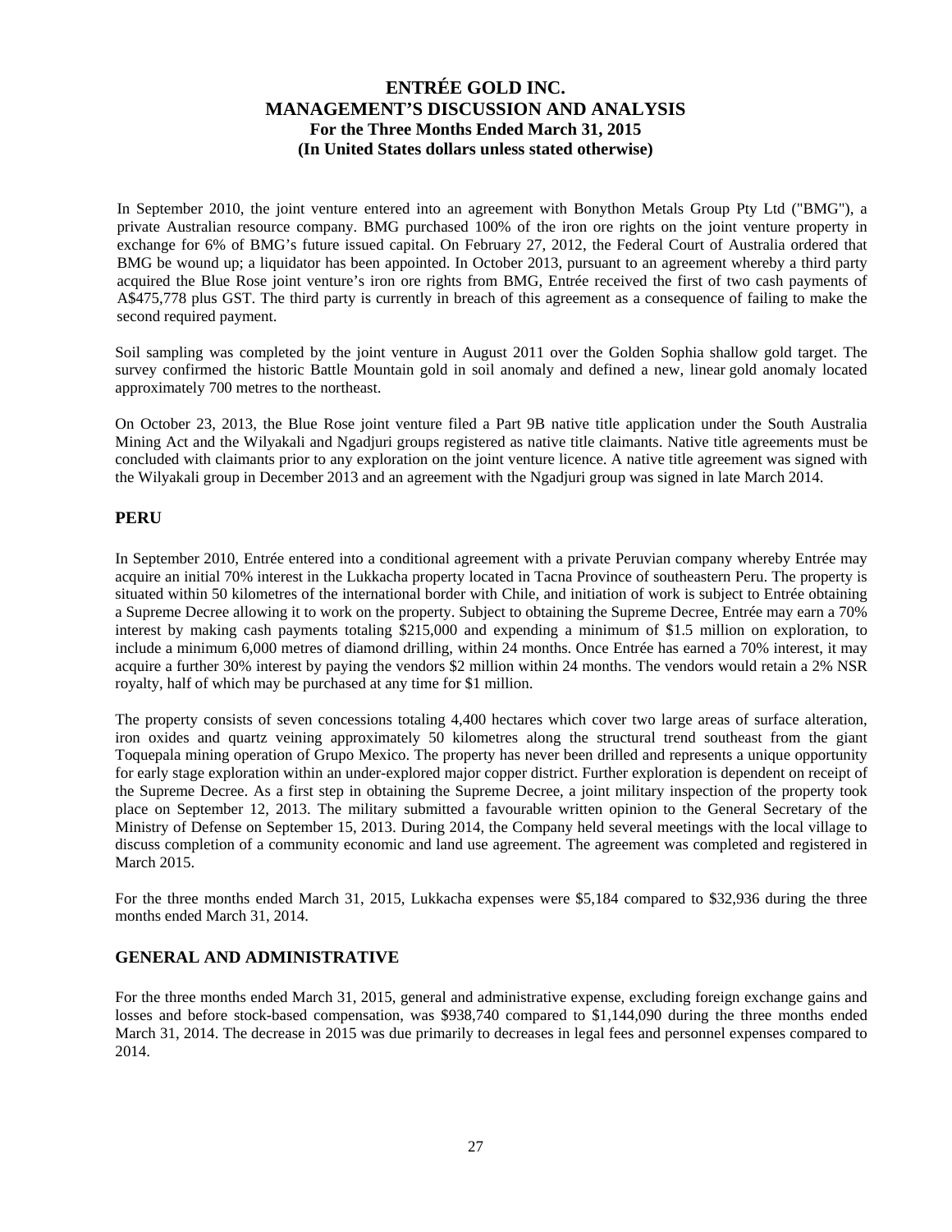In September 2010, the joint venture entered into an agreement with Bonython Metals Group Pty Ltd ("BMG"), a private Australian resource company. BMG purchased 100% of the iron ore rights on the joint venture property in exchange for 6% of BMG's future issued capital. On February 27, 2012, the Federal Court of Australia ordered that BMG be wound up; a liquidator has been appointed. In October 2013, pursuant to an agreement whereby a third party acquired the Blue Rose joint venture's iron ore rights from BMG, Entrée received the first of two cash payments of A$475,778 plus GST. The third party is currently in breach of this agreement as a consequence of failing to make the second required payment.

Soil sampling was completed by the joint venture in August 2011 over the Golden Sophia shallow gold target. The survey confirmed the historic Battle Mountain gold in soil anomaly and defined a new, linear gold anomaly located approximately 700 metres to the northeast.

On October 23, 2013, the Blue Rose joint venture filed a Part 9B native title application under the South Australia Mining Act and the Wilyakali and Ngadjuri groups registered as native title claimants. Native title agreements must be concluded with claimants prior to any exploration on the joint venture licence. A native title agreement was signed with the Wilyakali group in December 2013 and an agreement with the Ngadjuri group was signed in late March 2014.

## PERU

In September 2010, Entrée entered into a conditional agreement with a private Peruvian company whereby Entrée may acquire an initial 70% interest in the Lukkacha property located in Tacna Province of southeastern Peru. The property is situated within 50 kilometres of the international border with Chile, and initiation of work is subject to Entrée obtaining a Supreme Decree allowing it to work on the property. Subject to obtaining the Supreme Decree, Entrée may earn a 70% interest by making cash payments totaling $215,000 and expending a minimum of $1.5 million on exploration, to include a minimum 6,000 metres of diamond drilling, within 24 months. Once Entrée has earned a 70% interest, it may acquire a further 30% interest by paying the vendors $2 million within 24 months. The vendors would retain a 2% NSR royalty, half of which may be purchased at any time for $1 million.

The property consists of seven concessions totaling 4,400 hectares which cover two large areas of surface alteration, iron oxides and quartz veining approximately 50 kilometres along the structural trend southeast from the giant Toquepala mining operation of Grupo Mexico. The property has never been drilled and represents a unique opportunity for early stage exploration within an under-explored major copper district. Further exploration is dependent on receipt of the Supreme Decree. As a first step in obtaining the Supreme Decree, a joint military inspection of the property took place on September 12, 2013. The military submitted a favourable written opinion to the General Secretary of the Ministry of Defense on September 15, 2013. During 2014, the Company held several meetings with the local village to discuss completion of a community economic and land use agreement. The agreement was completed and registered in March 2015.

For the three months ended March 31, 2015, Lukkacha expenses were $5,184 compared to $32,936 during the three months ended March 31, 2014.

## GENERAL AND ADMINISTRATIVE

For the three months ended March 31, 2015, general and administrative expense, excluding foreign exchange gains and losses and before stock-based compensation, was $938,740 compared to $1,144,090 during the three months ended March 31, 2014. The decrease in 2015 was due primarily to decreases in legal fees and personnel expenses compared to 2014.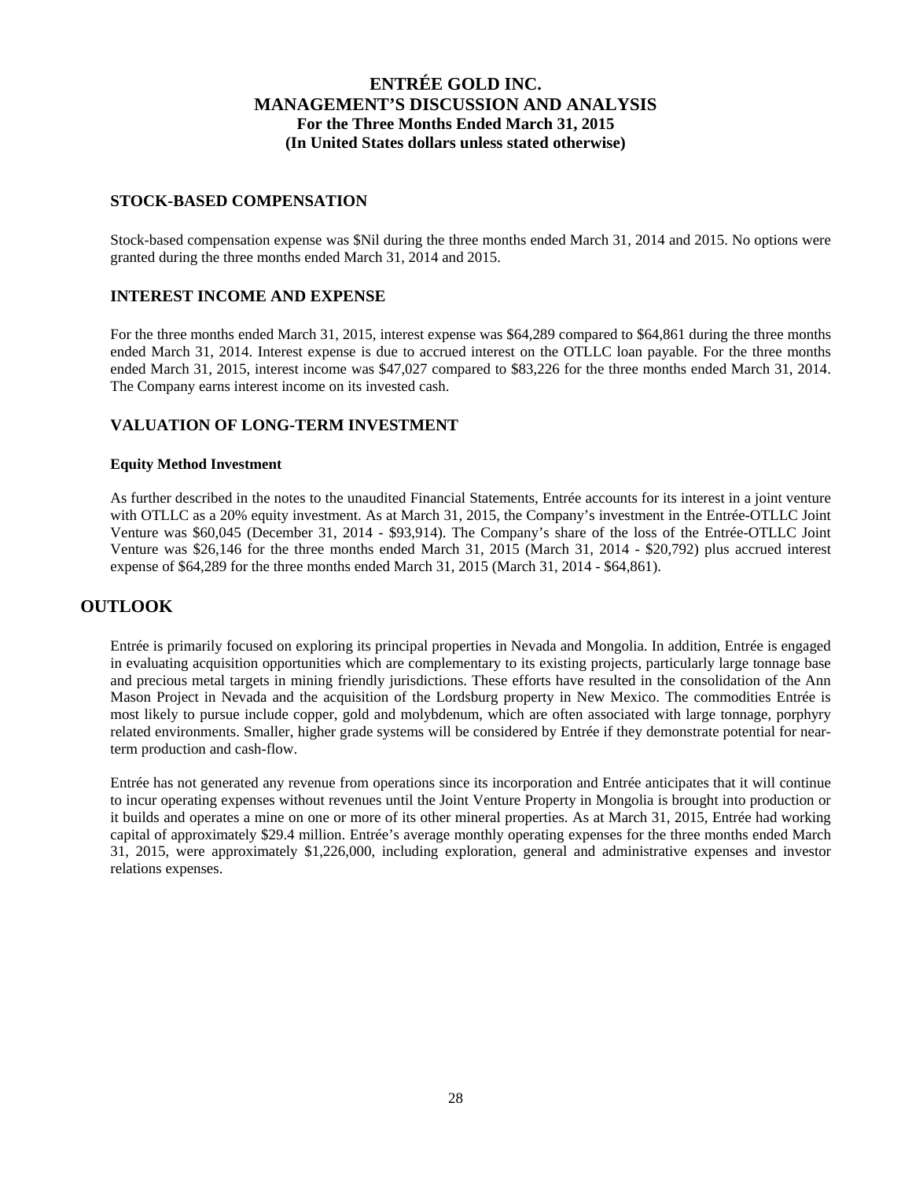## STOCK-BASED COMPENSATION

Stock-based compensation expense was \$Nil during the three months ended March 31, 2014 and 2015. No options were granted during the three months ended March 31, 2014 and 2015.

## INTEREST INCOME AND EXPENSE

For the three months ended March 31, 2015, interest expense was \$64,289 compared to \$64,861 during the three months ended March 31, 2014. Interest expense is due to accrued interest on the OTLLC loan payable. For the three months ended March 31, 2015, interest income was \$47,027 compared to \$83,226 for the three months ended March 31, 2014. The Company earns interest income on its invested cash.

## VALUATION OF LONG-TERM INVESTMENT

### Equity Method Investment

As further described in the notes to the unaudited Financial Statements, Entrée accounts for its interest in a joint venture with OTLLC as a 20% equity investment. As at March 31, 2015, the Company's investment in the Entrée-OTLLC Joint Venture was \$60,045 (December 31, 2014 - \$93,914). The Company's share of the loss of the Entrée-OTLLC Joint Venture was \$26,146 for the three months ended March 31, 2015 (March 31, 2014 - \$20,792) plus accrued interest expense of \$64,289 for the three months ended March 31, 2015 (March 31, 2014 - \$64,861).

# OUTLOOK

Entrée is primarily focused on exploring its principal properties in Nevada and Mongolia. In addition, Entrée is engaged in evaluating acquisition opportunities which are complementary to its existing projects, particularly large tonnage base and precious metal targets in mining friendly jurisdictions. These efforts have resulted in the consolidation of the Ann Mason Project in Nevada and the acquisition of the Lordsburg property in New Mexico. The commodities Entrée is most likely to pursue include copper, gold and molybdenum, which are often associated with large tonnage, porphyry related environments. Smaller, higher grade systems will be considered by Entrée if they demonstrate potential for near-term production and cash-flow.

Entrée has not generated any revenue from operations since its incorporation and Entrée anticipates that it will continue to incur operating expenses without revenues until the Joint Venture Property in Mongolia is brought into production or it builds and operates a mine on one or more of its other mineral properties. As at March 31, 2015, Entrée had working capital of approximately \$29.4 million. Entrée's average monthly operating expenses for the three months ended March 31, 2015, were approximately \$1,226,000, including exploration, general and administrative expenses and investor relations expenses.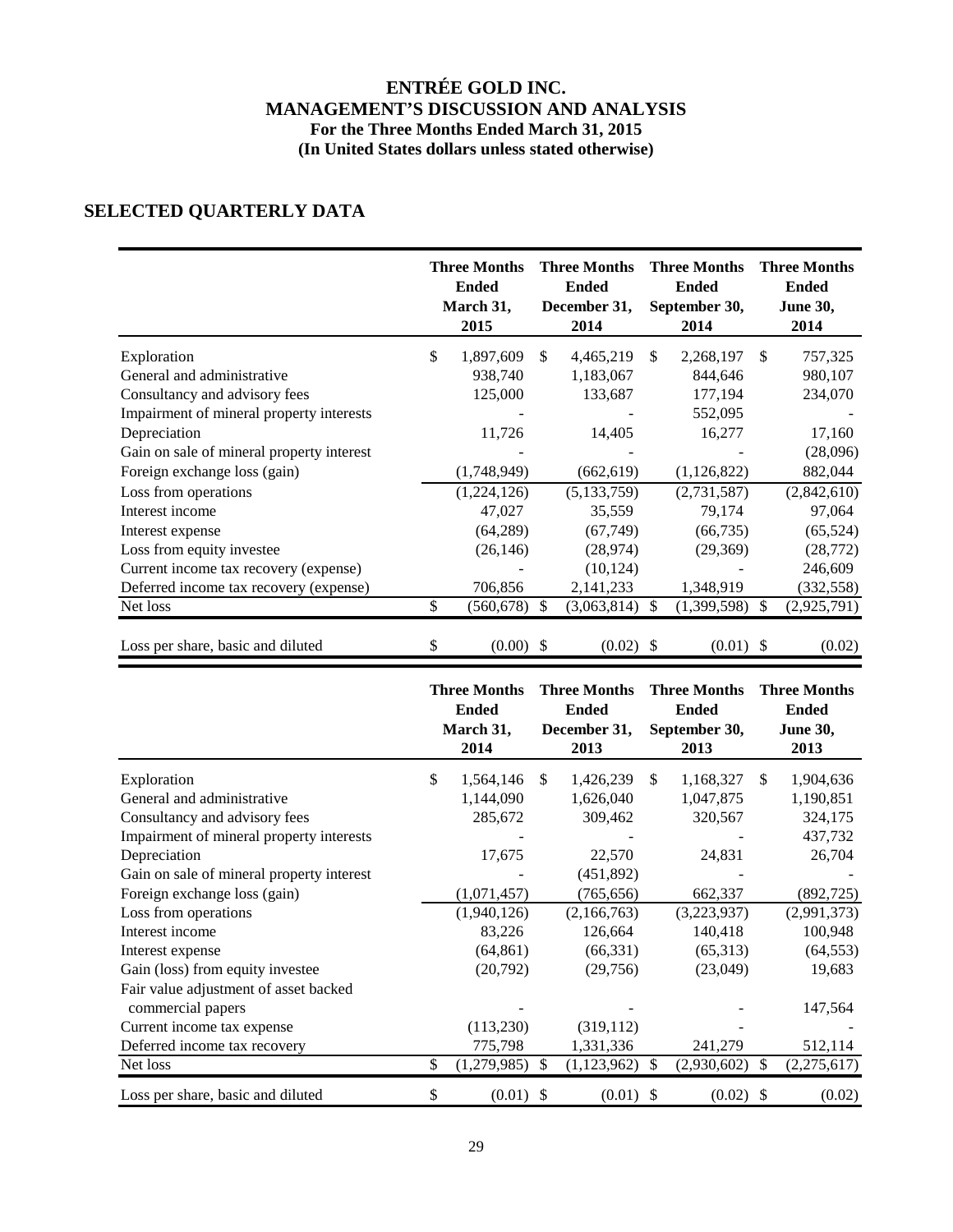## SELECTED QUARTERLY DATA

| | Three Months Ended March 31, 2015 | Three Months Ended December 31, 2014 | Three Months Ended September 30, 2014 | Three Months Ended June 30, 2014 |
|---|---|---|---|---|
| Exploration | $ 1,897,609 | $ 4,465,219 | $ 2,268,197 | $ 757,325 |
| General and administrative | 938,740 | 1,183,067 | 844,646 | 980,107 |
| Consultancy and advisory fees | 125,000 | 133,687 | 177,194 | 234,070 |
| Impairment of mineral property interests | - | - | 552,095 | - |
| Depreciation | 11,726 | 14,405 | 16,277 | 17,160 |
| Gain on sale of mineral property interest | - | - | - | (28,096) |
| Foreign exchange loss (gain) | (1,748,949) | (662,619) | (1,126,822) | 882,044 |
| Loss from operations | (1,224,126) | (5,133,759) | (2,731,587) | (2,842,610) |
| Interest income | 47,027 | 35,559 | 79,174 | 97,064 |
| Interest expense | (64,289) | (67,749) | (66,735) | (65,524) |
| Loss from equity investee | (26,146) | (28,974) | (29,369) | (28,772) |
| Current income tax recovery (expense) | - | (10,124) | - | 246,609 |
| Deferred income tax recovery (expense) | 706,856 | 2,141,233 | 1,348,919 | (332,558) |
| Net loss | $ (560,678) | $ (3,063,814) | $ (1,399,598) | $ (2,925,791) |
| Loss per share, basic and diluted | $ (0.00) | $ (0.02) | $ (0.01) | $ (0.02) |

| | Three Months Ended March 31, 2014 | Three Months Ended December 31, 2013 | Three Months Ended September 30, 2013 | Three Months Ended June 30, 2013 |
|---|---|---|---|---|
| Exploration | $ 1,564,146 | $ 1,426,239 | $ 1,168,327 | $ 1,904,636 |
| General and administrative | 1,144,090 | 1,626,040 | 1,047,875 | 1,190,851 |
| Consultancy and advisory fees | 285,672 | 309,462 | 320,567 | 324,175 |
| Impairment of mineral property interests | - | - | - | 437,732 |
| Depreciation | 17,675 | 22,570 | 24,831 | 26,704 |
| Gain on sale of mineral property interest | - | (451,892) | - | - |
| Foreign exchange loss (gain) | (1,071,457) | (765,656) | 662,337 | (892,725) |
| Loss from operations | (1,940,126) | (2,166,763) | (3,223,937) | (2,991,373) |
| Interest income | 83,226 | 126,664 | 140,418 | 100,948 |
| Interest expense | (64,861) | (66,331) | (65,313) | (64,553) |
| Gain (loss) from equity investee | (20,792) | (29,756) | (23,049) | 19,683 |
| Fair value adjustment of asset backed commercial papers | - | - | - | 147,564 |
| Current income tax expense | (113,230) | (319,112) | - | - |
| Deferred income tax recovery | 775,798 | 1,331,336 | 241,279 | 512,114 |
| Net loss | $ (1,279,985) | $ (1,123,962) | $ (2,930,602) | $ (2,275,617) |
| Loss per share, basic and diluted | $ (0.01) | $ (0.01) | $ (0.02) | $ (0.02) |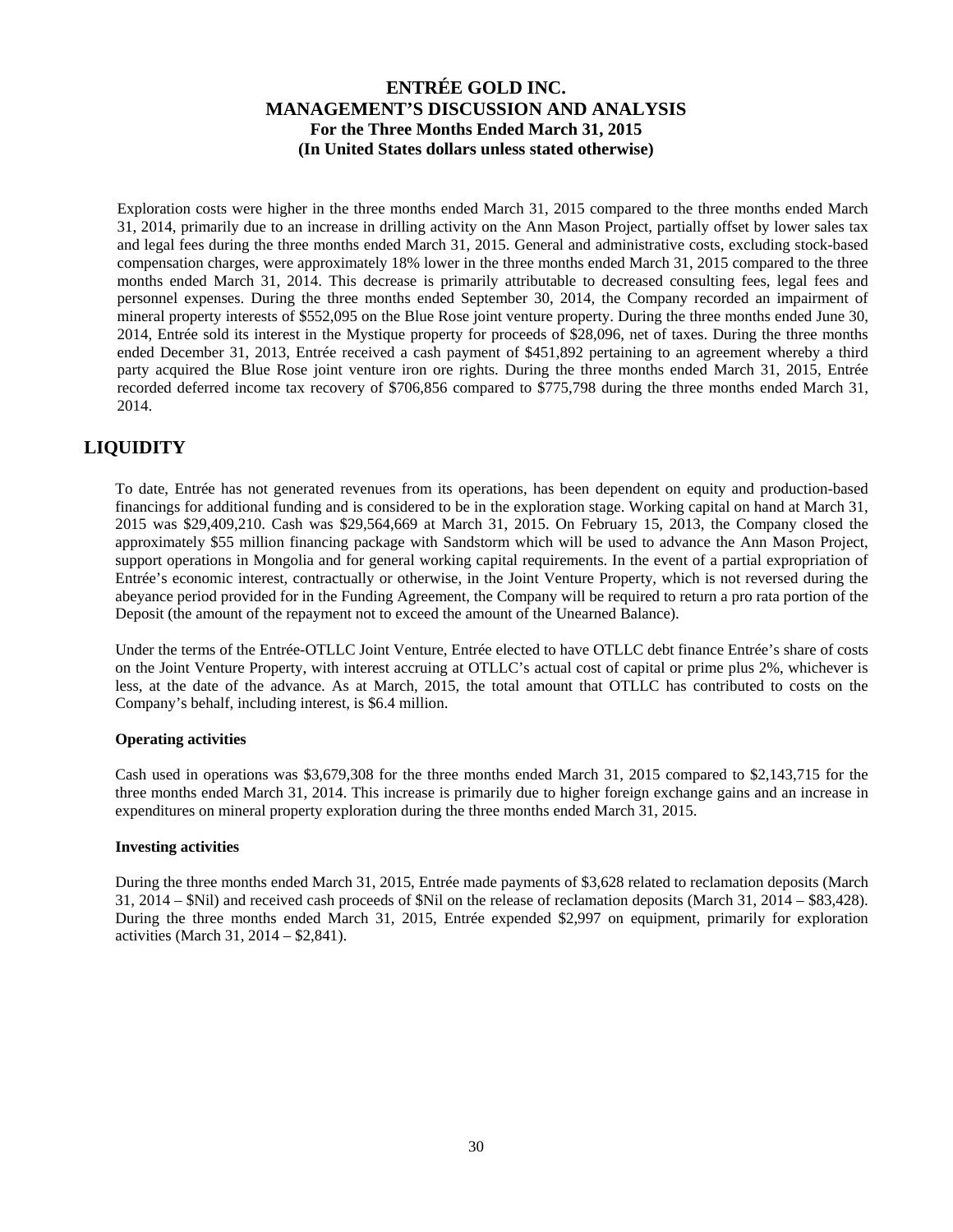Exploration costs were higher in the three months ended March 31, 2015 compared to the three months ended March 31, 2014, primarily due to an increase in drilling activity on the Ann Mason Project, partially offset by lower sales tax and legal fees during the three months ended March 31, 2015. General and administrative costs, excluding stock-based compensation charges, were approximately 18% lower in the three months ended March 31, 2015 compared to the three months ended March 31, 2014. This decrease is primarily attributable to decreased consulting fees, legal fees and personnel expenses. During the three months ended September 30, 2014, the Company recorded an impairment of mineral property interests of $552,095 on the Blue Rose joint venture property. During the three months ended June 30, 2014, Entrée sold its interest in the Mystique property for proceeds of $28,096, net of taxes. During the three months ended December 31, 2013, Entrée received a cash payment of $451,892 pertaining to an agreement whereby a third party acquired the Blue Rose joint venture iron ore rights. During the three months ended March 31, 2015, Entrée recorded deferred income tax recovery of $706,856 compared to $775,798 during the three months ended March 31, 2014.

## LIQUIDITY

To date, Entrée has not generated revenues from its operations, has been dependent on equity and production-based financings for additional funding and is considered to be in the exploration stage. Working capital on hand at March 31, 2015 was $29,409,210. Cash was $29,564,669 at March 31, 2015. On February 15, 2013, the Company closed the approximately $55 million financing package with Sandstorm which will be used to advance the Ann Mason Project, support operations in Mongolia and for general working capital requirements. In the event of a partial expropriation of Entrée's economic interest, contractually or otherwise, in the Joint Venture Property, which is not reversed during the abeyance period provided for in the Funding Agreement, the Company will be required to return a pro rata portion of the Deposit (the amount of the repayment not to exceed the amount of the Unearned Balance).

Under the terms of the Entrée-OTLLC Joint Venture, Entrée elected to have OTLLC debt finance Entrée's share of costs on the Joint Venture Property, with interest accruing at OTLLC's actual cost of capital or prime plus 2%, whichever is less, at the date of the advance. As at March, 2015, the total amount that OTLLC has contributed to costs on the Company's behalf, including interest, is $6.4 million.

**Operating activities**

Cash used in operations was $3,679,308 for the three months ended March 31, 2015 compared to $2,143,715 for the three months ended March 31, 2014. This increase is primarily due to higher foreign exchange gains and an increase in expenditures on mineral property exploration during the three months ended March 31, 2015.

**Investing activities**

During the three months ended March 31, 2015, Entrée made payments of $3,628 related to reclamation deposits (March 31, 2014 – $Nil) and received cash proceeds of $Nil on the release of reclamation deposits (March 31, 2014 – $83,428). During the three months ended March 31, 2015, Entrée expended $2,997 on equipment, primarily for exploration activities (March 31, 2014 – $2,841).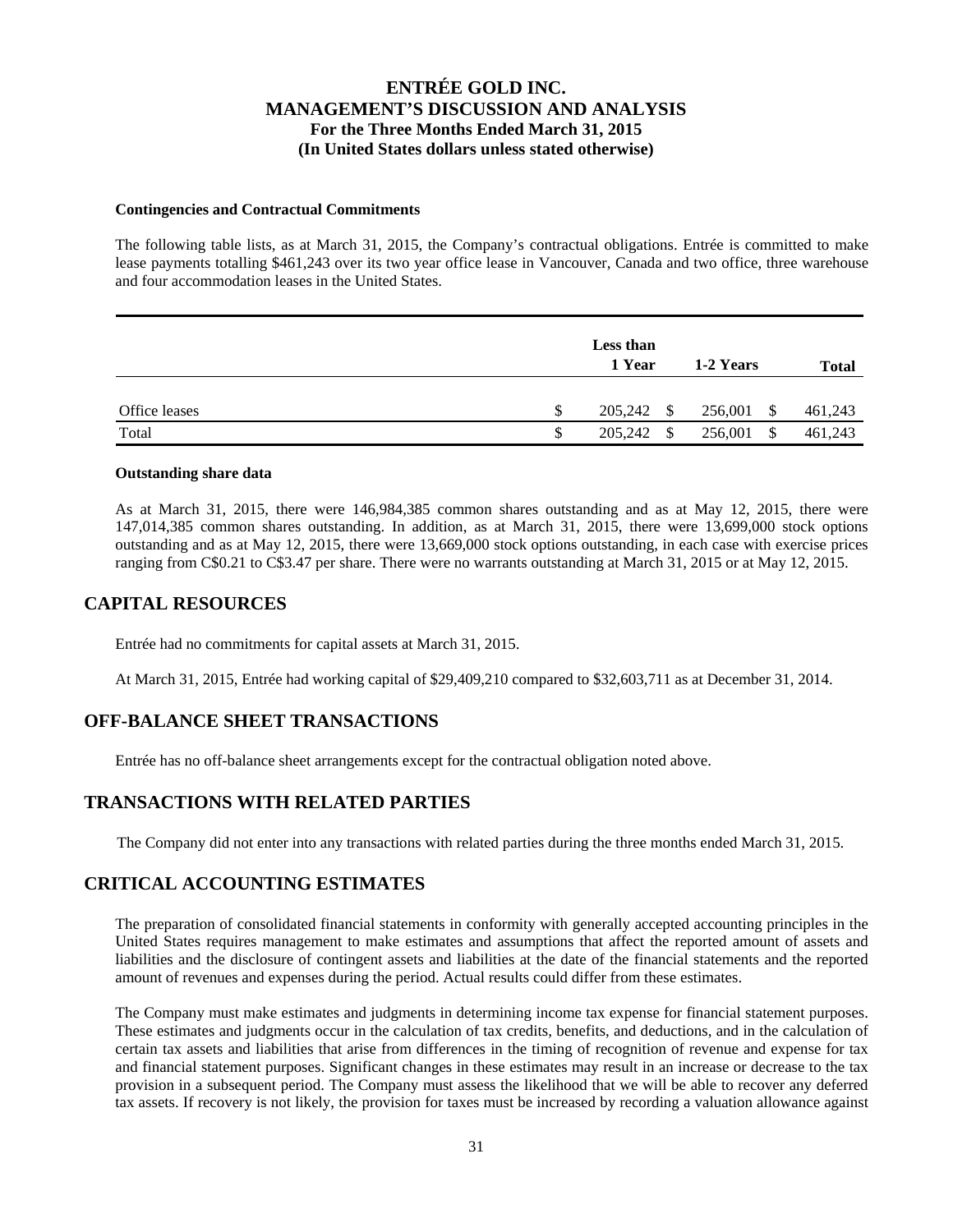#### Contingencies and Contractual Commitments

The following table lists, as at March 31, 2015, the Company's contractual obligations. Entrée is committed to make lease payments totalling $461,243 over its two year office lease in Vancouver, Canada and two office, three warehouse and four accommodation leases in the United States.

| | Less than 1 Year | 1-2 Years | Total |
|---|---|---|---|
| Office leases | $ 205,242 | $ 256,001 | $ 461,243 |
| Total | $ 205,242 | $ 256,001 | $ 461,243 |

#### Outstanding share data

As at March 31, 2015, there were 146,984,385 common shares outstanding and as at May 12, 2015, there were 147,014,385 common shares outstanding. In addition, as at March 31, 2015, there were 13,699,000 stock options outstanding and as at May 12, 2015, there were 13,669,000 stock options outstanding, in each case with exercise prices ranging from C$0.21 to C$3.47 per share. There were no warrants outstanding at March 31, 2015 or at May 12, 2015.

## CAPITAL RESOURCES

Entrée had no commitments for capital assets at March 31, 2015.

At March 31, 2015, Entrée had working capital of $29,409,210 compared to $32,603,711 as at December 31, 2014.

## OFF-BALANCE SHEET TRANSACTIONS

Entrée has no off-balance sheet arrangements except for the contractual obligation noted above.

## TRANSACTIONS WITH RELATED PARTIES

The Company did not enter into any transactions with related parties during the three months ended March 31, 2015.

## CRITICAL ACCOUNTING ESTIMATES

The preparation of consolidated financial statements in conformity with generally accepted accounting principles in the United States requires management to make estimates and assumptions that affect the reported amount of assets and liabilities and the disclosure of contingent assets and liabilities at the date of the financial statements and the reported amount of revenues and expenses during the period. Actual results could differ from these estimates.

The Company must make estimates and judgments in determining income tax expense for financial statement purposes. These estimates and judgments occur in the calculation of tax credits, benefits, and deductions, and in the calculation of certain tax assets and liabilities that arise from differences in the timing of recognition of revenue and expense for tax and financial statement purposes. Significant changes in these estimates may result in an increase or decrease to the tax provision in a subsequent period. The Company must assess the likelihood that we will be able to recover any deferred tax assets. If recovery is not likely, the provision for taxes must be increased by recording a valuation allowance against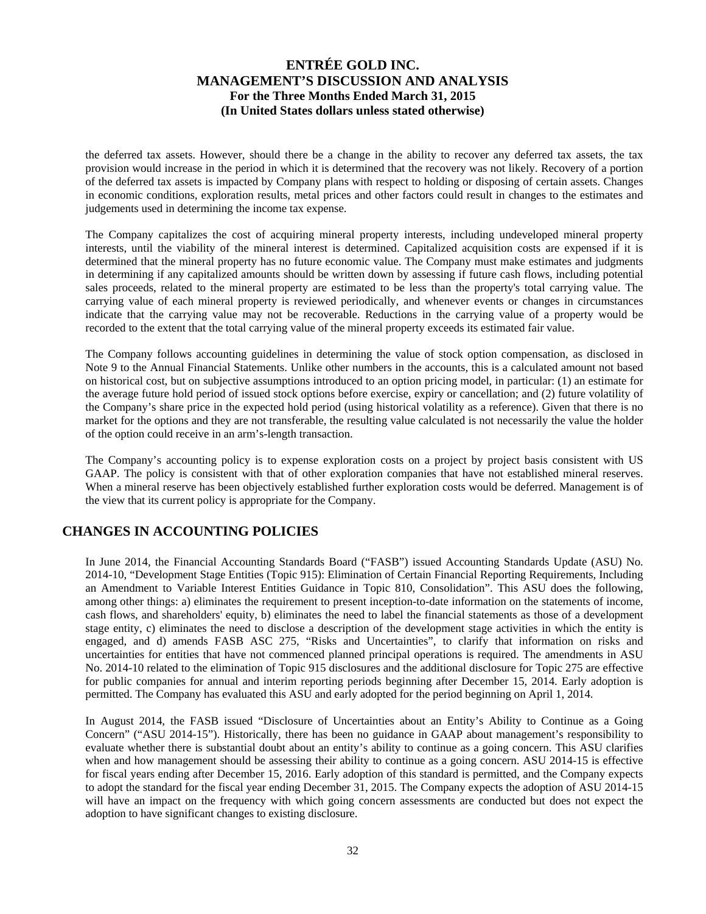the deferred tax assets. However, should there be a change in the ability to recover any deferred tax assets, the tax provision would increase in the period in which it is determined that the recovery was not likely. Recovery of a portion of the deferred tax assets is impacted by Company plans with respect to holding or disposing of certain assets. Changes in economic conditions, exploration results, metal prices and other factors could result in changes to the estimates and judgements used in determining the income tax expense.

The Company capitalizes the cost of acquiring mineral property interests, including undeveloped mineral property interests, until the viability of the mineral interest is determined. Capitalized acquisition costs are expensed if it is determined that the mineral property has no future economic value. The Company must make estimates and judgments in determining if any capitalized amounts should be written down by assessing if future cash flows, including potential sales proceeds, related to the mineral property are estimated to be less than the property's total carrying value. The carrying value of each mineral property is reviewed periodically, and whenever events or changes in circumstances indicate that the carrying value may not be recoverable. Reductions in the carrying value of a property would be recorded to the extent that the total carrying value of the mineral property exceeds its estimated fair value.

The Company follows accounting guidelines in determining the value of stock option compensation, as disclosed in Note 9 to the Annual Financial Statements. Unlike other numbers in the accounts, this is a calculated amount not based on historical cost, but on subjective assumptions introduced to an option pricing model, in particular: (1) an estimate for the average future hold period of issued stock options before exercise, expiry or cancellation; and (2) future volatility of the Company's share price in the expected hold period (using historical volatility as a reference). Given that there is no market for the options and they are not transferable, the resulting value calculated is not necessarily the value the holder of the option could receive in an arm's-length transaction.

The Company's accounting policy is to expense exploration costs on a project by project basis consistent with US GAAP. The policy is consistent with that of other exploration companies that have not established mineral reserves. When a mineral reserve has been objectively established further exploration costs would be deferred. Management is of the view that its current policy is appropriate for the Company.

## CHANGES IN ACCOUNTING POLICIES

In June 2014, the Financial Accounting Standards Board ("FASB") issued Accounting Standards Update (ASU) No. 2014-10, "Development Stage Entities (Topic 915): Elimination of Certain Financial Reporting Requirements, Including an Amendment to Variable Interest Entities Guidance in Topic 810, Consolidation". This ASU does the following, among other things: a) eliminates the requirement to present inception-to-date information on the statements of income, cash flows, and shareholders' equity, b) eliminates the need to label the financial statements as those of a development stage entity, c) eliminates the need to disclose a description of the development stage activities in which the entity is engaged, and d) amends FASB ASC 275, "Risks and Uncertainties", to clarify that information on risks and uncertainties for entities that have not commenced planned principal operations is required. The amendments in ASU No. 2014-10 related to the elimination of Topic 915 disclosures and the additional disclosure for Topic 275 are effective for public companies for annual and interim reporting periods beginning after December 15, 2014. Early adoption is permitted. The Company has evaluated this ASU and early adopted for the period beginning on April 1, 2014.

In August 2014, the FASB issued "Disclosure of Uncertainties about an Entity's Ability to Continue as a Going Concern" ("ASU 2014-15"). Historically, there has been no guidance in GAAP about management's responsibility to evaluate whether there is substantial doubt about an entity's ability to continue as a going concern. This ASU clarifies when and how management should be assessing their ability to continue as a going concern. ASU 2014-15 is effective for fiscal years ending after December 15, 2016. Early adoption of this standard is permitted, and the Company expects to adopt the standard for the fiscal year ending December 31, 2015. The Company expects the adoption of ASU 2014-15 will have an impact on the frequency with which going concern assessments are conducted but does not expect the adoption to have significant changes to existing disclosure.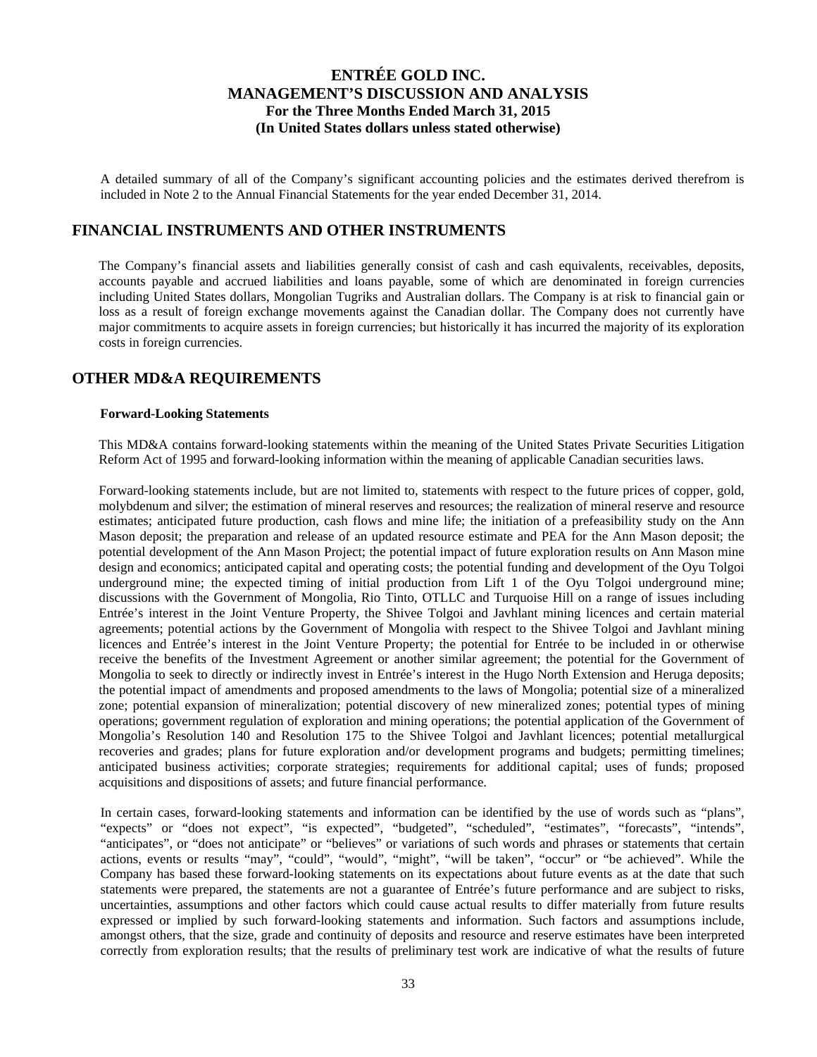A detailed summary of all of the Company's significant accounting policies and the estimates derived therefrom is included in Note 2 to the Annual Financial Statements for the year ended December 31, 2014.

## FINANCIAL INSTRUMENTS AND OTHER INSTRUMENTS

The Company's financial assets and liabilities generally consist of cash and cash equivalents, receivables, deposits, accounts payable and accrued liabilities and loans payable, some of which are denominated in foreign currencies including United States dollars, Mongolian Tugriks and Australian dollars. The Company is at risk to financial gain or loss as a result of foreign exchange movements against the Canadian dollar. The Company does not currently have major commitments to acquire assets in foreign currencies; but historically it has incurred the majority of its exploration costs in foreign currencies.

## OTHER MD&A REQUIREMENTS

### Forward-Looking Statements

This MD&A contains forward-looking statements within the meaning of the United States Private Securities Litigation Reform Act of 1995 and forward-looking information within the meaning of applicable Canadian securities laws.

Forward-looking statements include, but are not limited to, statements with respect to the future prices of copper, gold, molybdenum and silver; the estimation of mineral reserves and resources; the realization of mineral reserve and resource estimates; anticipated future production, cash flows and mine life; the initiation of a prefeasibility study on the Ann Mason deposit; the preparation and release of an updated resource estimate and PEA for the Ann Mason deposit; the potential development of the Ann Mason Project; the potential impact of future exploration results on Ann Mason mine design and economics; anticipated capital and operating costs; the potential funding and development of the Oyu Tolgoi underground mine; the expected timing of initial production from Lift 1 of the Oyu Tolgoi underground mine; discussions with the Government of Mongolia, Rio Tinto, OTLLC and Turquoise Hill on a range of issues including Entrée's interest in the Joint Venture Property, the Shivee Tolgoi and Javhlant mining licences and certain material agreements; potential actions by the Government of Mongolia with respect to the Shivee Tolgoi and Javhlant mining licences and Entrée's interest in the Joint Venture Property; the potential for Entrée to be included in or otherwise receive the benefits of the Investment Agreement or another similar agreement; the potential for the Government of Mongolia to seek to directly or indirectly invest in Entrée's interest in the Hugo North Extension and Heruga deposits; the potential impact of amendments and proposed amendments to the laws of Mongolia; potential size of a mineralized zone; potential expansion of mineralization; potential discovery of new mineralized zones; potential types of mining operations; government regulation of exploration and mining operations; the potential application of the Government of Mongolia's Resolution 140 and Resolution 175 to the Shivee Tolgoi and Javhlant licences; potential metallurgical recoveries and grades; plans for future exploration and/or development programs and budgets; permitting timelines; anticipated business activities; corporate strategies; requirements for additional capital; uses of funds; proposed acquisitions and dispositions of assets; and future financial performance.

In certain cases, forward-looking statements and information can be identified by the use of words such as "plans", "expects" or "does not expect", "is expected", "budgeted", "scheduled", "estimates", "forecasts", "intends", "anticipates", or "does not anticipate" or "believes" or variations of such words and phrases or statements that certain actions, events or results "may", "could", "would", "might", "will be taken", "occur" or "be achieved". While the Company has based these forward-looking statements on its expectations about future events as at the date that such statements were prepared, the statements are not a guarantee of Entrée's future performance and are subject to risks, uncertainties, assumptions and other factors which could cause actual results to differ materially from future results expressed or implied by such forward-looking statements and information. Such factors and assumptions include, amongst others, that the size, grade and continuity of deposits and resource and reserve estimates have been interpreted correctly from exploration results; that the results of preliminary test work are indicative of what the results of future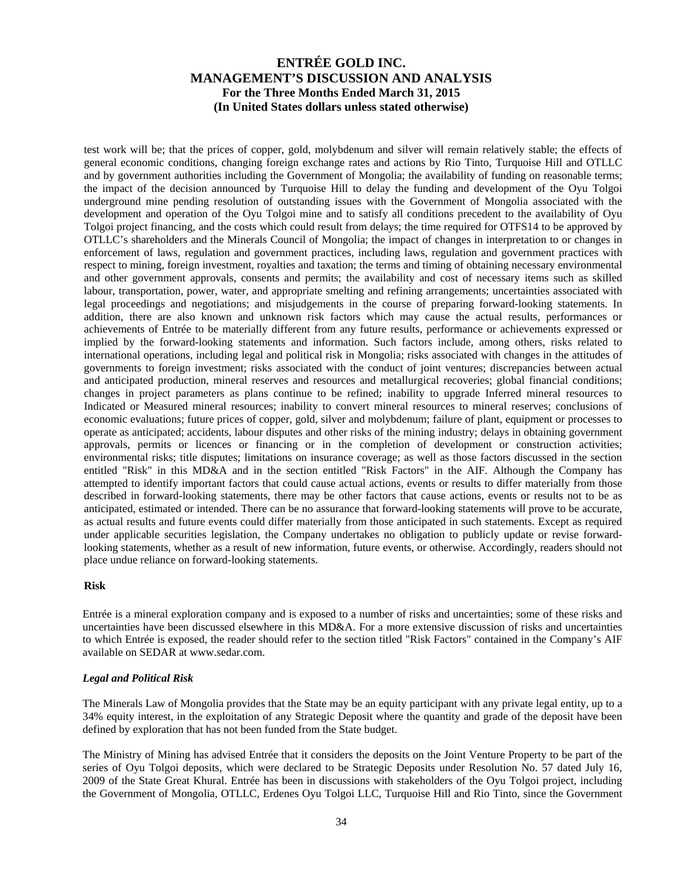test work will be; that the prices of copper, gold, molybdenum and silver will remain relatively stable; the effects of general economic conditions, changing foreign exchange rates and actions by Rio Tinto, Turquoise Hill and OTLLC and by government authorities including the Government of Mongolia; the availability of funding on reasonable terms; the impact of the decision announced by Turquoise Hill to delay the funding and development of the Oyu Tolgoi underground mine pending resolution of outstanding issues with the Government of Mongolia associated with the development and operation of the Oyu Tolgoi mine and to satisfy all conditions precedent to the availability of Oyu Tolgoi project financing, and the costs which could result from delays; the time required for OTFS14 to be approved by OTLLC's shareholders and the Minerals Council of Mongolia; the impact of changes in interpretation to or changes in enforcement of laws, regulation and government practices, including laws, regulation and government practices with respect to mining, foreign investment, royalties and taxation; the terms and timing of obtaining necessary environmental and other government approvals, consents and permits; the availability and cost of necessary items such as skilled labour, transportation, power, water, and appropriate smelting and refining arrangements; uncertainties associated with legal proceedings and negotiations; and misjudgements in the course of preparing forward-looking statements. In addition, there are also known and unknown risk factors which may cause the actual results, performances or achievements of Entrée to be materially different from any future results, performance or achievements expressed or implied by the forward-looking statements and information. Such factors include, among others, risks related to international operations, including legal and political risk in Mongolia; risks associated with changes in the attitudes of governments to foreign investment; risks associated with the conduct of joint ventures; discrepancies between actual and anticipated production, mineral reserves and resources and metallurgical recoveries; global financial conditions; changes in project parameters as plans continue to be refined; inability to upgrade Inferred mineral resources to Indicated or Measured mineral resources; inability to convert mineral resources to mineral reserves; conclusions of economic evaluations; future prices of copper, gold, silver and molybdenum; failure of plant, equipment or processes to operate as anticipated; accidents, labour disputes and other risks of the mining industry; delays in obtaining government approvals, permits or licences or financing or in the completion of development or construction activities; environmental risks; title disputes; limitations on insurance coverage; as well as those factors discussed in the section entitled "Risk" in this MD&A and in the section entitled "Risk Factors" in the AIF. Although the Company has attempted to identify important factors that could cause actual actions, events or results to differ materially from those described in forward-looking statements, there may be other factors that cause actions, events or results not to be as anticipated, estimated or intended. There can be no assurance that forward-looking statements will prove to be accurate, as actual results and future events could differ materially from those anticipated in such statements. Except as required under applicable securities legislation, the Company undertakes no obligation to publicly update or revise forward-looking statements, whether as a result of new information, future events, or otherwise. Accordingly, readers should not place undue reliance on forward-looking statements.

## Risk

Entrée is a mineral exploration company and is exposed to a number of risks and uncertainties; some of these risks and uncertainties have been discussed elsewhere in this MD&A. For a more extensive discussion of risks and uncertainties to which Entrée is exposed, the reader should refer to the section titled "Risk Factors" contained in the Company's AIF available on SEDAR at www.sedar.com.

### *Legal and Political Risk*

The Minerals Law of Mongolia provides that the State may be an equity participant with any private legal entity, up to a 34% equity interest, in the exploitation of any Strategic Deposit where the quantity and grade of the deposit have been defined by exploration that has not been funded from the State budget.

The Ministry of Mining has advised Entrée that it considers the deposits on the Joint Venture Property to be part of the series of Oyu Tolgoi deposits, which were declared to be Strategic Deposits under Resolution No. 57 dated July 16, 2009 of the State Great Khural. Entrée has been in discussions with stakeholders of the Oyu Tolgoi project, including the Government of Mongolia, OTLLC, Erdenes Oyu Tolgoi LLC, Turquoise Hill and Rio Tinto, since the Government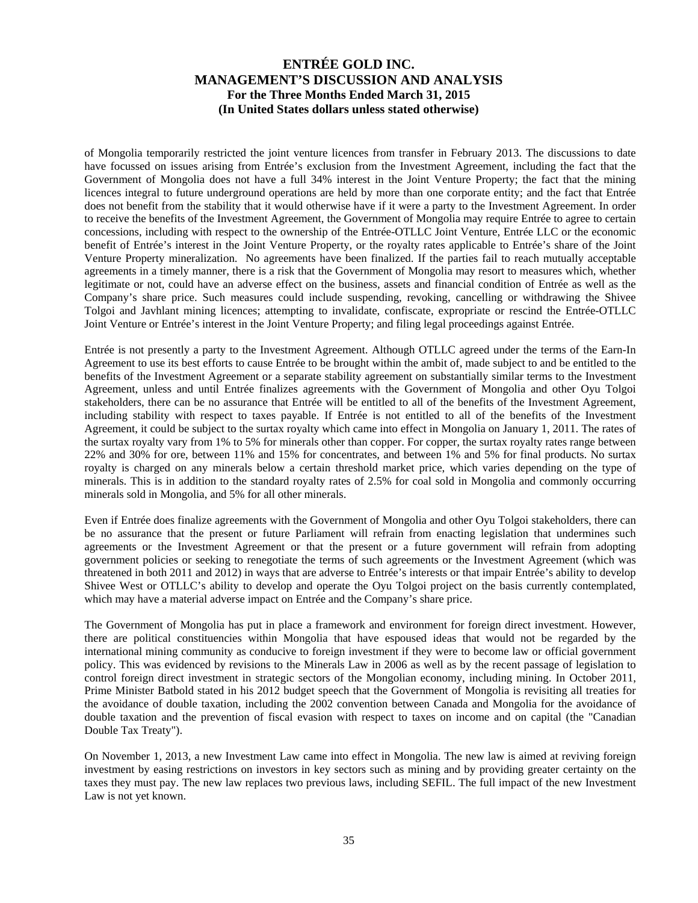of Mongolia temporarily restricted the joint venture licences from transfer in February 2013. The discussions to date have focussed on issues arising from Entrée's exclusion from the Investment Agreement, including the fact that the Government of Mongolia does not have a full 34% interest in the Joint Venture Property; the fact that the mining licences integral to future underground operations are held by more than one corporate entity; and the fact that Entrée does not benefit from the stability that it would otherwise have if it were a party to the Investment Agreement. In order to receive the benefits of the Investment Agreement, the Government of Mongolia may require Entrée to agree to certain concessions, including with respect to the ownership of the Entrée-OTLLC Joint Venture, Entrée LLC or the economic benefit of Entrée's interest in the Joint Venture Property, or the royalty rates applicable to Entrée's share of the Joint Venture Property mineralization. No agreements have been finalized. If the parties fail to reach mutually acceptable agreements in a timely manner, there is a risk that the Government of Mongolia may resort to measures which, whether legitimate or not, could have an adverse effect on the business, assets and financial condition of Entrée as well as the Company's share price. Such measures could include suspending, revoking, cancelling or withdrawing the Shivee Tolgoi and Javhlant mining licences; attempting to invalidate, confiscate, expropriate or rescind the Entrée-OTLLC Joint Venture or Entrée's interest in the Joint Venture Property; and filing legal proceedings against Entrée.

Entrée is not presently a party to the Investment Agreement. Although OTLLC agreed under the terms of the Earn-In Agreement to use its best efforts to cause Entrée to be brought within the ambit of, made subject to and be entitled to the benefits of the Investment Agreement or a separate stability agreement on substantially similar terms to the Investment Agreement, unless and until Entrée finalizes agreements with the Government of Mongolia and other Oyu Tolgoi stakeholders, there can be no assurance that Entrée will be entitled to all of the benefits of the Investment Agreement, including stability with respect to taxes payable. If Entrée is not entitled to all of the benefits of the Investment Agreement, it could be subject to the surtax royalty which came into effect in Mongolia on January 1, 2011. The rates of the surtax royalty vary from 1% to 5% for minerals other than copper. For copper, the surtax royalty rates range between 22% and 30% for ore, between 11% and 15% for concentrates, and between 1% and 5% for final products. No surtax royalty is charged on any minerals below a certain threshold market price, which varies depending on the type of minerals. This is in addition to the standard royalty rates of 2.5% for coal sold in Mongolia and commonly occurring minerals sold in Mongolia, and 5% for all other minerals.

Even if Entrée does finalize agreements with the Government of Mongolia and other Oyu Tolgoi stakeholders, there can be no assurance that the present or future Parliament will refrain from enacting legislation that undermines such agreements or the Investment Agreement or that the present or a future government will refrain from adopting government policies or seeking to renegotiate the terms of such agreements or the Investment Agreement (which was threatened in both 2011 and 2012) in ways that are adverse to Entrée's interests or that impair Entrée's ability to develop Shivee West or OTLLC's ability to develop and operate the Oyu Tolgoi project on the basis currently contemplated, which may have a material adverse impact on Entrée and the Company's share price.

The Government of Mongolia has put in place a framework and environment for foreign direct investment. However, there are political constituencies within Mongolia that have espoused ideas that would not be regarded by the international mining community as conducive to foreign investment if they were to become law or official government policy. This was evidenced by revisions to the Minerals Law in 2006 as well as by the recent passage of legislation to control foreign direct investment in strategic sectors of the Mongolian economy, including mining. In October 2011, Prime Minister Batbold stated in his 2012 budget speech that the Government of Mongolia is revisiting all treaties for the avoidance of double taxation, including the 2002 convention between Canada and Mongolia for the avoidance of double taxation and the prevention of fiscal evasion with respect to taxes on income and on capital (the "Canadian Double Tax Treaty").

On November 1, 2013, a new Investment Law came into effect in Mongolia. The new law is aimed at reviving foreign investment by easing restrictions on investors in key sectors such as mining and by providing greater certainty on the taxes they must pay. The new law replaces two previous laws, including SEFIL. The full impact of the new Investment Law is not yet known.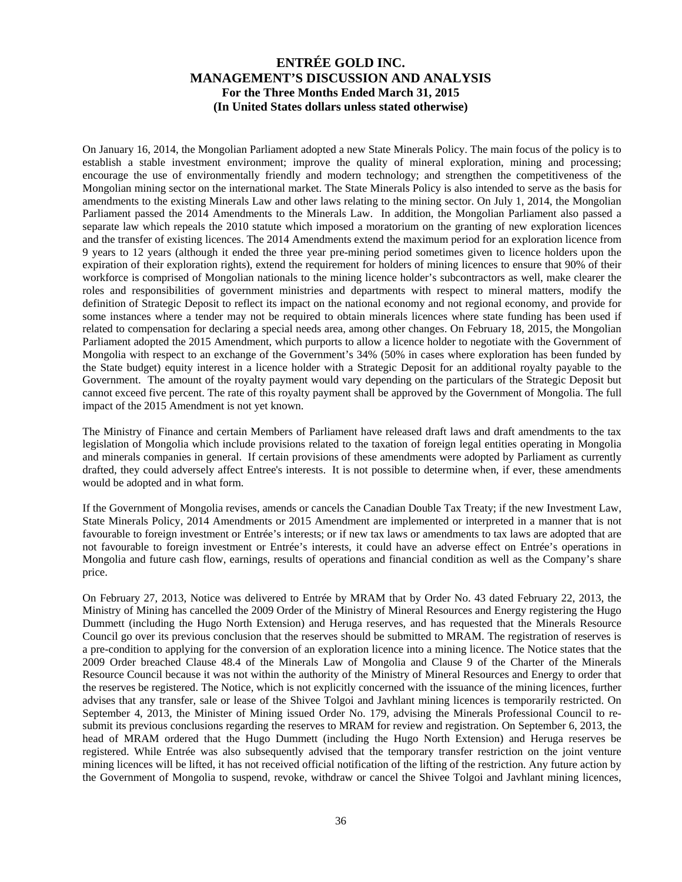On January 16, 2014, the Mongolian Parliament adopted a new State Minerals Policy. The main focus of the policy is to establish a stable investment environment; improve the quality of mineral exploration, mining and processing; encourage the use of environmentally friendly and modern technology; and strengthen the competitiveness of the Mongolian mining sector on the international market. The State Minerals Policy is also intended to serve as the basis for amendments to the existing Minerals Law and other laws relating to the mining sector. On July 1, 2014, the Mongolian Parliament passed the 2014 Amendments to the Minerals Law. In addition, the Mongolian Parliament also passed a separate law which repeals the 2010 statute which imposed a moratorium on the granting of new exploration licences and the transfer of existing licences. The 2014 Amendments extend the maximum period for an exploration licence from 9 years to 12 years (although it ended the three year pre-mining period sometimes given to licence holders upon the expiration of their exploration rights), extend the requirement for holders of mining licences to ensure that 90% of their workforce is comprised of Mongolian nationals to the mining licence holder's subcontractors as well, make clearer the roles and responsibilities of government ministries and departments with respect to mineral matters, modify the definition of Strategic Deposit to reflect its impact on the national economy and not regional economy, and provide for some instances where a tender may not be required to obtain minerals licences where state funding has been used if related to compensation for declaring a special needs area, among other changes. On February 18, 2015, the Mongolian Parliament adopted the 2015 Amendment, which purports to allow a licence holder to negotiate with the Government of Mongolia with respect to an exchange of the Government's 34% (50% in cases where exploration has been funded by the State budget) equity interest in a licence holder with a Strategic Deposit for an additional royalty payable to the Government. The amount of the royalty payment would vary depending on the particulars of the Strategic Deposit but cannot exceed five percent. The rate of this royalty payment shall be approved by the Government of Mongolia. The full impact of the 2015 Amendment is not yet known.

The Ministry of Finance and certain Members of Parliament have released draft laws and draft amendments to the tax legislation of Mongolia which include provisions related to the taxation of foreign legal entities operating in Mongolia and minerals companies in general. If certain provisions of these amendments were adopted by Parliament as currently drafted, they could adversely affect Entree's interests. It is not possible to determine when, if ever, these amendments would be adopted and in what form.

If the Government of Mongolia revises, amends or cancels the Canadian Double Tax Treaty; if the new Investment Law, State Minerals Policy, 2014 Amendments or 2015 Amendment are implemented or interpreted in a manner that is not favourable to foreign investment or Entrée's interests; or if new tax laws or amendments to tax laws are adopted that are not favourable to foreign investment or Entrée's interests, it could have an adverse effect on Entrée's operations in Mongolia and future cash flow, earnings, results of operations and financial condition as well as the Company's share price.

On February 27, 2013, Notice was delivered to Entrée by MRAM that by Order No. 43 dated February 22, 2013, the Ministry of Mining has cancelled the 2009 Order of the Ministry of Mineral Resources and Energy registering the Hugo Dummett (including the Hugo North Extension) and Heruga reserves, and has requested that the Minerals Resource Council go over its previous conclusion that the reserves should be submitted to MRAM. The registration of reserves is a pre-condition to applying for the conversion of an exploration licence into a mining licence. The Notice states that the 2009 Order breached Clause 48.4 of the Minerals Law of Mongolia and Clause 9 of the Charter of the Minerals Resource Council because it was not within the authority of the Ministry of Mineral Resources and Energy to order that the reserves be registered. The Notice, which is not explicitly concerned with the issuance of the mining licences, further advises that any transfer, sale or lease of the Shivee Tolgoi and Javhlant mining licences is temporarily restricted. On September 4, 2013, the Minister of Mining issued Order No. 179, advising the Minerals Professional Council to re-submit its previous conclusions regarding the reserves to MRAM for review and registration. On September 6, 2013, the head of MRAM ordered that the Hugo Dummett (including the Hugo North Extension) and Heruga reserves be registered. While Entrée was also subsequently advised that the temporary transfer restriction on the joint venture mining licences will be lifted, it has not received official notification of the lifting of the restriction. Any future action by the Government of Mongolia to suspend, revoke, withdraw or cancel the Shivee Tolgoi and Javhlant mining licences,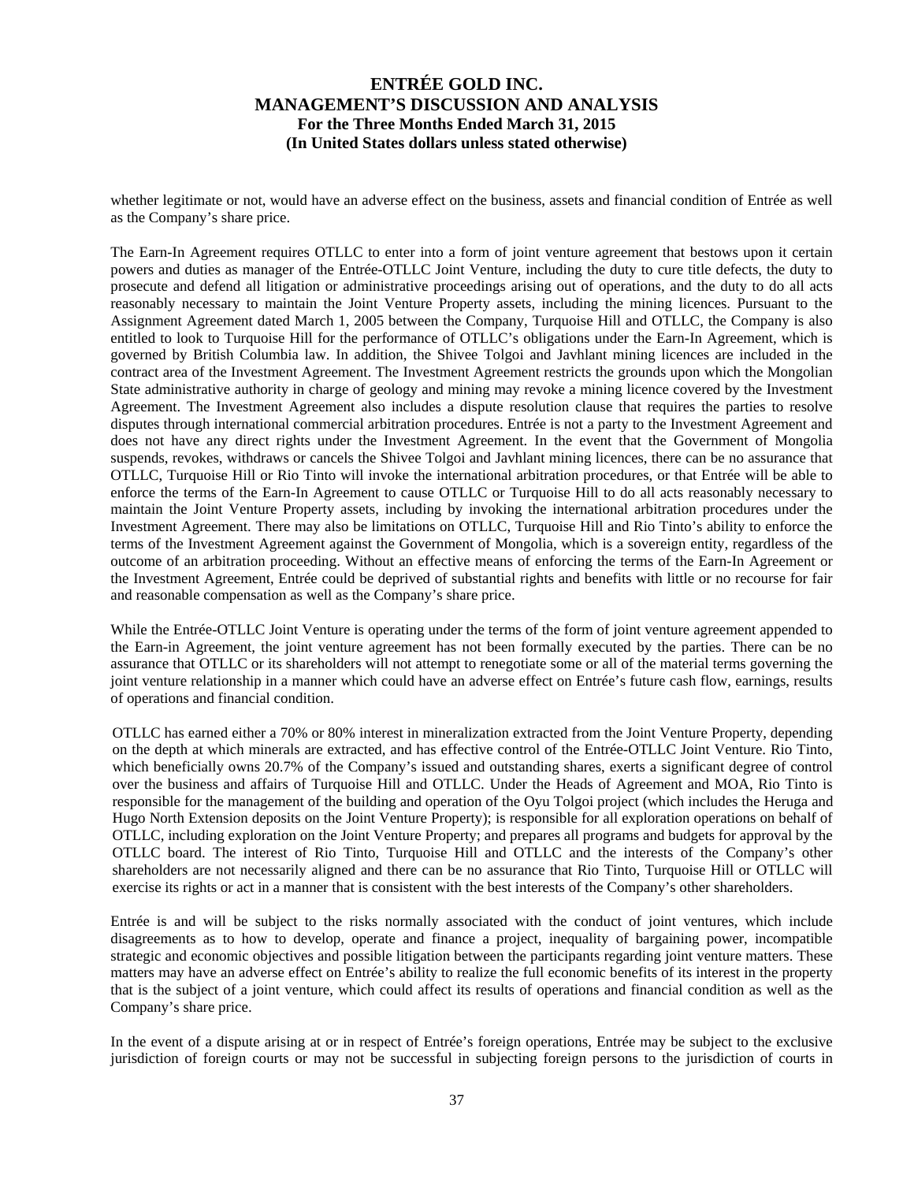whether legitimate or not, would have an adverse effect on the business, assets and financial condition of Entrée as well as the Company's share price.

The Earn-In Agreement requires OTLLC to enter into a form of joint venture agreement that bestows upon it certain powers and duties as manager of the Entrée-OTLLC Joint Venture, including the duty to cure title defects, the duty to prosecute and defend all litigation or administrative proceedings arising out of operations, and the duty to do all acts reasonably necessary to maintain the Joint Venture Property assets, including the mining licences. Pursuant to the Assignment Agreement dated March 1, 2005 between the Company, Turquoise Hill and OTLLC, the Company is also entitled to look to Turquoise Hill for the performance of OTLLC's obligations under the Earn-In Agreement, which is governed by British Columbia law. In addition, the Shivee Tolgoi and Javhlant mining licences are included in the contract area of the Investment Agreement. The Investment Agreement restricts the grounds upon which the Mongolian State administrative authority in charge of geology and mining may revoke a mining licence covered by the Investment Agreement. The Investment Agreement also includes a dispute resolution clause that requires the parties to resolve disputes through international commercial arbitration procedures. Entrée is not a party to the Investment Agreement and does not have any direct rights under the Investment Agreement. In the event that the Government of Mongolia suspends, revokes, withdraws or cancels the Shivee Tolgoi and Javhlant mining licences, there can be no assurance that OTLLC, Turquoise Hill or Rio Tinto will invoke the international arbitration procedures, or that Entrée will be able to enforce the terms of the Earn-In Agreement to cause OTLLC or Turquoise Hill to do all acts reasonably necessary to maintain the Joint Venture Property assets, including by invoking the international arbitration procedures under the Investment Agreement. There may also be limitations on OTLLC, Turquoise Hill and Rio Tinto's ability to enforce the terms of the Investment Agreement against the Government of Mongolia, which is a sovereign entity, regardless of the outcome of an arbitration proceeding. Without an effective means of enforcing the terms of the Earn-In Agreement or the Investment Agreement, Entrée could be deprived of substantial rights and benefits with little or no recourse for fair and reasonable compensation as well as the Company's share price.

While the Entrée-OTLLC Joint Venture is operating under the terms of the form of joint venture agreement appended to the Earn-in Agreement, the joint venture agreement has not been formally executed by the parties. There can be no assurance that OTLLC or its shareholders will not attempt to renegotiate some or all of the material terms governing the joint venture relationship in a manner which could have an adverse effect on Entrée's future cash flow, earnings, results of operations and financial condition.

OTLLC has earned either a 70% or 80% interest in mineralization extracted from the Joint Venture Property, depending on the depth at which minerals are extracted, and has effective control of the Entrée-OTLLC Joint Venture. Rio Tinto, which beneficially owns 20.7% of the Company's issued and outstanding shares, exerts a significant degree of control over the business and affairs of Turquoise Hill and OTLLC. Under the Heads of Agreement and MOA, Rio Tinto is responsible for the management of the building and operation of the Oyu Tolgoi project (which includes the Heruga and Hugo North Extension deposits on the Joint Venture Property); is responsible for all exploration operations on behalf of OTLLC, including exploration on the Joint Venture Property; and prepares all programs and budgets for approval by the OTLLC board. The interest of Rio Tinto, Turquoise Hill and OTLLC and the interests of the Company's other shareholders are not necessarily aligned and there can be no assurance that Rio Tinto, Turquoise Hill or OTLLC will exercise its rights or act in a manner that is consistent with the best interests of the Company's other shareholders.

Entrée is and will be subject to the risks normally associated with the conduct of joint ventures, which include disagreements as to how to develop, operate and finance a project, inequality of bargaining power, incompatible strategic and economic objectives and possible litigation between the participants regarding joint venture matters. These matters may have an adverse effect on Entrée's ability to realize the full economic benefits of its interest in the property that is the subject of a joint venture, which could affect its results of operations and financial condition as well as the Company's share price.

In the event of a dispute arising at or in respect of Entrée's foreign operations, Entrée may be subject to the exclusive jurisdiction of foreign courts or may not be successful in subjecting foreign persons to the jurisdiction of courts in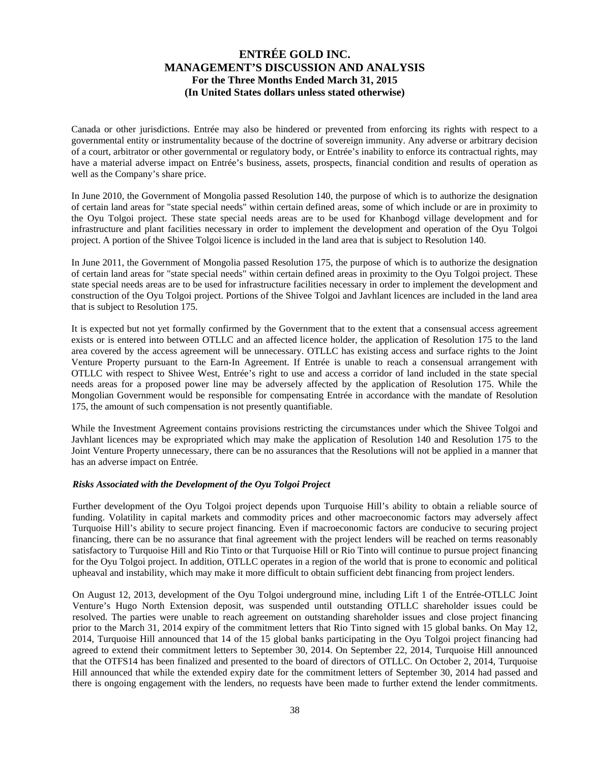Canada or other jurisdictions. Entrée may also be hindered or prevented from enforcing its rights with respect to a governmental entity or instrumentality because of the doctrine of sovereign immunity. Any adverse or arbitrary decision of a court, arbitrator or other governmental or regulatory body, or Entrée's inability to enforce its contractual rights, may have a material adverse impact on Entrée's business, assets, prospects, financial condition and results of operation as well as the Company's share price.

In June 2010, the Government of Mongolia passed Resolution 140, the purpose of which is to authorize the designation of certain land areas for "state special needs" within certain defined areas, some of which include or are in proximity to the Oyu Tolgoi project. These state special needs areas are to be used for Khanbogd village development and for infrastructure and plant facilities necessary in order to implement the development and operation of the Oyu Tolgoi project. A portion of the Shivee Tolgoi licence is included in the land area that is subject to Resolution 140.

In June 2011, the Government of Mongolia passed Resolution 175, the purpose of which is to authorize the designation of certain land areas for "state special needs" within certain defined areas in proximity to the Oyu Tolgoi project. These state special needs areas are to be used for infrastructure facilities necessary in order to implement the development and construction of the Oyu Tolgoi project. Portions of the Shivee Tolgoi and Javhlant licences are included in the land area that is subject to Resolution 175.

It is expected but not yet formally confirmed by the Government that to the extent that a consensual access agreement exists or is entered into between OTLLC and an affected licence holder, the application of Resolution 175 to the land area covered by the access agreement will be unnecessary. OTLLC has existing access and surface rights to the Joint Venture Property pursuant to the Earn-In Agreement. If Entrée is unable to reach a consensual arrangement with OTLLC with respect to Shivee West, Entrée's right to use and access a corridor of land included in the state special needs areas for a proposed power line may be adversely affected by the application of Resolution 175. While the Mongolian Government would be responsible for compensating Entrée in accordance with the mandate of Resolution 175, the amount of such compensation is not presently quantifiable.

While the Investment Agreement contains provisions restricting the circumstances under which the Shivee Tolgoi and Javhlant licences may be expropriated which may make the application of Resolution 140 and Resolution 175 to the Joint Venture Property unnecessary, there can be no assurances that the Resolutions will not be applied in a manner that has an adverse impact on Entrée.

***Risks Associated with the Development of the Oyu Tolgoi Project***

Further development of the Oyu Tolgoi project depends upon Turquoise Hill's ability to obtain a reliable source of funding. Volatility in capital markets and commodity prices and other macroeconomic factors may adversely affect Turquoise Hill's ability to secure project financing. Even if macroeconomic factors are conducive to securing project financing, there can be no assurance that final agreement with the project lenders will be reached on terms reasonably satisfactory to Turquoise Hill and Rio Tinto or that Turquoise Hill or Rio Tinto will continue to pursue project financing for the Oyu Tolgoi project. In addition, OTLLC operates in a region of the world that is prone to economic and political upheaval and instability, which may make it more difficult to obtain sufficient debt financing from project lenders.

On August 12, 2013, development of the Oyu Tolgoi underground mine, including Lift 1 of the Entrée-OTLLC Joint Venture's Hugo North Extension deposit, was suspended until outstanding OTLLC shareholder issues could be resolved. The parties were unable to reach agreement on outstanding shareholder issues and close project financing prior to the March 31, 2014 expiry of the commitment letters that Rio Tinto signed with 15 global banks. On May 12, 2014, Turquoise Hill announced that 14 of the 15 global banks participating in the Oyu Tolgoi project financing had agreed to extend their commitment letters to September 30, 2014. On September 22, 2014, Turquoise Hill announced that the OTFS14 has been finalized and presented to the board of directors of OTLLC. On October 2, 2014, Turquoise Hill announced that while the extended expiry date for the commitment letters of September 30, 2014 had passed and there is ongoing engagement with the lenders, no requests have been made to further extend the lender commitments.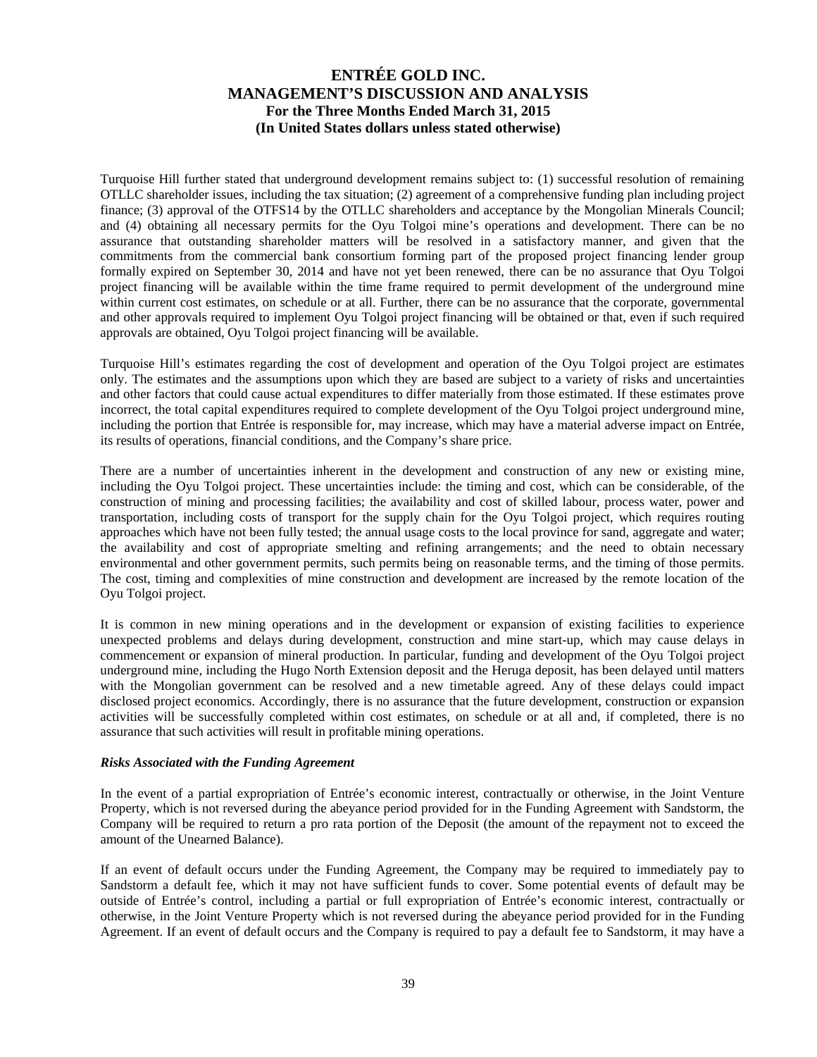Turquoise Hill further stated that underground development remains subject to: (1) successful resolution of remaining OTLLC shareholder issues, including the tax situation; (2) agreement of a comprehensive funding plan including project finance; (3) approval of the OTFS14 by the OTLLC shareholders and acceptance by the Mongolian Minerals Council; and (4) obtaining all necessary permits for the Oyu Tolgoi mine's operations and development. There can be no assurance that outstanding shareholder matters will be resolved in a satisfactory manner, and given that the commitments from the commercial bank consortium forming part of the proposed project financing lender group formally expired on September 30, 2014 and have not yet been renewed, there can be no assurance that Oyu Tolgoi project financing will be available within the time frame required to permit development of the underground mine within current cost estimates, on schedule or at all. Further, there can be no assurance that the corporate, governmental and other approvals required to implement Oyu Tolgoi project financing will be obtained or that, even if such required approvals are obtained, Oyu Tolgoi project financing will be available.

Turquoise Hill's estimates regarding the cost of development and operation of the Oyu Tolgoi project are estimates only. The estimates and the assumptions upon which they are based are subject to a variety of risks and uncertainties and other factors that could cause actual expenditures to differ materially from those estimated. If these estimates prove incorrect, the total capital expenditures required to complete development of the Oyu Tolgoi project underground mine, including the portion that Entrée is responsible for, may increase, which may have a material adverse impact on Entrée, its results of operations, financial conditions, and the Company's share price.

There are a number of uncertainties inherent in the development and construction of any new or existing mine, including the Oyu Tolgoi project. These uncertainties include: the timing and cost, which can be considerable, of the construction of mining and processing facilities; the availability and cost of skilled labour, process water, power and transportation, including costs of transport for the supply chain for the Oyu Tolgoi project, which requires routing approaches which have not been fully tested; the annual usage costs to the local province for sand, aggregate and water; the availability and cost of appropriate smelting and refining arrangements; and the need to obtain necessary environmental and other government permits, such permits being on reasonable terms, and the timing of those permits. The cost, timing and complexities of mine construction and development are increased by the remote location of the Oyu Tolgoi project.

It is common in new mining operations and in the development or expansion of existing facilities to experience unexpected problems and delays during development, construction and mine start-up, which may cause delays in commencement or expansion of mineral production. In particular, funding and development of the Oyu Tolgoi project underground mine, including the Hugo North Extension deposit and the Heruga deposit, has been delayed until matters with the Mongolian government can be resolved and a new timetable agreed. Any of these delays could impact disclosed project economics. Accordingly, there is no assurance that the future development, construction or expansion activities will be successfully completed within cost estimates, on schedule or at all and, if completed, there is no assurance that such activities will result in profitable mining operations.

***Risks Associated with the Funding Agreement***

In the event of a partial expropriation of Entrée's economic interest, contractually or otherwise, in the Joint Venture Property, which is not reversed during the abeyance period provided for in the Funding Agreement with Sandstorm, the Company will be required to return a pro rata portion of the Deposit (the amount of the repayment not to exceed the amount of the Unearned Balance).

If an event of default occurs under the Funding Agreement, the Company may be required to immediately pay to Sandstorm a default fee, which it may not have sufficient funds to cover. Some potential events of default may be outside of Entrée's control, including a partial or full expropriation of Entrée's economic interest, contractually or otherwise, in the Joint Venture Property which is not reversed during the abeyance period provided for in the Funding Agreement. If an event of default occurs and the Company is required to pay a default fee to Sandstorm, it may have a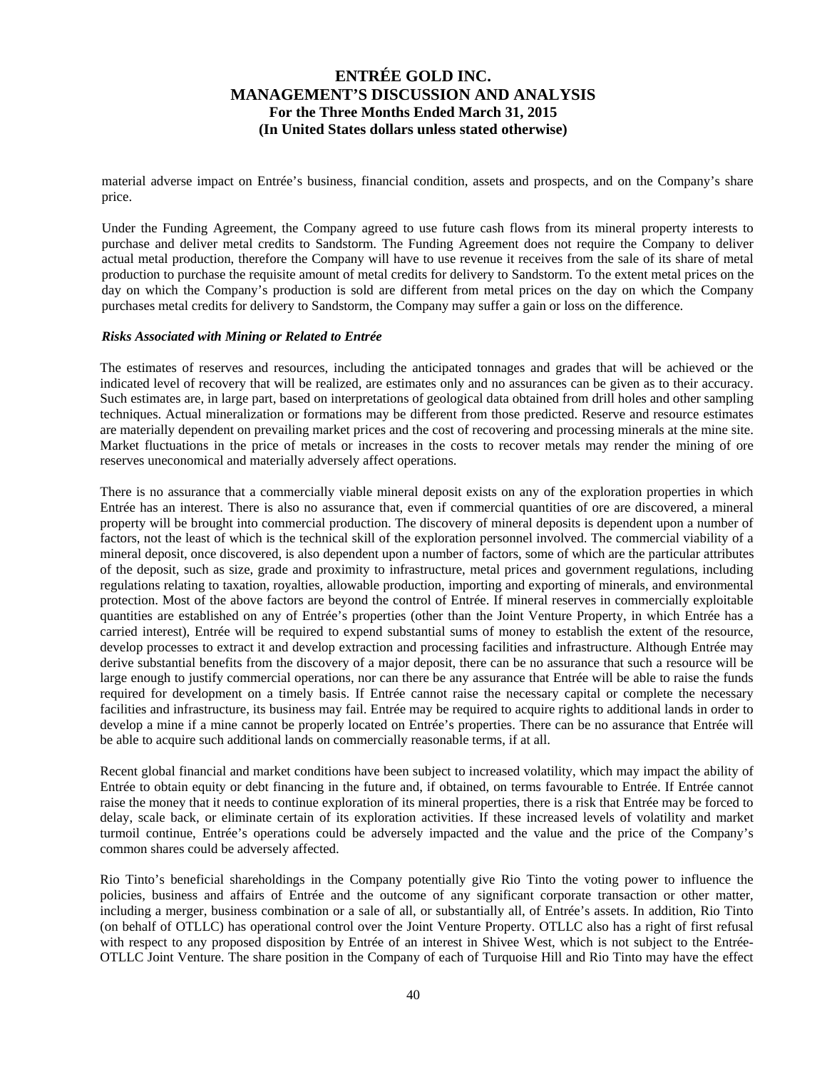material adverse impact on Entrée's business, financial condition, assets and prospects, and on the Company's share price.

Under the Funding Agreement, the Company agreed to use future cash flows from its mineral property interests to purchase and deliver metal credits to Sandstorm. The Funding Agreement does not require the Company to deliver actual metal production, therefore the Company will have to use revenue it receives from the sale of its share of metal production to purchase the requisite amount of metal credits for delivery to Sandstorm. To the extent metal prices on the day on which the Company's production is sold are different from metal prices on the day on which the Company purchases metal credits for delivery to Sandstorm, the Company may suffer a gain or loss on the difference.

***Risks Associated with Mining or Related to Entrée***

The estimates of reserves and resources, including the anticipated tonnages and grades that will be achieved or the indicated level of recovery that will be realized, are estimates only and no assurances can be given as to their accuracy. Such estimates are, in large part, based on interpretations of geological data obtained from drill holes and other sampling techniques. Actual mineralization or formations may be different from those predicted. Reserve and resource estimates are materially dependent on prevailing market prices and the cost of recovering and processing minerals at the mine site. Market fluctuations in the price of metals or increases in the costs to recover metals may render the mining of ore reserves uneconomical and materially adversely affect operations.

There is no assurance that a commercially viable mineral deposit exists on any of the exploration properties in which Entrée has an interest. There is also no assurance that, even if commercial quantities of ore are discovered, a mineral property will be brought into commercial production. The discovery of mineral deposits is dependent upon a number of factors, not the least of which is the technical skill of the exploration personnel involved. The commercial viability of a mineral deposit, once discovered, is also dependent upon a number of factors, some of which are the particular attributes of the deposit, such as size, grade and proximity to infrastructure, metal prices and government regulations, including regulations relating to taxation, royalties, allowable production, importing and exporting of minerals, and environmental protection. Most of the above factors are beyond the control of Entrée. If mineral reserves in commercially exploitable quantities are established on any of Entrée's properties (other than the Joint Venture Property, in which Entrée has a carried interest), Entrée will be required to expend substantial sums of money to establish the extent of the resource, develop processes to extract it and develop extraction and processing facilities and infrastructure. Although Entrée may derive substantial benefits from the discovery of a major deposit, there can be no assurance that such a resource will be large enough to justify commercial operations, nor can there be any assurance that Entrée will be able to raise the funds required for development on a timely basis. If Entrée cannot raise the necessary capital or complete the necessary facilities and infrastructure, its business may fail. Entrée may be required to acquire rights to additional lands in order to develop a mine if a mine cannot be properly located on Entrée's properties. There can be no assurance that Entrée will be able to acquire such additional lands on commercially reasonable terms, if at all.

Recent global financial and market conditions have been subject to increased volatility, which may impact the ability of Entrée to obtain equity or debt financing in the future and, if obtained, on terms favourable to Entrée. If Entrée cannot raise the money that it needs to continue exploration of its mineral properties, there is a risk that Entrée may be forced to delay, scale back, or eliminate certain of its exploration activities. If these increased levels of volatility and market turmoil continue, Entrée's operations could be adversely impacted and the value and the price of the Company's common shares could be adversely affected.

Rio Tinto's beneficial shareholdings in the Company potentially give Rio Tinto the voting power to influence the policies, business and affairs of Entrée and the outcome of any significant corporate transaction or other matter, including a merger, business combination or a sale of all, or substantially all, of Entrée's assets. In addition, Rio Tinto (on behalf of OTLLC) has operational control over the Joint Venture Property. OTLLC also has a right of first refusal with respect to any proposed disposition by Entrée of an interest in Shivee West, which is not subject to the Entrée-OTLLC Joint Venture. The share position in the Company of each of Turquoise Hill and Rio Tinto may have the effect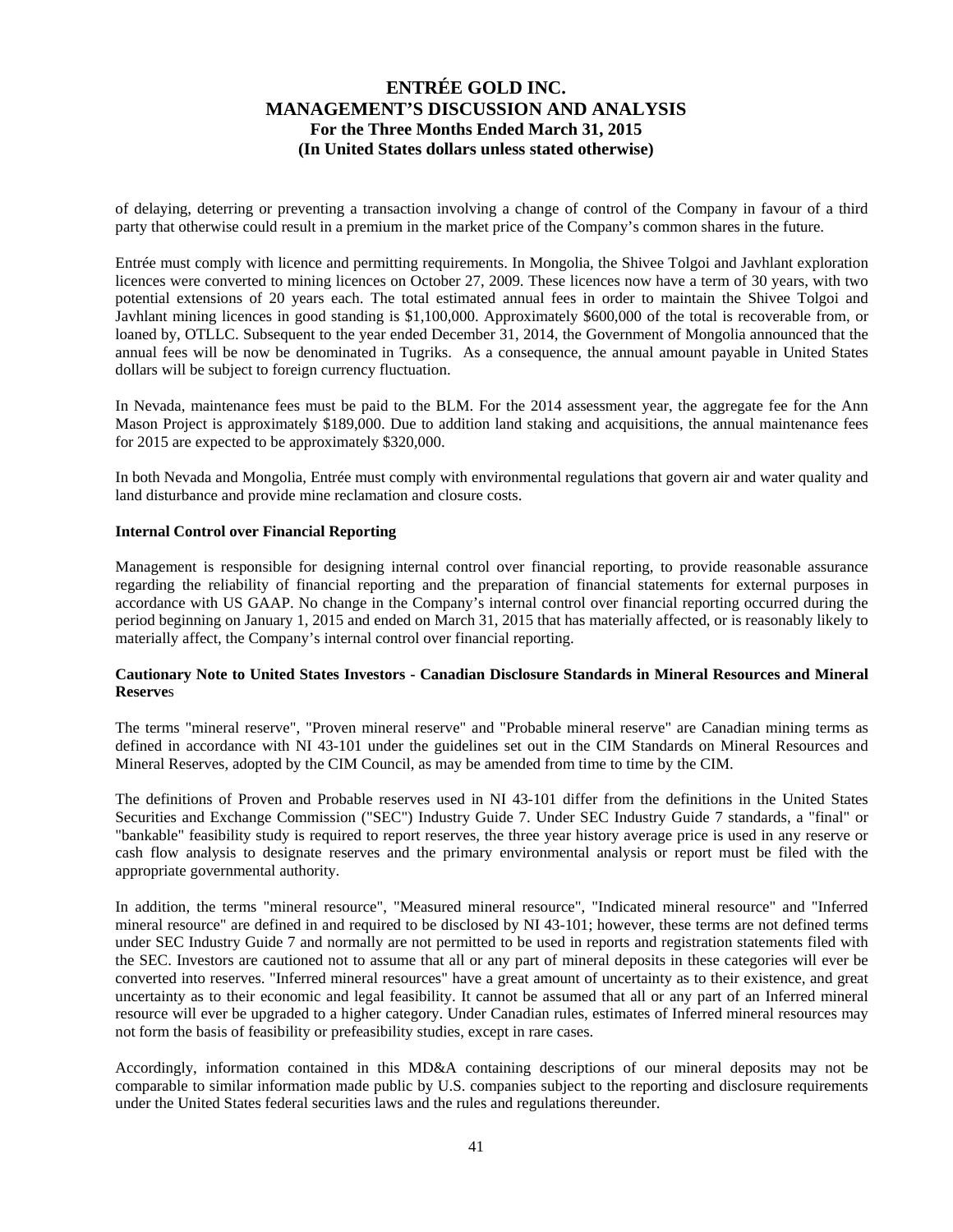of delaying, deterring or preventing a transaction involving a change of control of the Company in favour of a third party that otherwise could result in a premium in the market price of the Company's common shares in the future.

Entrée must comply with licence and permitting requirements. In Mongolia, the Shivee Tolgoi and Javhlant exploration licences were converted to mining licences on October 27, 2009. These licences now have a term of 30 years, with two potential extensions of 20 years each. The total estimated annual fees in order to maintain the Shivee Tolgoi and Javhlant mining licences in good standing is $1,100,000. Approximately $600,000 of the total is recoverable from, or loaned by, OTLLC. Subsequent to the year ended December 31, 2014, the Government of Mongolia announced that the annual fees will be now be denominated in Tugriks. As a consequence, the annual amount payable in United States dollars will be subject to foreign currency fluctuation.

In Nevada, maintenance fees must be paid to the BLM. For the 2014 assessment year, the aggregate fee for the Ann Mason Project is approximately $189,000. Due to addition land staking and acquisitions, the annual maintenance fees for 2015 are expected to be approximately $320,000.

In both Nevada and Mongolia, Entrée must comply with environmental regulations that govern air and water quality and land disturbance and provide mine reclamation and closure costs.

**Internal Control over Financial Reporting**

Management is responsible for designing internal control over financial reporting, to provide reasonable assurance regarding the reliability of financial reporting and the preparation of financial statements for external purposes in accordance with US GAAP. No change in the Company's internal control over financial reporting occurred during the period beginning on January 1, 2015 and ended on March 31, 2015 that has materially affected, or is reasonably likely to materially affect, the Company's internal control over financial reporting.

**Cautionary Note to United States Investors - Canadian Disclosure Standards in Mineral Resources and Mineral Reserves**

The terms "mineral reserve", "Proven mineral reserve" and "Probable mineral reserve" are Canadian mining terms as defined in accordance with NI 43-101 under the guidelines set out in the CIM Standards on Mineral Resources and Mineral Reserves, adopted by the CIM Council, as may be amended from time to time by the CIM.

The definitions of Proven and Probable reserves used in NI 43-101 differ from the definitions in the United States Securities and Exchange Commission ("SEC") Industry Guide 7. Under SEC Industry Guide 7 standards, a "final" or "bankable" feasibility study is required to report reserves, the three year history average price is used in any reserve or cash flow analysis to designate reserves and the primary environmental analysis or report must be filed with the appropriate governmental authority.

In addition, the terms "mineral resource", "Measured mineral resource", "Indicated mineral resource" and "Inferred mineral resource" are defined in and required to be disclosed by NI 43-101; however, these terms are not defined terms under SEC Industry Guide 7 and normally are not permitted to be used in reports and registration statements filed with the SEC. Investors are cautioned not to assume that all or any part of mineral deposits in these categories will ever be converted into reserves. "Inferred mineral resources" have a great amount of uncertainty as to their existence, and great uncertainty as to their economic and legal feasibility. It cannot be assumed that all or any part of an Inferred mineral resource will ever be upgraded to a higher category. Under Canadian rules, estimates of Inferred mineral resources may not form the basis of feasibility or prefeasibility studies, except in rare cases.

Accordingly, information contained in this MD&A containing descriptions of our mineral deposits may not be comparable to similar information made public by U.S. companies subject to the reporting and disclosure requirements under the United States federal securities laws and the rules and regulations thereunder.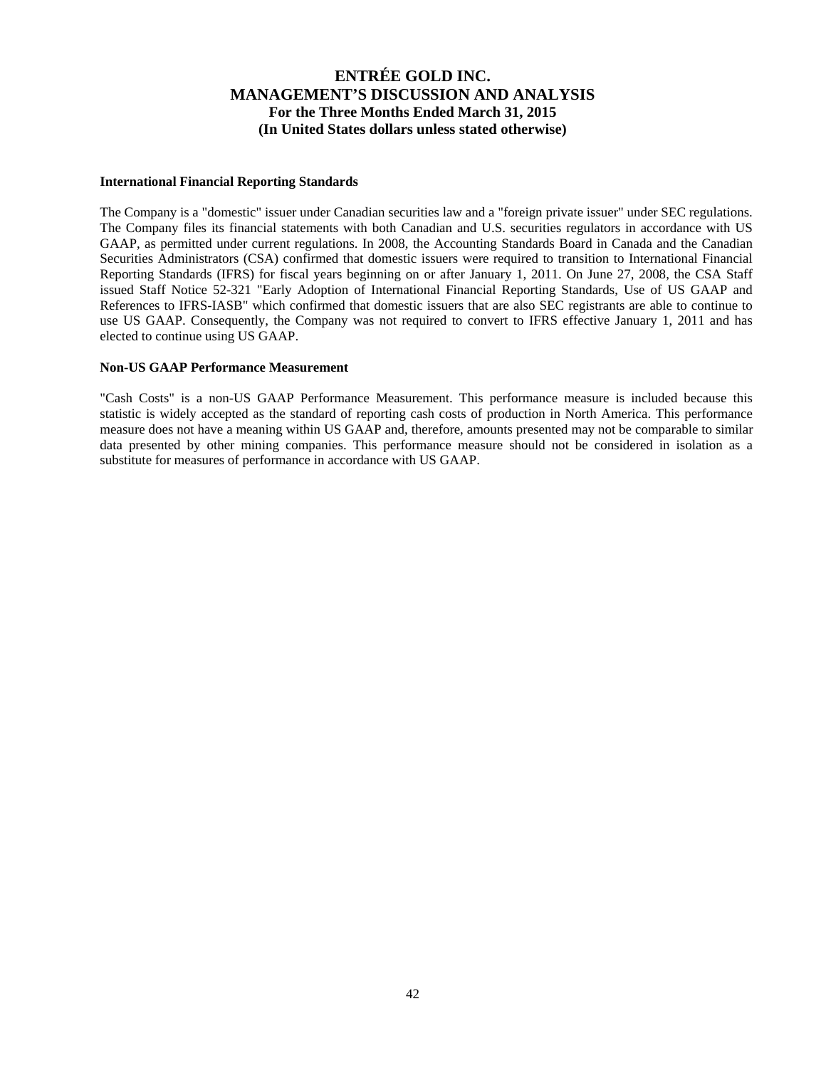### International Financial Reporting Standards

The Company is a "domestic" issuer under Canadian securities law and a "foreign private issuer" under SEC regulations. The Company files its financial statements with both Canadian and U.S. securities regulators in accordance with US GAAP, as permitted under current regulations. In 2008, the Accounting Standards Board in Canada and the Canadian Securities Administrators (CSA) confirmed that domestic issuers were required to transition to International Financial Reporting Standards (IFRS) for fiscal years beginning on or after January 1, 2011. On June 27, 2008, the CSA Staff issued Staff Notice 52-321 "Early Adoption of International Financial Reporting Standards, Use of US GAAP and References to IFRS-IASB" which confirmed that domestic issuers that are also SEC registrants are able to continue to use US GAAP. Consequently, the Company was not required to convert to IFRS effective January 1, 2011 and has elected to continue using US GAAP.

### Non-US GAAP Performance Measurement

"Cash Costs" is a non-US GAAP Performance Measurement. This performance measure is included because this statistic is widely accepted as the standard of reporting cash costs of production in North America. This performance measure does not have a meaning within US GAAP and, therefore, amounts presented may not be comparable to similar data presented by other mining companies. This performance measure should not be considered in isolation as a substitute for measures of performance in accordance with US GAAP.